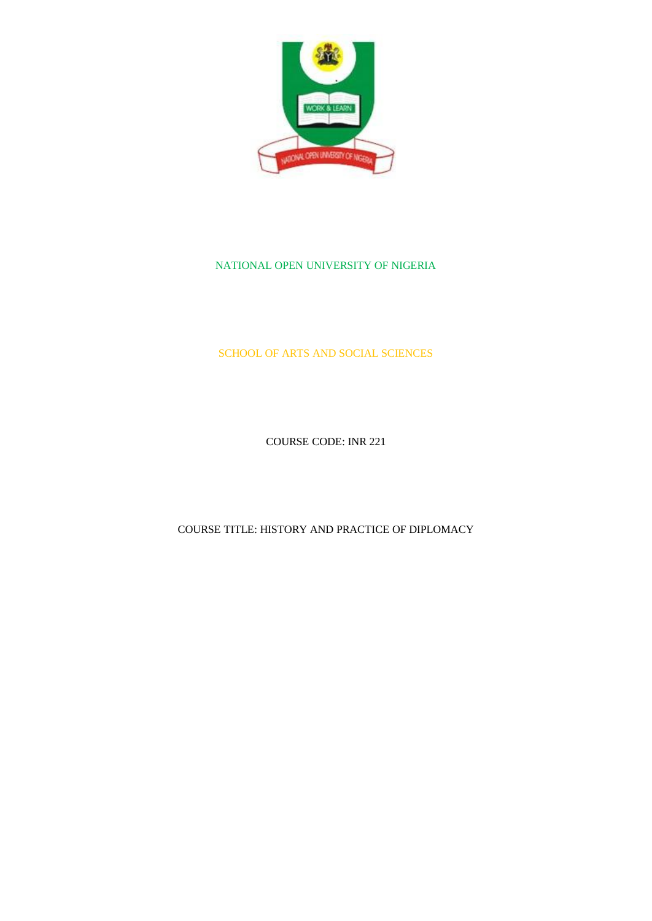NATIONAL OPEN UNIVERSITY OF NIGERIA

SCHOOL OF ARTS AND SOCIAL SCIENCES

COURSE CODE: INR 221

COURSE TITLE: HISTORY AND PRACTICE OF DIPLOMACY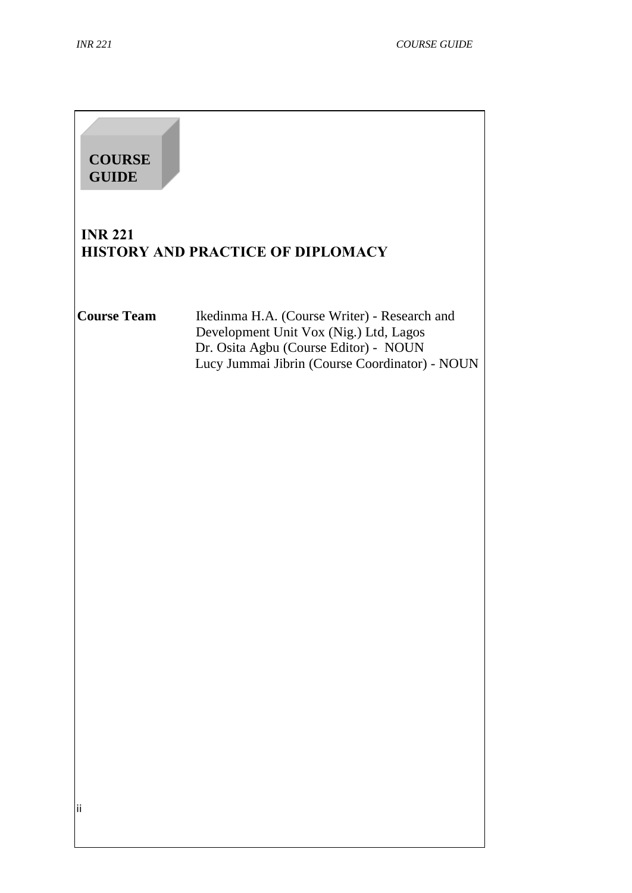**COURSE GUIDE**

# INR 221
# HISTORY AND PRACTICE OF DIPLOMACY

**Course Team** Ikedinma H.A. (Course Writer) - Research and Development Unit Vox (Nig.) Ltd, Lagos
Dr. Osita Agbu (Course Editor) - NOUN
Lucy Jummai Jibrin (Course Coordinator) - NOUN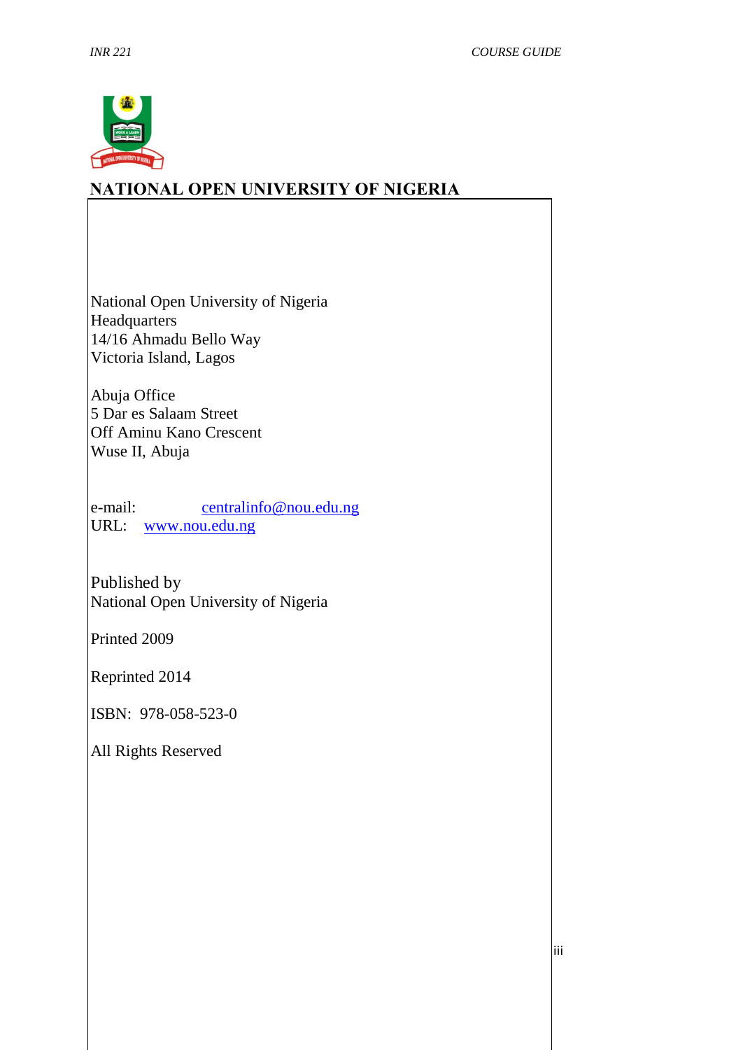# NATIONAL OPEN UNIVERSITY OF NIGERIA

National Open University of Nigeria
Headquarters
14/16 Ahmadu Bello Way
Victoria Island, Lagos

Abuja Office
5 Dar es Salaam Street
Off Aminu Kano Crescent
Wuse II, Abuja

e-mail: centralinfo@nou.edu.ng
URL: www.nou.edu.ng

Published by
National Open University of Nigeria

Printed 2009

Reprinted 2014

ISBN: 978-058-523-0

All Rights Reserved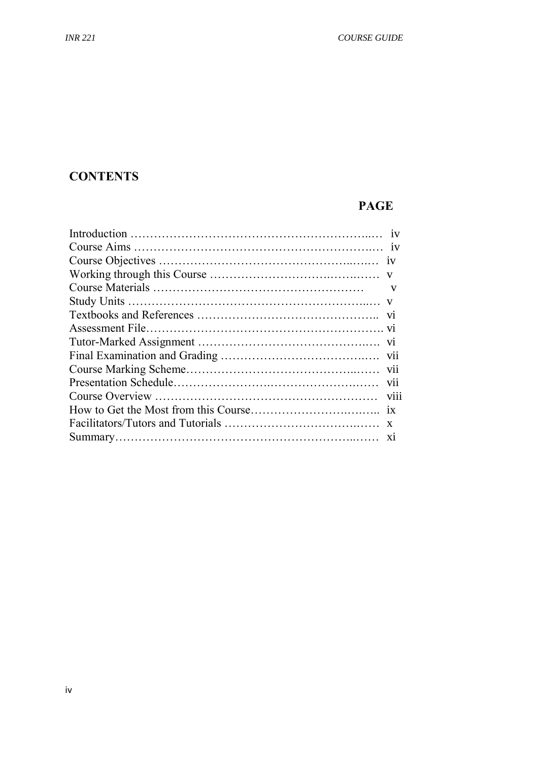## CONTENTS

| | PAGE |
|---|---|
| Introduction | iv |
| Course Aims | iv |
| Course Objectives | iv |
| Working through this Course | v |
| Course Materials | v |
| Study Units | v |
| Textbooks and References | vi |
| Assessment File | vi |
| Tutor-Marked Assignment | vi |
| Final Examination and Grading | vii |
| Course Marking Scheme | vii |
| Presentation Schedule | vii |
| Course Overview | viii |
| How to Get the Most from this Course | ix |
| Facilitators/Tutors and Tutorials | x |
| Summary | xi |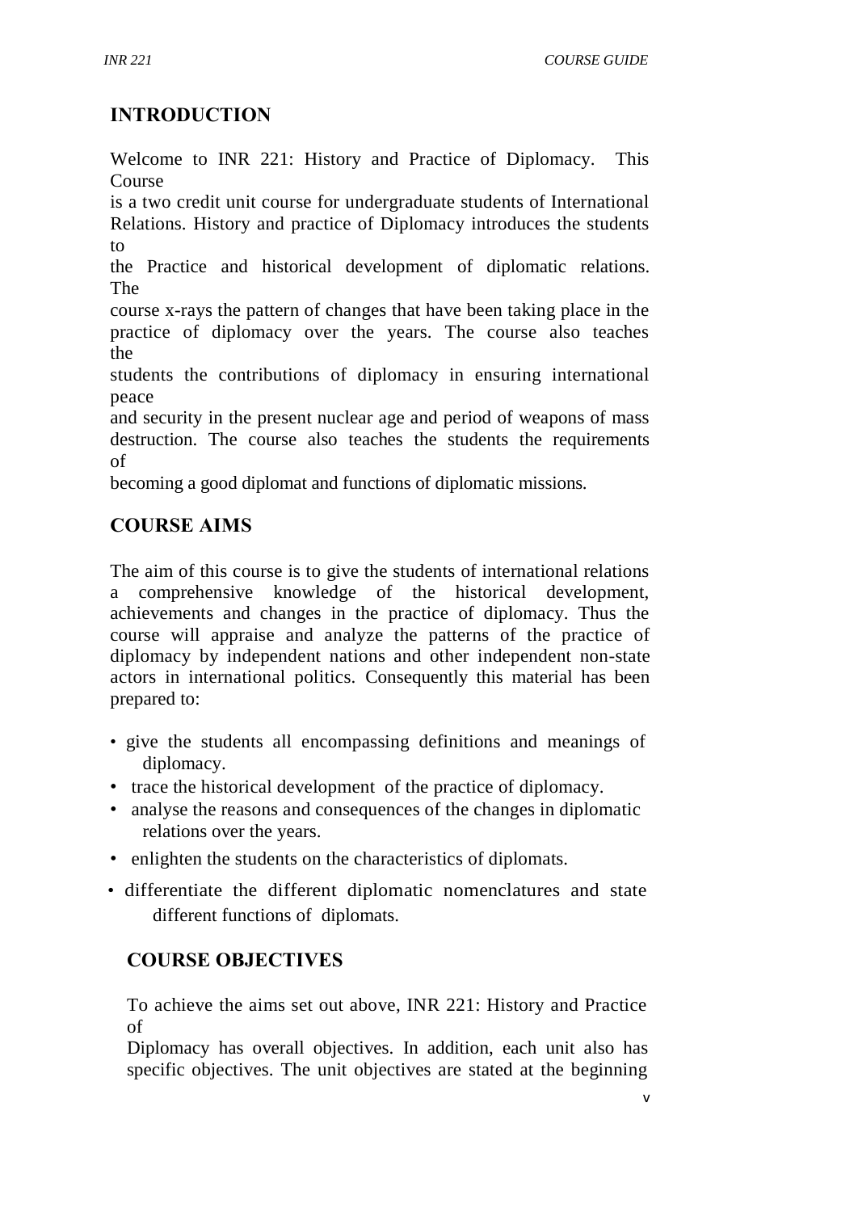## INTRODUCTION

Welcome to INR 221: History and Practice of Diplomacy. This Course is a two credit unit course for undergraduate students of International Relations. History and practice of Diplomacy introduces the students to the Practice and historical development of diplomatic relations. The course x-rays the pattern of changes that have been taking place in the practice of diplomacy over the years. The course also teaches the students the contributions of diplomacy in ensuring international peace and security in the present nuclear age and period of weapons of mass destruction. The course also teaches the students the requirements of becoming a good diplomat and functions of diplomatic missions.

## COURSE AIMS

The aim of this course is to give the students of international relations a comprehensive knowledge of the historical development, achievements and changes in the practice of diplomacy. Thus the course will appraise and analyze the patterns of the practice of diplomacy by independent nations and other independent non-state actors in international politics. Consequently this material has been prepared to:

- give the students all encompassing definitions and meanings of diplomacy.
- trace the historical development of the practice of diplomacy.
- analyse the reasons and consequences of the changes in diplomatic relations over the years.
- enlighten the students on the characteristics of diplomats.
- differentiate the different diplomatic nomenclatures and state different functions of diplomats.

## COURSE OBJECTIVES

To achieve the aims set out above, INR 221: History and Practice of Diplomacy has overall objectives. In addition, each unit also has specific objectives. The unit objectives are stated at the beginning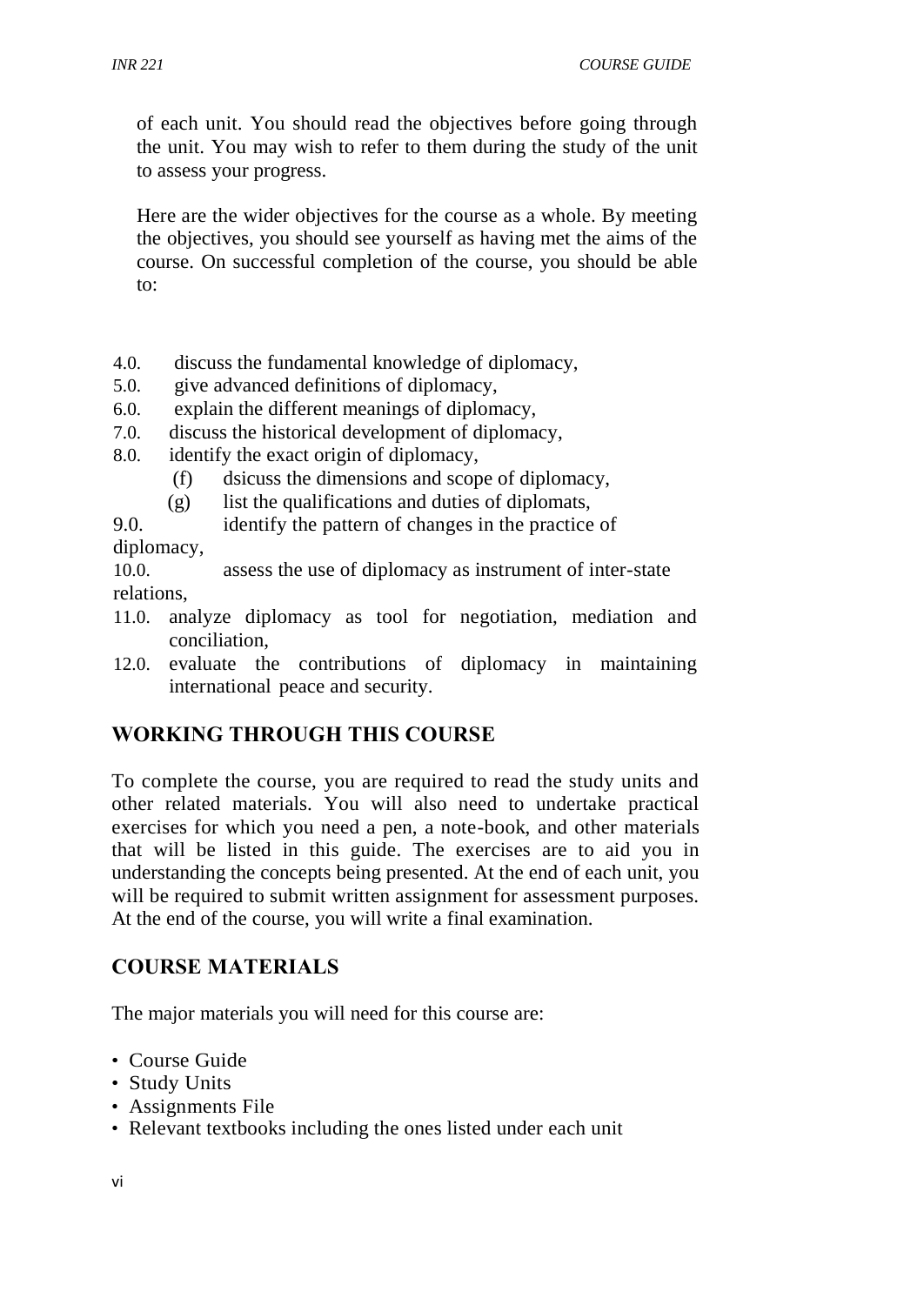of each unit. You should read the objectives before going through the unit. You may wish to refer to them during the study of the unit to assess your progress.

Here are the wider objectives for the course as a whole. By meeting the objectives, you should see yourself as having met the aims of the course. On successful completion of the course, you should be able to:

4.0. discuss the fundamental knowledge of diplomacy,
5.0. give advanced definitions of diplomacy,
6.0. explain the different meanings of diplomacy,
7.0. discuss the historical development of diplomacy,
8.0. identify the exact origin of diplomacy,
(f) dsicuss the dimensions and scope of diplomacy,
(g) list the qualifications and duties of diplomats,
9.0. identify the pattern of changes in the practice of diplomacy,
10.0. assess the use of diplomacy as instrument of inter-state relations,
11.0. analyze diplomacy as tool for negotiation, mediation and conciliation,
12.0. evaluate the contributions of diplomacy in maintaining international peace and security.

## WORKING THROUGH THIS COURSE

To complete the course, you are required to read the study units and other related materials. You will also need to undertake practical exercises for which you need a pen, a note-book, and other materials that will be listed in this guide. The exercises are to aid you in understanding the concepts being presented. At the end of each unit, you will be required to submit written assignment for assessment purposes. At the end of the course, you will write a final examination.

## COURSE MATERIALS

The major materials you will need for this course are:

- Course Guide
- Study Units
- Assignments File
- Relevant textbooks including the ones listed under each unit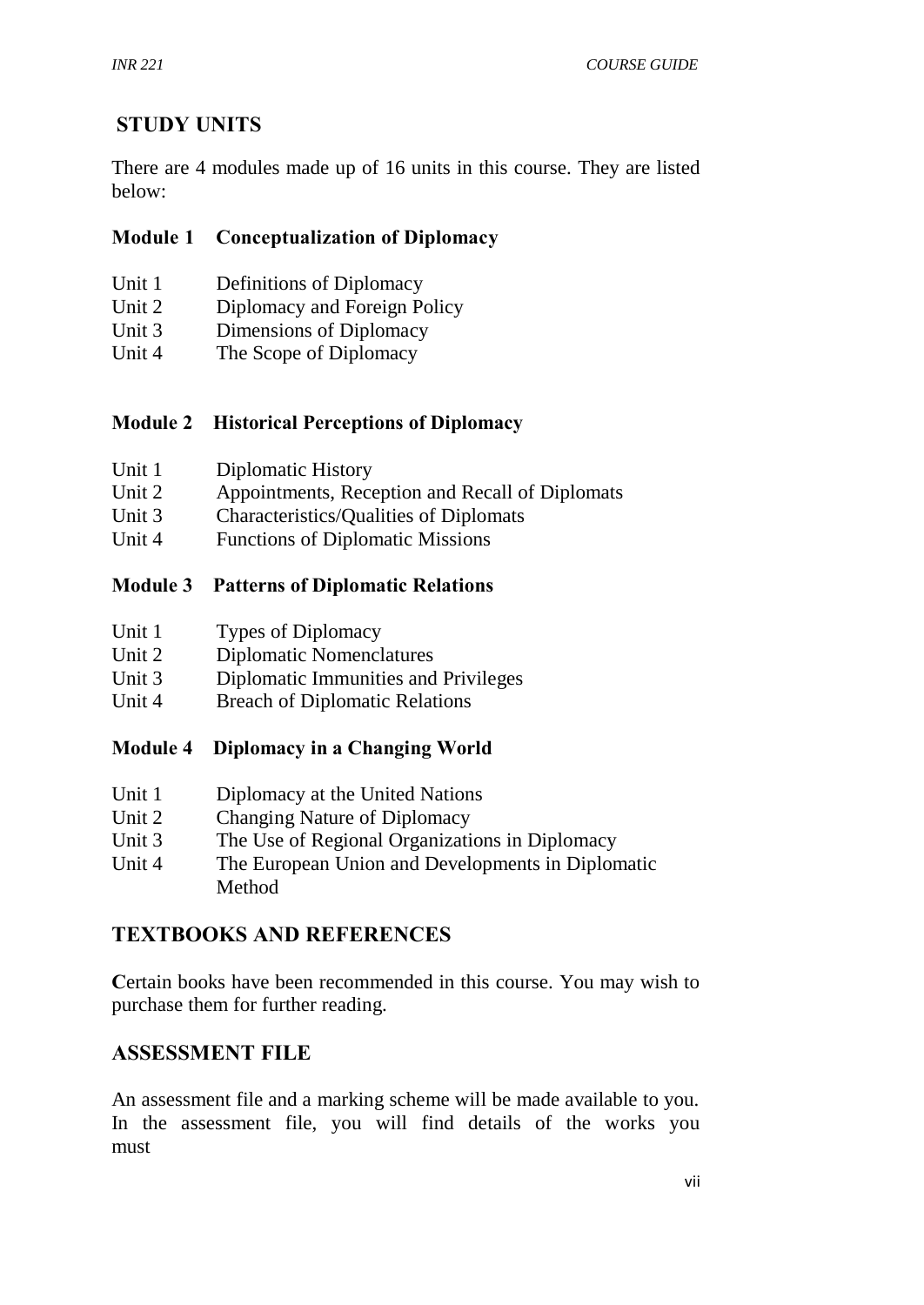## STUDY UNITS

There are 4 modules made up of 16 units in this course. They are listed below:

### Module 1 Conceptualization of Diplomacy

Unit 1 Definitions of Diplomacy
Unit 2 Diplomacy and Foreign Policy
Unit 3 Dimensions of Diplomacy
Unit 4 The Scope of Diplomacy

### Module 2 Historical Perceptions of Diplomacy

Unit 1 Diplomatic History
Unit 2 Appointments, Reception and Recall of Diplomats
Unit 3 Characteristics/Qualities of Diplomats
Unit 4 Functions of Diplomatic Missions

### Module 3 Patterns of Diplomatic Relations

Unit 1 Types of Diplomacy
Unit 2 Diplomatic Nomenclatures
Unit 3 Diplomatic Immunities and Privileges
Unit 4 Breach of Diplomatic Relations

### Module 4 Diplomacy in a Changing World

Unit 1 Diplomacy at the United Nations
Unit 2 Changing Nature of Diplomacy
Unit 3 The Use of Regional Organizations in Diplomacy
Unit 4 The European Union and Developments in Diplomatic Method

## TEXTBOOKS AND REFERENCES

Certain books have been recommended in this course. You may wish to purchase them for further reading.

## ASSESSMENT FILE

An assessment file and a marking scheme will be made available to you. In the assessment file, you will find details of the works you must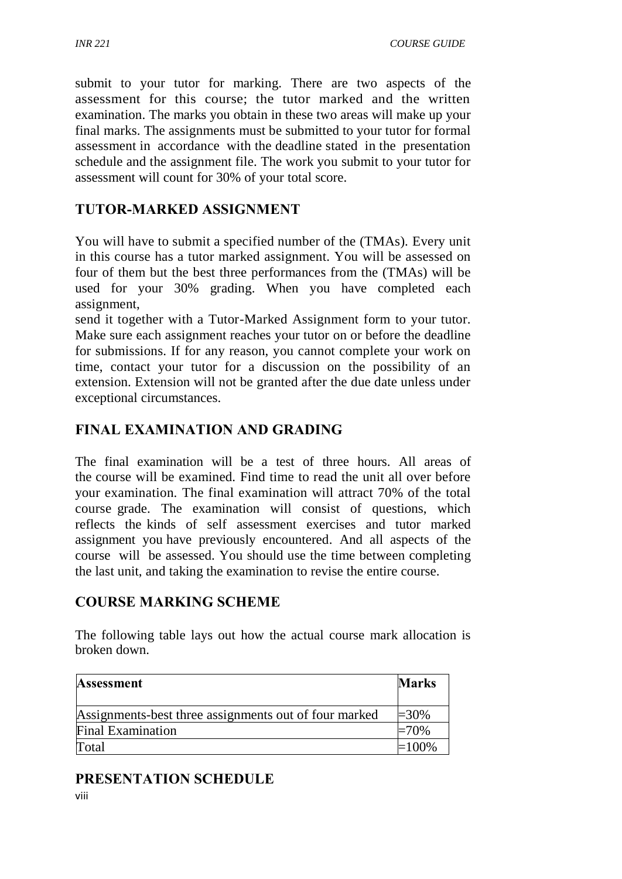submit to your tutor for marking. There are two aspects of the assessment for this course; the tutor marked and the written examination. The marks you obtain in these two areas will make up your final marks. The assignments must be submitted to your tutor for formal assessment in accordance with the deadline stated in the presentation schedule and the assignment file. The work you submit to your tutor for assessment will count for 30% of your total score.

## TUTOR-MARKED ASSIGNMENT

You will have to submit a specified number of the (TMAs). Every unit in this course has a tutor marked assignment. You will be assessed on four of them but the best three performances from the (TMAs) will be used for your 30% grading. When you have completed each assignment,
send it together with a Tutor-Marked Assignment form to your tutor. Make sure each assignment reaches your tutor on or before the deadline for submissions. If for any reason, you cannot complete your work on time, contact your tutor for a discussion on the possibility of an extension. Extension will not be granted after the due date unless under exceptional circumstances.

## FINAL EXAMINATION AND GRADING

The final examination will be a test of three hours. All areas of the course will be examined. Find time to read the unit all over before your examination. The final examination will attract 70% of the total course grade. The examination will consist of questions, which reflects the kinds of self assessment exercises and tutor marked assignment you have previously encountered. And all aspects of the course will be assessed. You should use the time between completing the last unit, and taking the examination to revise the entire course.

## COURSE MARKING SCHEME

The following table lays out how the actual course mark allocation is broken down.

| Assessment | Marks |
|---|---|
| Assignments-best three assignments out of four marked | =30% |
| Final Examination | =70% |
| Total | =100% |

## PRESENTATION SCHEDULE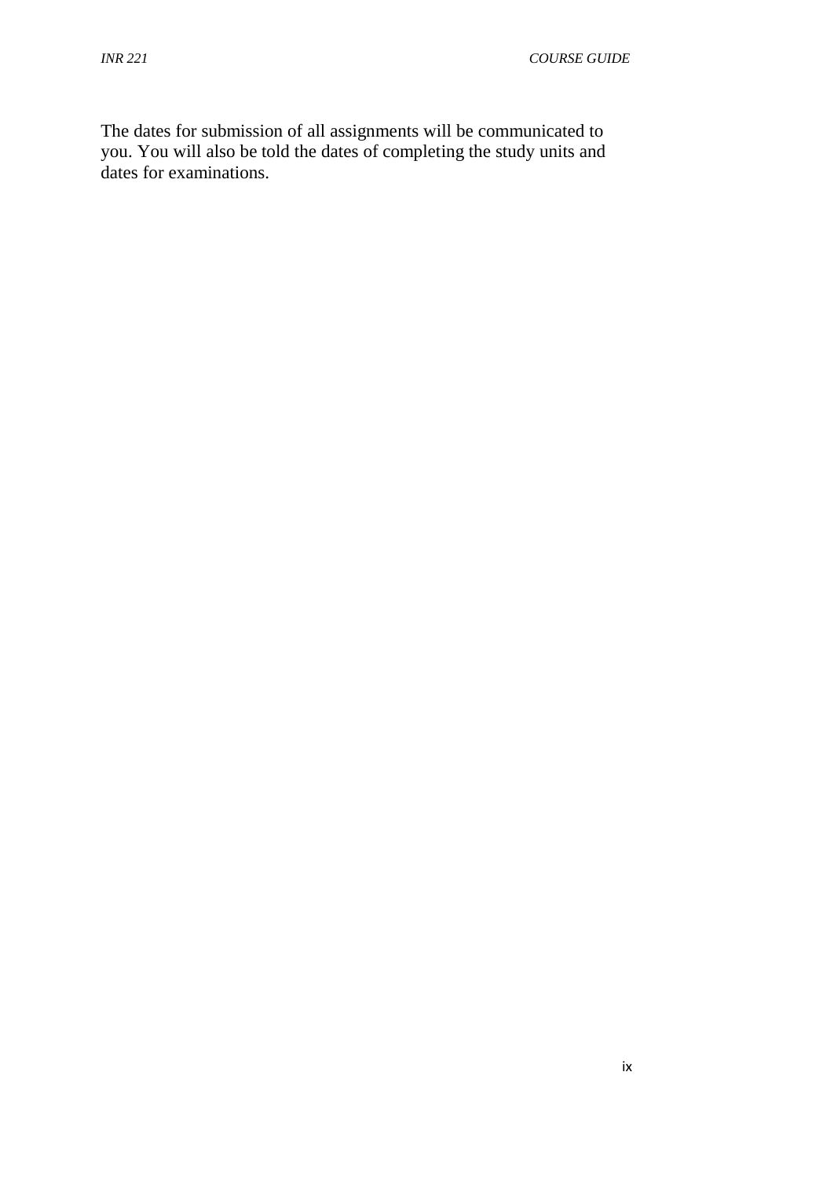The dates for submission of all assignments will be communicated to you. You will also be told the dates of completing the study units and dates for examinations.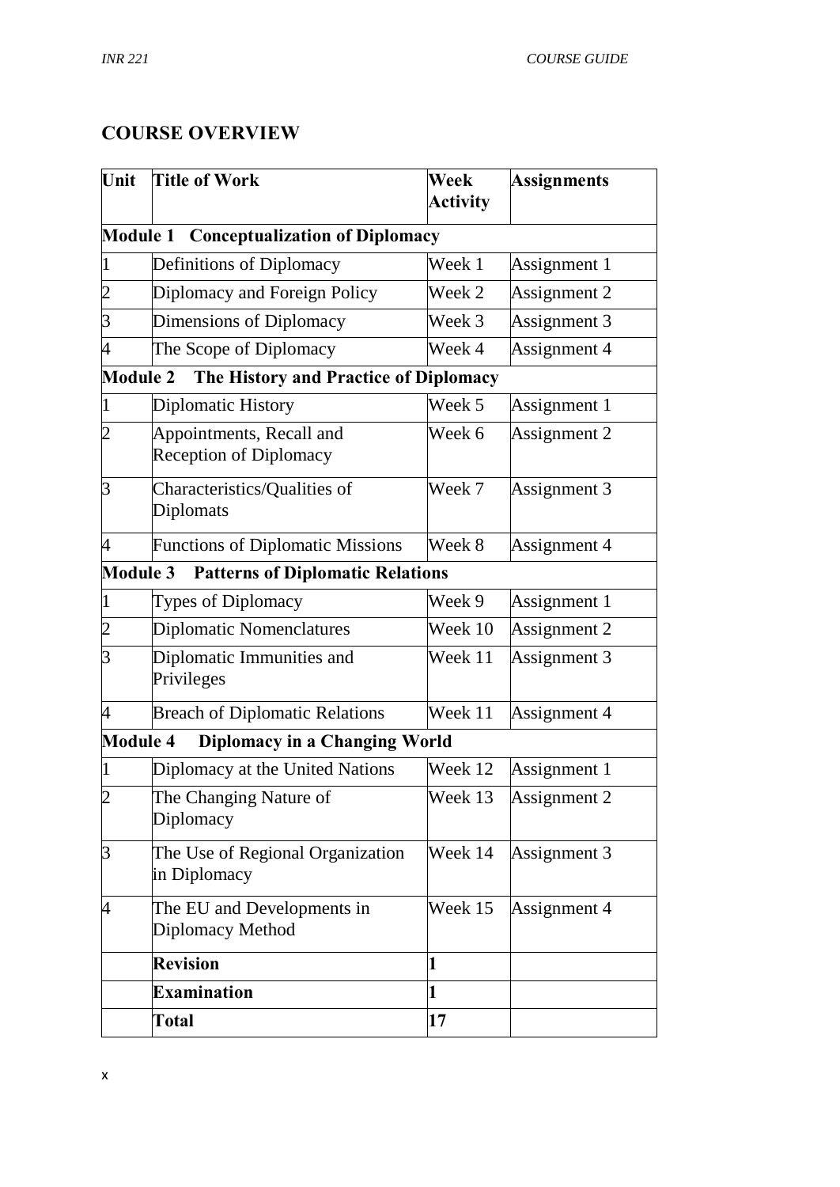## COURSE OVERVIEW

| Unit | Title of Work | Week Activity | Assignments |
|---|---|---|---|
| **Module 1 Conceptualization of Diplomacy** | | | |
| 1 | Definitions of Diplomacy | Week 1 | Assignment 1 |
| 2 | Diplomacy and Foreign Policy | Week 2 | Assignment 2 |
| 3 | Dimensions of Diplomacy | Week 3 | Assignment 3 |
| 4 | The Scope of Diplomacy | Week 4 | Assignment 4 |
| **Module 2 The History and Practice of Diplomacy** | | | |
| 1 | Diplomatic History | Week 5 | Assignment 1 |
| 2 | Appointments, Recall and Reception of Diplomacy | Week 6 | Assignment 2 |
| 3 | Characteristics/Qualities of Diplomats | Week 7 | Assignment 3 |
| 4 | Functions of Diplomatic Missions | Week 8 | Assignment 4 |
| **Module 3 Patterns of Diplomatic Relations** | | | |
| 1 | Types of Diplomacy | Week 9 | Assignment 1 |
| 2 | Diplomatic Nomenclatures | Week 10 | Assignment 2 |
| 3 | Diplomatic Immunities and Privileges | Week 11 | Assignment 3 |
| 4 | Breach of Diplomatic Relations | Week 11 | Assignment 4 |
| **Module 4 Diplomacy in a Changing World** | | | |
| 1 | Diplomacy at the United Nations | Week 12 | Assignment 1 |
| 2 | The Changing Nature of Diplomacy | Week 13 | Assignment 2 |
| 3 | The Use of Regional Organization in Diplomacy | Week 14 | Assignment 3 |
| 4 | The EU and Developments in Diplomacy Method | Week 15 | Assignment 4 |
| | **Revision** | **1** | |
| | **Examination** | **1** | |
| | **Total** | **17** | |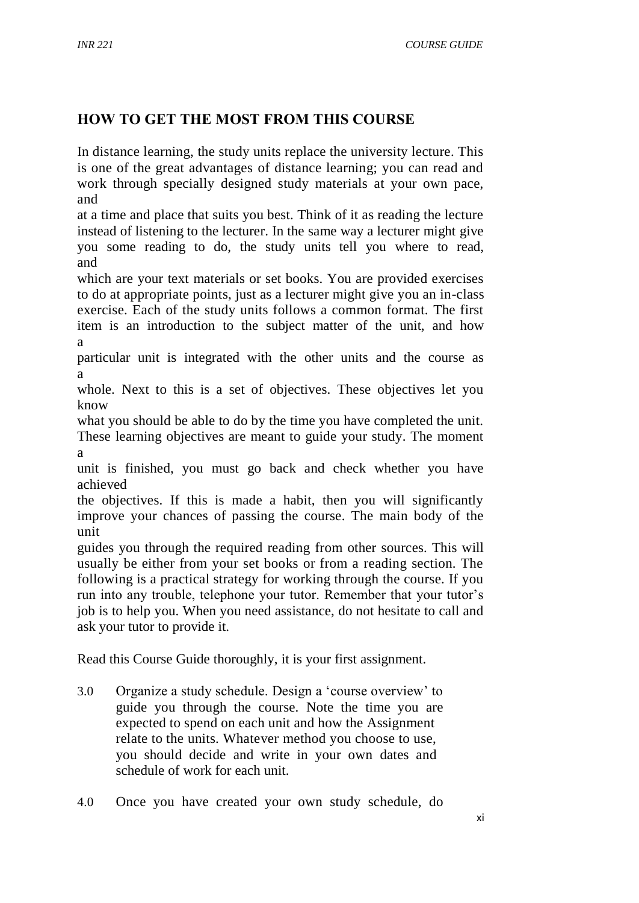## HOW TO GET THE MOST FROM THIS COURSE

In distance learning, the study units replace the university lecture. This is one of the great advantages of distance learning; you can read and work through specially designed study materials at your own pace, and at a time and place that suits you best. Think of it as reading the lecture instead of listening to the lecturer. In the same way a lecturer might give you some reading to do, the study units tell you where to read, and which are your text materials or set books. You are provided exercises to do at appropriate points, just as a lecturer might give you an in-class exercise. Each of the study units follows a common format. The first item is an introduction to the subject matter of the unit, and how a particular unit is integrated with the other units and the course as a whole. Next to this is a set of objectives. These objectives let you know what you should be able to do by the time you have completed the unit. These learning objectives are meant to guide your study. The moment a unit is finished, you must go back and check whether you have achieved the objectives. If this is made a habit, then you will significantly improve your chances of passing the course. The main body of the unit guides you through the required reading from other sources. This will usually be either from your set books or from a reading section. The following is a practical strategy for working through the course. If you run into any trouble, telephone your tutor. Remember that your tutor's job is to help you. When you need assistance, do not hesitate to call and ask your tutor to provide it.

Read this Course Guide thoroughly, it is your first assignment.

3.0 Organize a study schedule. Design a 'course overview' to guide you through the course. Note the time you are expected to spend on each unit and how the Assignment relate to the units. Whatever method you choose to use, you should decide and write in your own dates and schedule of work for each unit.

4.0 Once you have created your own study schedule, do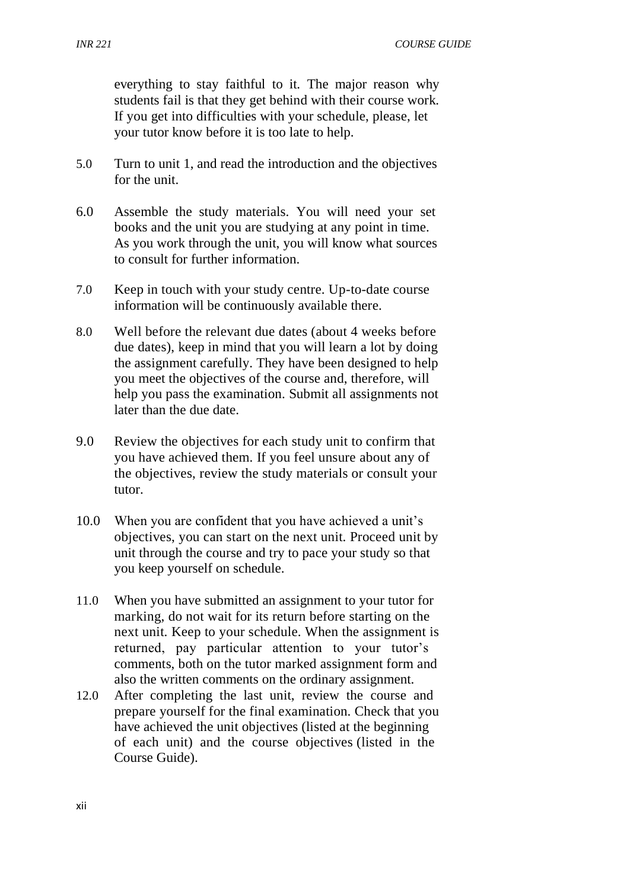everything to stay faithful to it. The major reason why students fail is that they get behind with their course work. If you get into difficulties with your schedule, please, let your tutor know before it is too late to help.

5.0 Turn to unit 1, and read the introduction and the objectives for the unit.

6.0 Assemble the study materials. You will need your set books and the unit you are studying at any point in time. As you work through the unit, you will know what sources to consult for further information.

7.0 Keep in touch with your study centre. Up-to-date course information will be continuously available there.

8.0 Well before the relevant due dates (about 4 weeks before due dates), keep in mind that you will learn a lot by doing the assignment carefully. They have been designed to help you meet the objectives of the course and, therefore, will help you pass the examination. Submit all assignments not later than the due date.

9.0 Review the objectives for each study unit to confirm that you have achieved them. If you feel unsure about any of the objectives, review the study materials or consult your tutor.

10.0 When you are confident that you have achieved a unit's objectives, you can start on the next unit. Proceed unit by unit through the course and try to pace your study so that you keep yourself on schedule.

11.0 When you have submitted an assignment to your tutor for marking, do not wait for its return before starting on the next unit. Keep to your schedule. When the assignment is returned, pay particular attention to your tutor's comments, both on the tutor marked assignment form and also the written comments on the ordinary assignment.

12.0 After completing the last unit, review the course and prepare yourself for the final examination. Check that you have achieved the unit objectives (listed at the beginning of each unit) and the course objectives (listed in the Course Guide).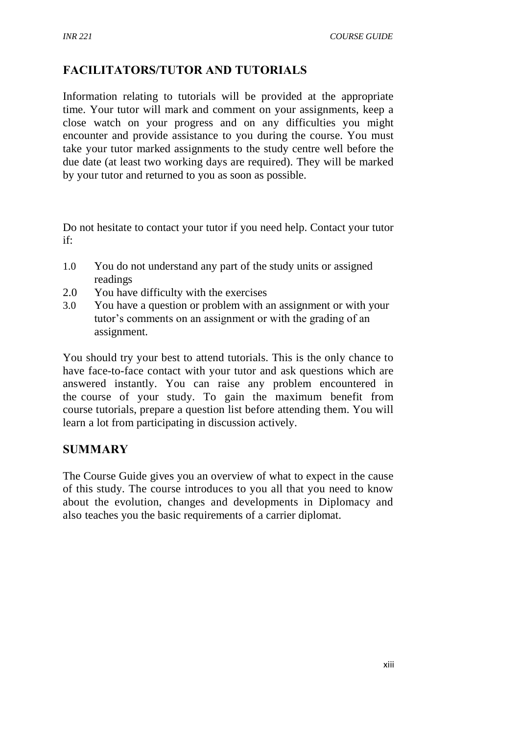## FACILITATORS/TUTOR AND TUTORIALS

Information relating to tutorials will be provided at the appropriate time. Your tutor will mark and comment on your assignments, keep a close watch on your progress and on any difficulties you might encounter and provide assistance to you during the course. You must take your tutor marked assignments to the study centre well before the due date (at least two working days are required). They will be marked by your tutor and returned to you as soon as possible.

Do not hesitate to contact your tutor if you need help. Contact your tutor if:

1.0 You do not understand any part of the study units or assigned readings
2.0 You have difficulty with the exercises
3.0 You have a question or problem with an assignment or with your tutor's comments on an assignment or with the grading of an assignment.

You should try your best to attend tutorials. This is the only chance to have face-to-face contact with your tutor and ask questions which are answered instantly. You can raise any problem encountered in the course of your study. To gain the maximum benefit from course tutorials, prepare a question list before attending them. You will learn a lot from participating in discussion actively.

## SUMMARY

The Course Guide gives you an overview of what to expect in the cause of this study. The course introduces to you all that you need to know about the evolution, changes and developments in Diplomacy and also teaches you the basic requirements of a carrier diplomat.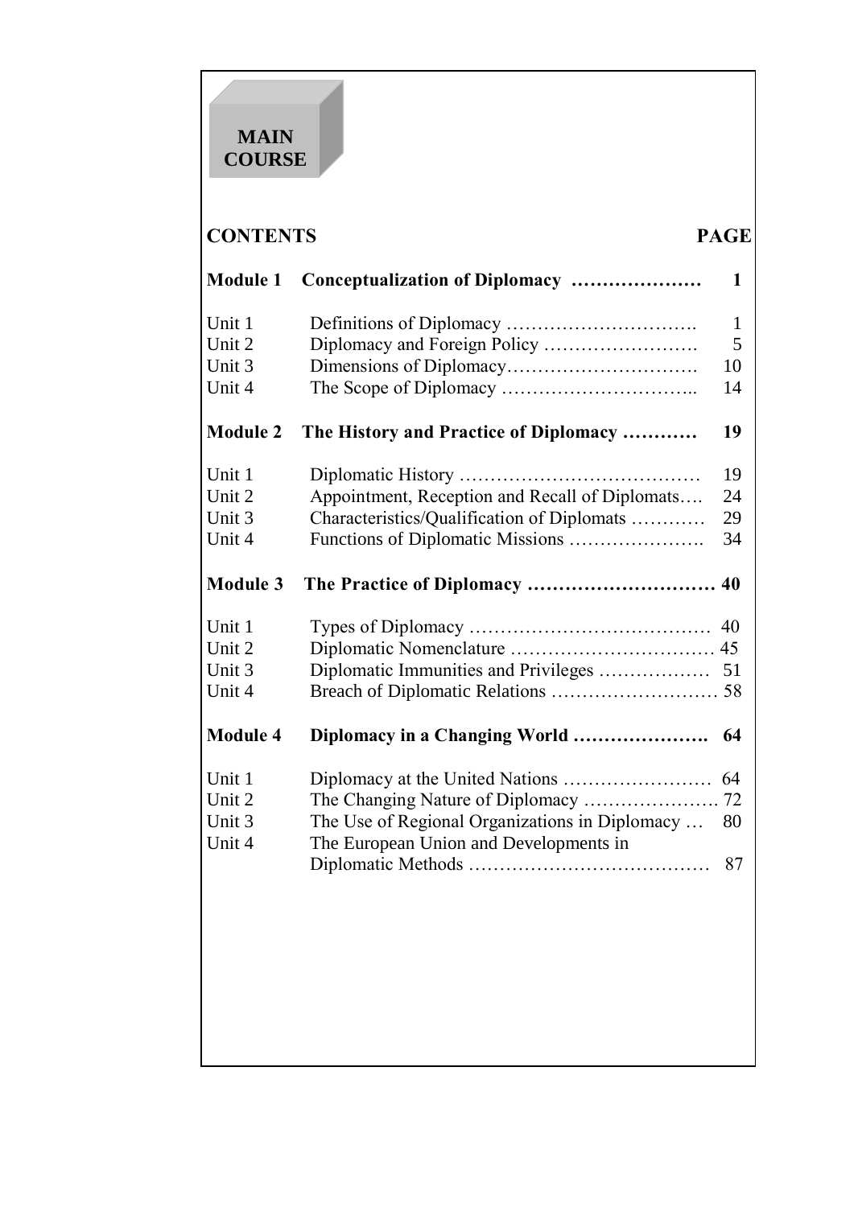**MAIN COURSE**

## CONTENTS

| | | PAGE |
|---|---|---|
| **Module 1** | **Conceptualization of Diplomacy …………………** | **1** |
| Unit 1 | Definitions of Diplomacy …………………………. | 1 |
| Unit 2 | Diplomacy and Foreign Policy ……………………. | 5 |
| Unit 3 | Dimensions of Diplomacy…………………………. | 10 |
| Unit 4 | The Scope of Diplomacy ………………………….. | 14 |
| **Module 2** | **The History and Practice of Diplomacy …………** | **19** |
| Unit 1 | Diplomatic History ………………………………… | 19 |
| Unit 2 | Appointment, Reception and Recall of Diplomats…. | 24 |
| Unit 3 | Characteristics/Qualification of Diplomats ………… | 29 |
| Unit 4 | Functions of Diplomatic Missions …………………. | 34 |
| **Module 3** | **The Practice of Diplomacy …………………………** | **40** |
| Unit 1 | Types of Diplomacy ………………………………… | 40 |
| Unit 2 | Diplomatic Nomenclature …………………………… | 45 |
| Unit 3 | Diplomatic Immunities and Privileges ……………… | 51 |
| Unit 4 | Breach of Diplomatic Relations ……………………… | 58 |
| **Module 4** | **Diplomacy in a Changing World ………………….** | **64** |
| Unit 1 | Diplomacy at the United Nations …………………… | 64 |
| Unit 2 | The Changing Nature of Diplomacy …………………. | 72 |
| Unit 3 | The Use of Regional Organizations in Diplomacy … | 80 |
| Unit 4 | The European Union and Developments in Diplomatic Methods ………………………………… | 87 |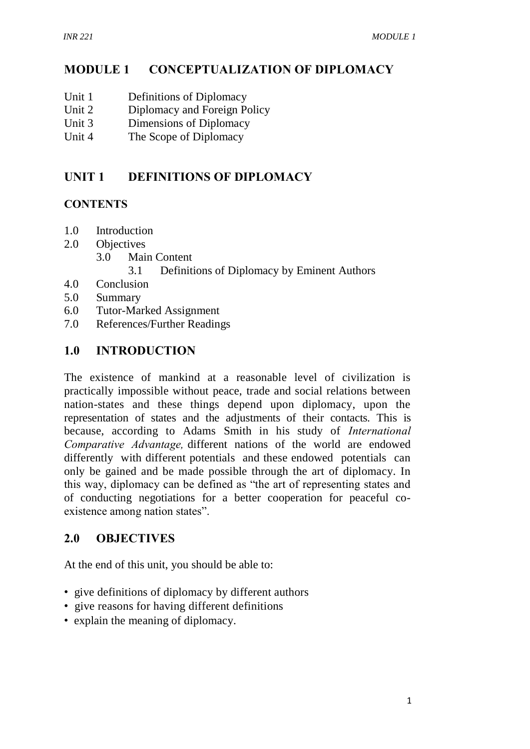# MODULE 1 CONCEPTUALIZATION OF DIPLOMACY

Unit 1 Definitions of Diplomacy
Unit 2 Diplomacy and Foreign Policy
Unit 3 Dimensions of Diplomacy
Unit 4 The Scope of Diplomacy

## UNIT 1 DEFINITIONS OF DIPLOMACY

### CONTENTS

1.0 Introduction
2.0 Objectives
  3.0 Main Content
    3.1 Definitions of Diplomacy by Eminent Authors
4.0 Conclusion
5.0 Summary
6.0 Tutor-Marked Assignment
7.0 References/Further Readings

## 1.0 INTRODUCTION

The existence of mankind at a reasonable level of civilization is practically impossible without peace, trade and social relations between nation-states and these things depend upon diplomacy, upon the representation of states and the adjustments of their contacts. This is because, according to Adams Smith in his study of *International Comparative Advantage,* different nations of the world are endowed differently with different potentials and these endowed potentials can only be gained and be made possible through the art of diplomacy. In this way, diplomacy can be defined as "the art of representing states and of conducting negotiations for a better cooperation for peaceful co-existence among nation states".

## 2.0 OBJECTIVES

At the end of this unit, you should be able to:

- give definitions of diplomacy by different authors
- give reasons for having different definitions
- explain the meaning of diplomacy.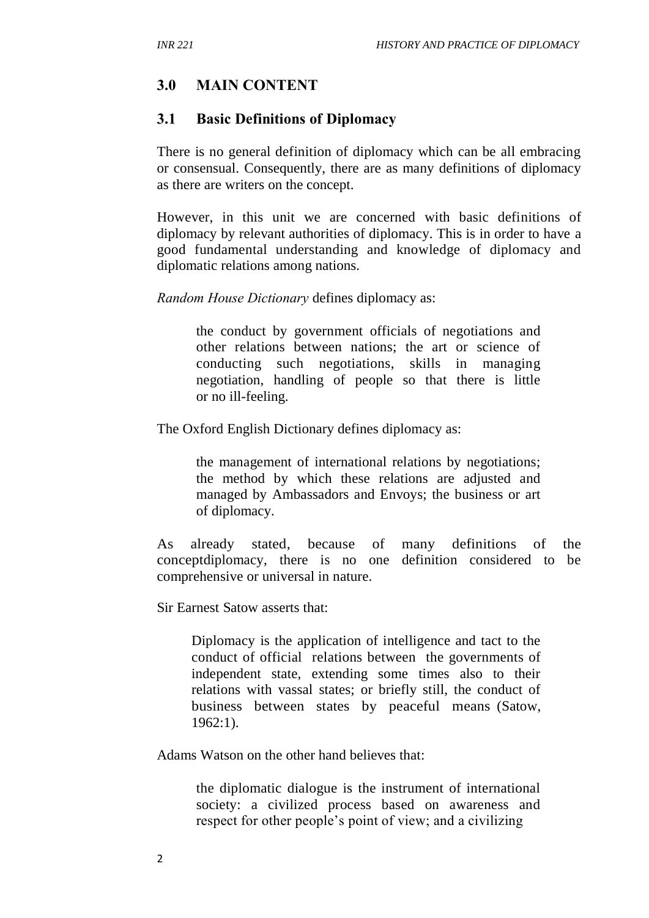## 3.0 MAIN CONTENT

### 3.1 Basic Definitions of Diplomacy

There is no general definition of diplomacy which can be all embracing or consensual. Consequently, there are as many definitions of diplomacy as there are writers on the concept.

However, in this unit we are concerned with basic definitions of diplomacy by relevant authorities of diplomacy. This is in order to have a good fundamental understanding and knowledge of diplomacy and diplomatic relations among nations.

*Random House Dictionary* defines diplomacy as:

> the conduct by government officials of negotiations and other relations between nations; the art or science of conducting such negotiations, skills in managing negotiation, handling of people so that there is little or no ill-feeling.

The Oxford English Dictionary defines diplomacy as:

> the management of international relations by negotiations; the method by which these relations are adjusted and managed by Ambassadors and Envoys; the business or art of diplomacy.

As already stated, because of many definitions of the conceptdiplomacy, there is no one definition considered to be comprehensive or universal in nature.

Sir Earnest Satow asserts that:

> Diplomacy is the application of intelligence and tact to the conduct of official relations between the governments of independent state, extending some times also to their relations with vassal states; or briefly still, the conduct of business between states by peaceful means (Satow, 1962:1).

Adams Watson on the other hand believes that:

> the diplomatic dialogue is the instrument of international society: a civilized process based on awareness and respect for other people's point of view; and a civilizing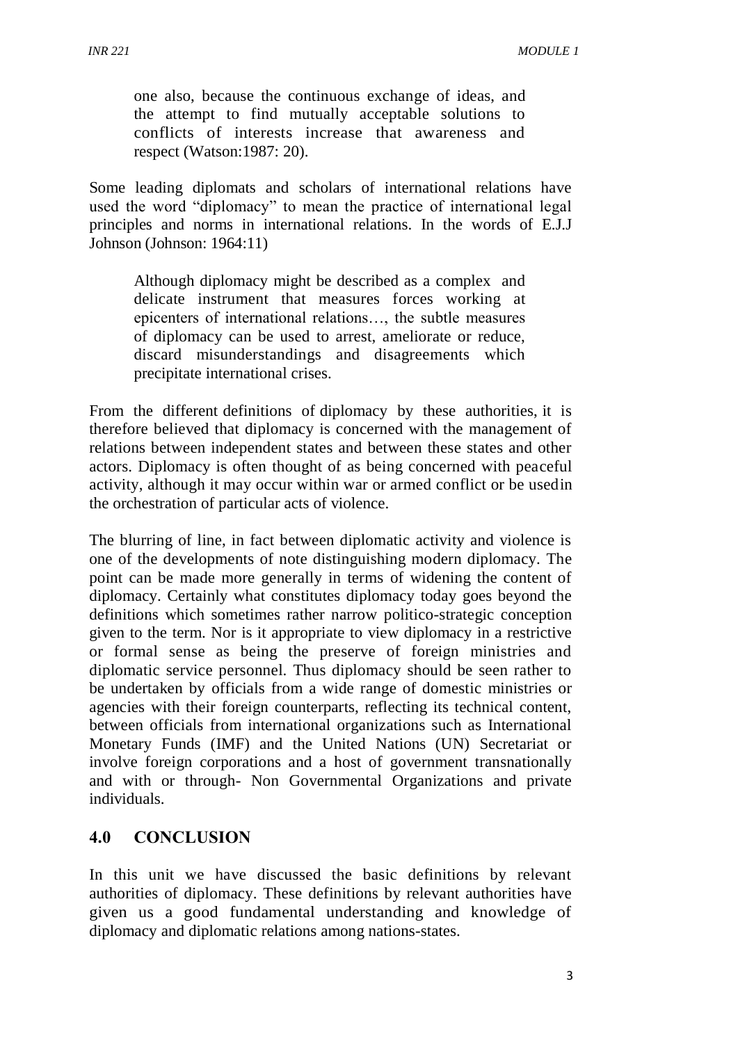> one also, because the continuous exchange of ideas, and the attempt to find mutually acceptable solutions to conflicts of interests increase that awareness and respect (Watson:1987: 20).

Some leading diplomats and scholars of international relations have used the word "diplomacy" to mean the practice of international legal principles and norms in international relations. In the words of E.J.J Johnson (Johnson: 1964:11)

> Although diplomacy might be described as a complex and delicate instrument that measures forces working at epicenters of international relations…, the subtle measures of diplomacy can be used to arrest, ameliorate or reduce, discard misunderstandings and disagreements which precipitate international crises.

From the different definitions of diplomacy by these authorities, it is therefore believed that diplomacy is concerned with the management of relations between independent states and between these states and other actors. Diplomacy is often thought of as being concerned with peaceful activity, although it may occur within war or armed conflict or be usedin the orchestration of particular acts of violence.

The blurring of line, in fact between diplomatic activity and violence is one of the developments of note distinguishing modern diplomacy. The point can be made more generally in terms of widening the content of diplomacy. Certainly what constitutes diplomacy today goes beyond the definitions which sometimes rather narrow politico-strategic conception given to the term. Nor is it appropriate to view diplomacy in a restrictive or formal sense as being the preserve of foreign ministries and diplomatic service personnel. Thus diplomacy should be seen rather to be undertaken by officials from a wide range of domestic ministries or agencies with their foreign counterparts, reflecting its technical content, between officials from international organizations such as International Monetary Funds (IMF) and the United Nations (UN) Secretariat or involve foreign corporations and a host of government transnationally and with or through- Non Governmental Organizations and private individuals.

## 4.0 CONCLUSION

In this unit we have discussed the basic definitions by relevant authorities of diplomacy. These definitions by relevant authorities have given us a good fundamental understanding and knowledge of diplomacy and diplomatic relations among nations-states.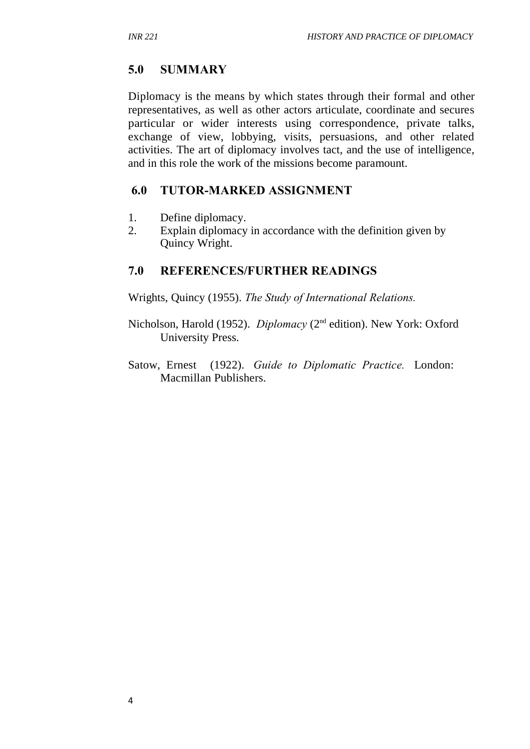## 5.0 SUMMARY

Diplomacy is the means by which states through their formal and other representatives, as well as other actors articulate, coordinate and secures particular or wider interests using correspondence, private talks, exchange of view, lobbying, visits, persuasions, and other related activities. The art of diplomacy involves tact, and the use of intelligence, and in this role the work of the missions become paramount.

## 6.0 TUTOR-MARKED ASSIGNMENT

1. Define diplomacy.
2. Explain diplomacy in accordance with the definition given by Quincy Wright.

## 7.0 REFERENCES/FURTHER READINGS

Wrights, Quincy (1955). *The Study of International Relations.*

Nicholson, Harold (1952). *Diplomacy* (2nd edition). New York: Oxford University Press.

Satow, Ernest (1922). *Guide to Diplomatic Practice.* London: Macmillan Publishers.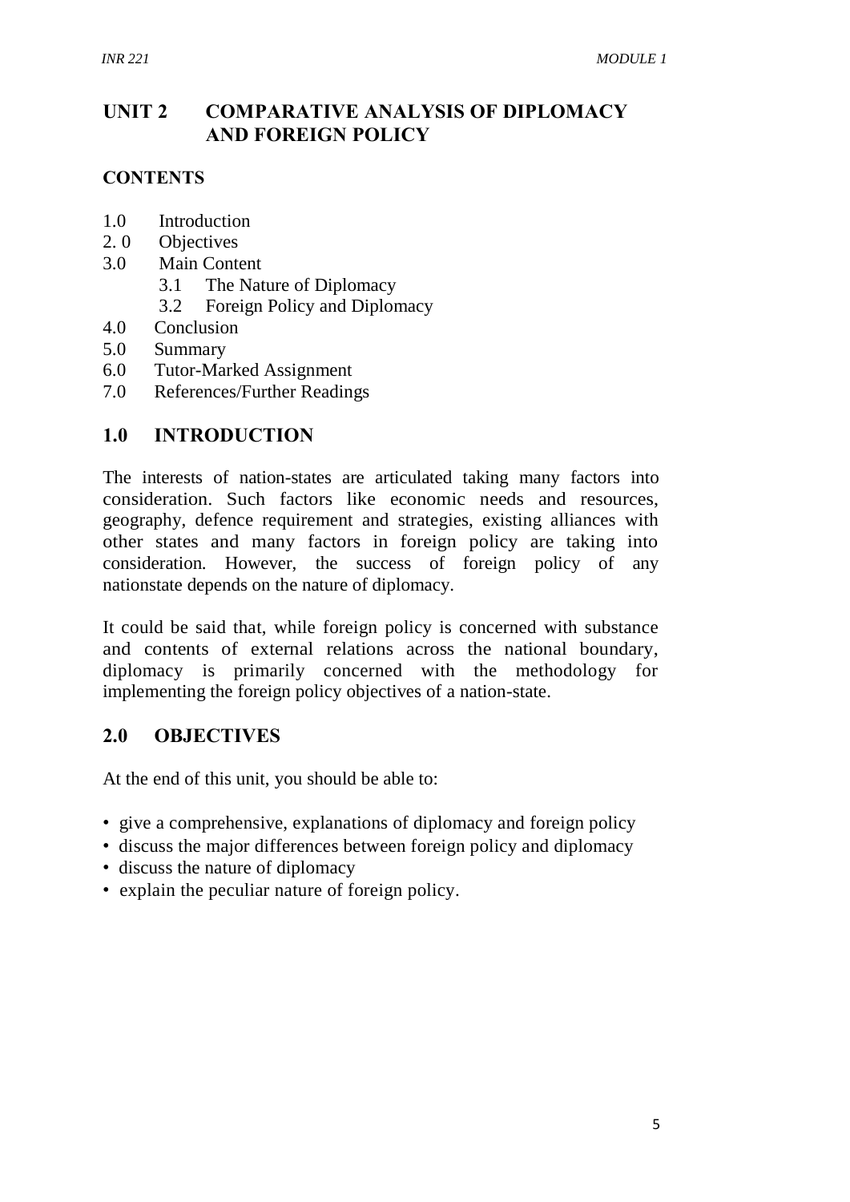# UNIT 2 COMPARATIVE ANALYSIS OF DIPLOMACY AND FOREIGN POLICY

## CONTENTS

1.0 Introduction
2. 0 Objectives
3.0 Main Content
    3.1 The Nature of Diplomacy
    3.2 Foreign Policy and Diplomacy
4.0 Conclusion
5.0 Summary
6.0 Tutor-Marked Assignment
7.0 References/Further Readings

## 1.0 INTRODUCTION

The interests of nation-states are articulated taking many factors into consideration. Such factors like economic needs and resources, geography, defence requirement and strategies, existing alliances with other states and many factors in foreign policy are taking into consideration. However, the success of foreign policy of any nationstate depends on the nature of diplomacy.

It could be said that, while foreign policy is concerned with substance and contents of external relations across the national boundary, diplomacy is primarily concerned with the methodology for implementing the foreign policy objectives of a nation-state.

## 2.0 OBJECTIVES

At the end of this unit, you should be able to:

- give a comprehensive, explanations of diplomacy and foreign policy
- discuss the major differences between foreign policy and diplomacy
- discuss the nature of diplomacy
- explain the peculiar nature of foreign policy.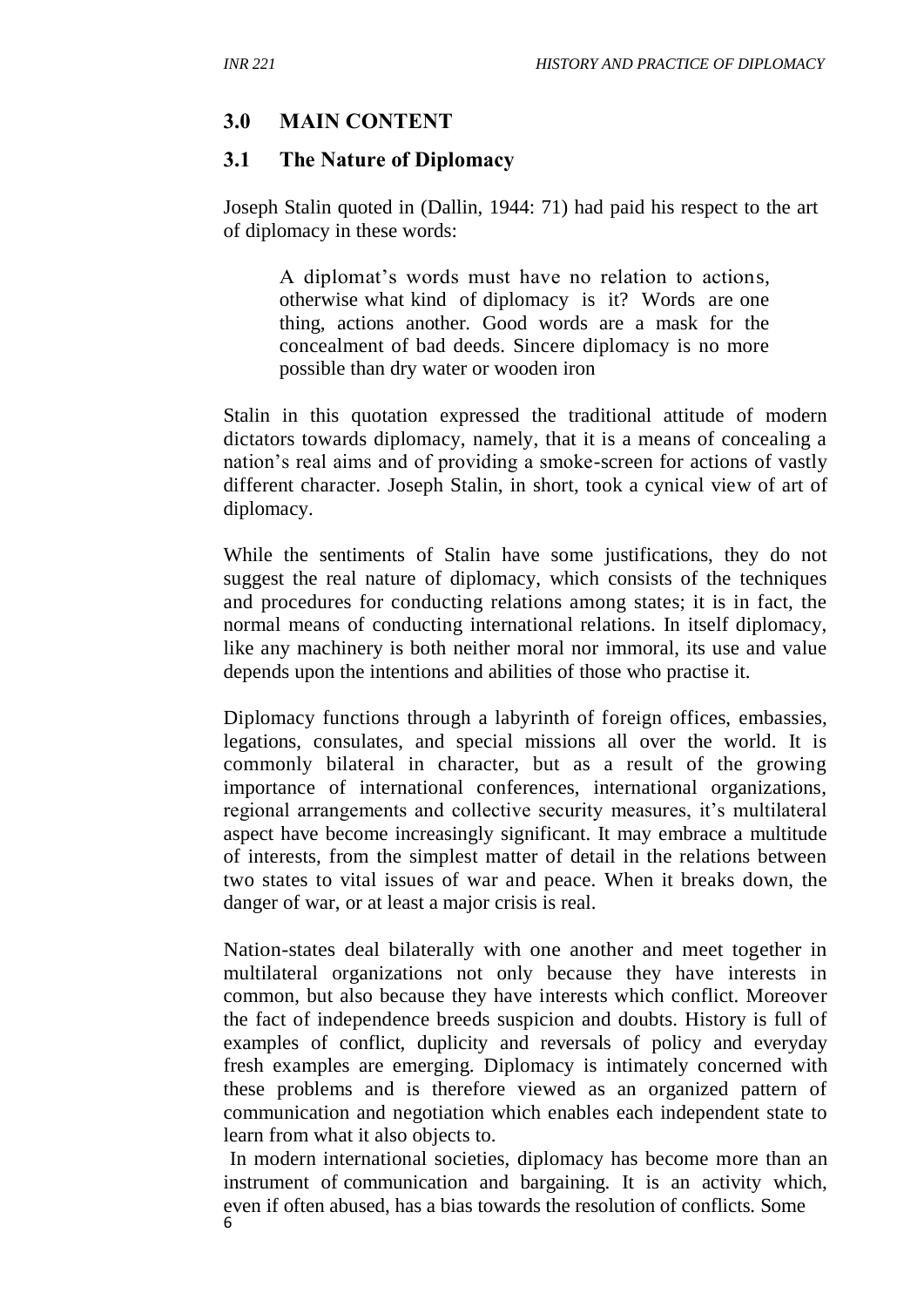## 3.0 MAIN CONTENT

### 3.1 The Nature of Diplomacy

Joseph Stalin quoted in (Dallin, 1944: 71) had paid his respect to the art of diplomacy in these words:

> A diplomat's words must have no relation to actions, otherwise what kind of diplomacy is it? Words are one thing, actions another. Good words are a mask for the concealment of bad deeds. Sincere diplomacy is no more possible than dry water or wooden iron

Stalin in this quotation expressed the traditional attitude of modern dictators towards diplomacy, namely, that it is a means of concealing a nation's real aims and of providing a smoke-screen for actions of vastly different character. Joseph Stalin, in short, took a cynical view of art of diplomacy.

While the sentiments of Stalin have some justifications, they do not suggest the real nature of diplomacy, which consists of the techniques and procedures for conducting relations among states; it is in fact, the normal means of conducting international relations. In itself diplomacy, like any machinery is both neither moral nor immoral, its use and value depends upon the intentions and abilities of those who practise it.

Diplomacy functions through a labyrinth of foreign offices, embassies, legations, consulates, and special missions all over the world. It is commonly bilateral in character, but as a result of the growing importance of international conferences, international organizations, regional arrangements and collective security measures, it's multilateral aspect have become increasingly significant. It may embrace a multitude of interests, from the simplest matter of detail in the relations between two states to vital issues of war and peace. When it breaks down, the danger of war, or at least a major crisis is real.

Nation-states deal bilaterally with one another and meet together in multilateral organizations not only because they have interests in common, but also because they have interests which conflict. Moreover the fact of independence breeds suspicion and doubts. History is full of examples of conflict, duplicity and reversals of policy and everyday fresh examples are emerging. Diplomacy is intimately concerned with these problems and is therefore viewed as an organized pattern of communication and negotiation which enables each independent state to learn from what it also objects to.

In modern international societies, diplomacy has become more than an instrument of communication and bargaining. It is an activity which, even if often abused, has a bias towards the resolution of conflicts. Some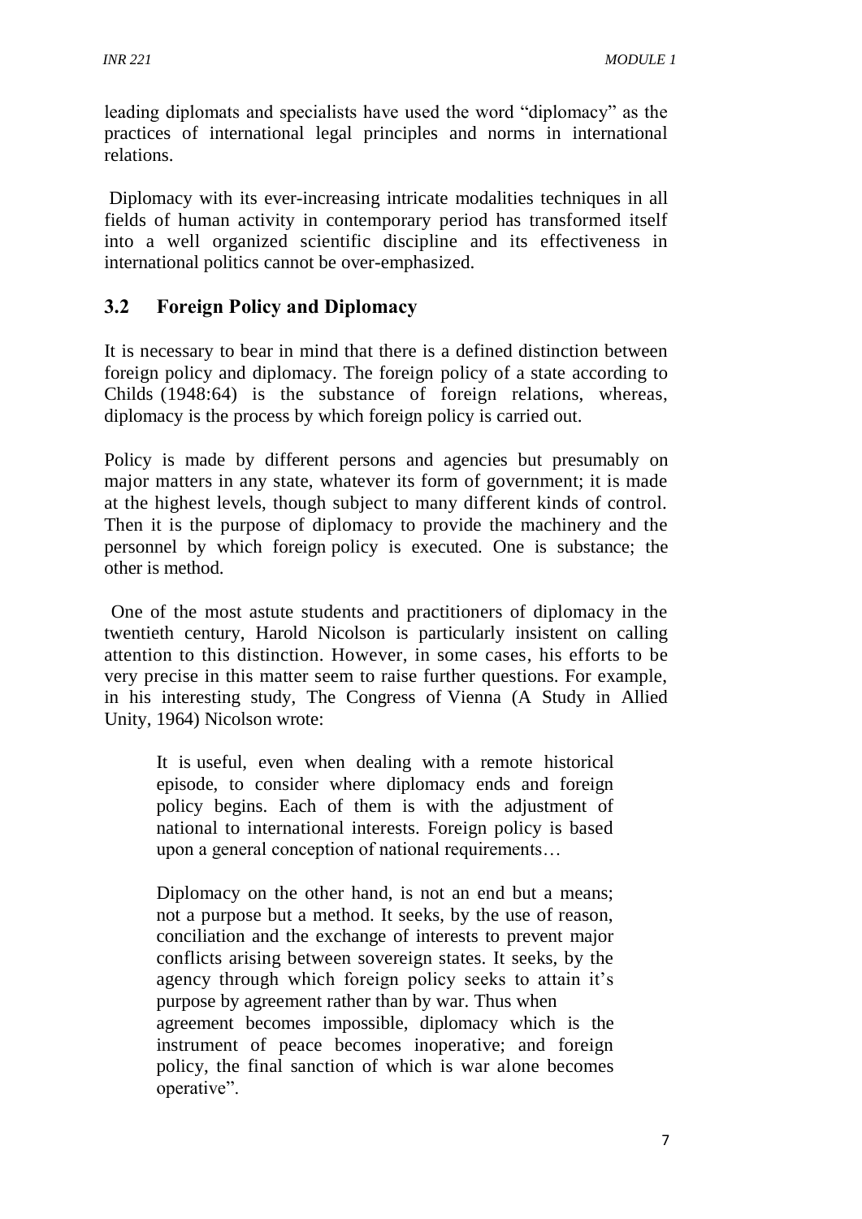leading diplomats and specialists have used the word "diplomacy" as the practices of international legal principles and norms in international relations.

Diplomacy with its ever-increasing intricate modalities techniques in all fields of human activity in contemporary period has transformed itself into a well organized scientific discipline and its effectiveness in international politics cannot be over-emphasized.

### 3.2 Foreign Policy and Diplomacy

It is necessary to bear in mind that there is a defined distinction between foreign policy and diplomacy. The foreign policy of a state according to Childs (1948:64) is the substance of foreign relations, whereas, diplomacy is the process by which foreign policy is carried out.

Policy is made by different persons and agencies but presumably on major matters in any state, whatever its form of government; it is made at the highest levels, though subject to many different kinds of control. Then it is the purpose of diplomacy to provide the machinery and the personnel by which foreign policy is executed. One is substance; the other is method.

One of the most astute students and practitioners of diplomacy in the twentieth century, Harold Nicolson is particularly insistent on calling attention to this distinction. However, in some cases, his efforts to be very precise in this matter seem to raise further questions. For example, in his interesting study, The Congress of Vienna (A Study in Allied Unity, 1964) Nicolson wrote:

> It is useful, even when dealing with a remote historical episode, to consider where diplomacy ends and foreign policy begins. Each of them is with the adjustment of national to international interests. Foreign policy is based upon a general conception of national requirements…
>
> Diplomacy on the other hand, is not an end but a means; not a purpose but a method. It seeks, by the use of reason, conciliation and the exchange of interests to prevent major conflicts arising between sovereign states. It seeks, by the agency through which foreign policy seeks to attain it's purpose by agreement rather than by war. Thus when agreement becomes impossible, diplomacy which is the instrument of peace becomes inoperative; and foreign policy, the final sanction of which is war alone becomes operative".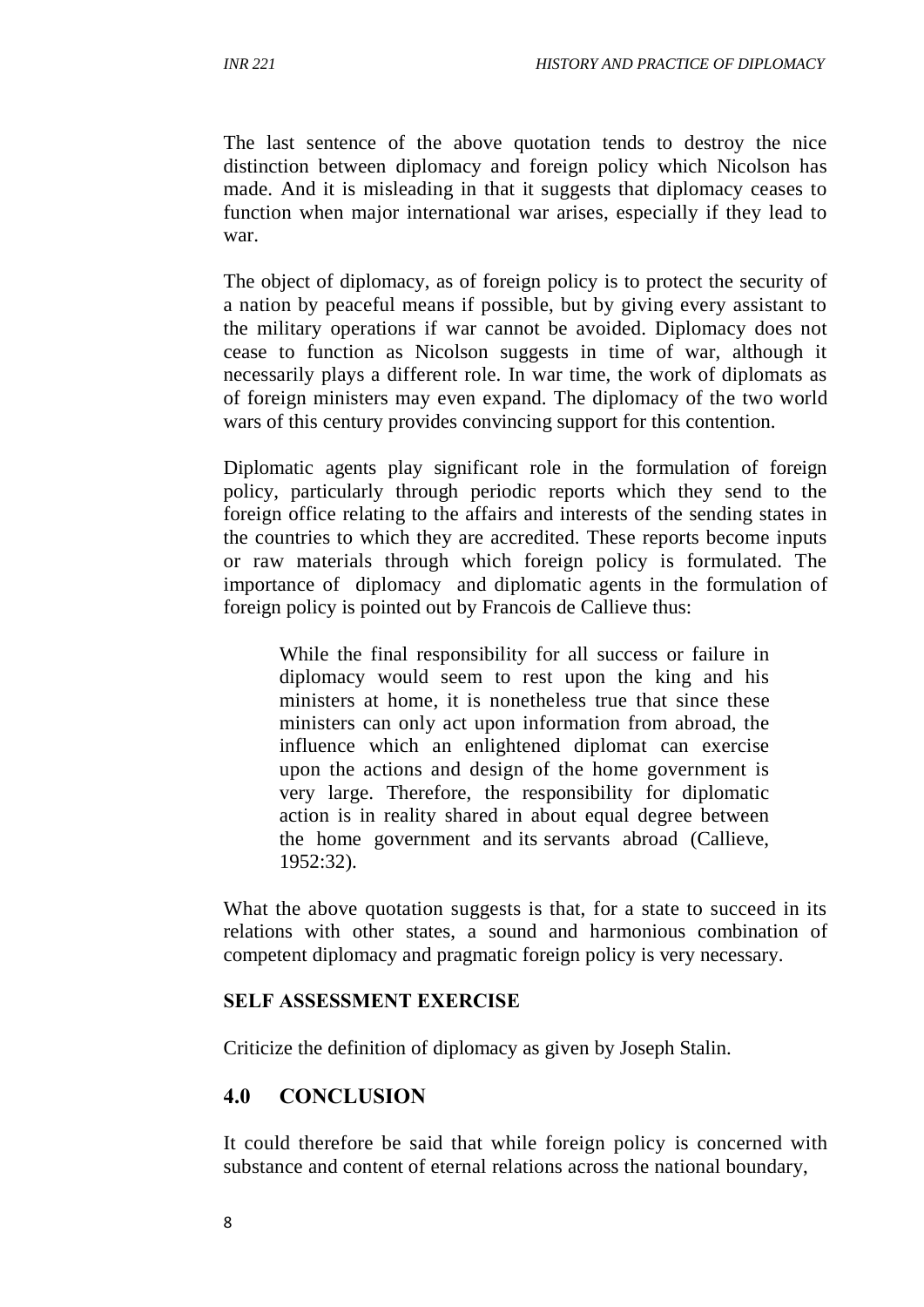The last sentence of the above quotation tends to destroy the nice distinction between diplomacy and foreign policy which Nicolson has made. And it is misleading in that it suggests that diplomacy ceases to function when major international war arises, especially if they lead to war.

The object of diplomacy, as of foreign policy is to protect the security of a nation by peaceful means if possible, but by giving every assistant to the military operations if war cannot be avoided. Diplomacy does not cease to function as Nicolson suggests in time of war, although it necessarily plays a different role. In war time, the work of diplomats as of foreign ministers may even expand. The diplomacy of the two world wars of this century provides convincing support for this contention.

Diplomatic agents play significant role in the formulation of foreign policy, particularly through periodic reports which they send to the foreign office relating to the affairs and interests of the sending states in the countries to which they are accredited. These reports become inputs or raw materials through which foreign policy is formulated. The importance of diplomacy and diplomatic agents in the formulation of foreign policy is pointed out by Francois de Callieve thus:

> While the final responsibility for all success or failure in diplomacy would seem to rest upon the king and his ministers at home, it is nonetheless true that since these ministers can only act upon information from abroad, the influence which an enlightened diplomat can exercise upon the actions and design of the home government is very large. Therefore, the responsibility for diplomatic action is in reality shared in about equal degree between the home government and its servants abroad (Callieve, 1952:32).

What the above quotation suggests is that, for a state to succeed in its relations with other states, a sound and harmonious combination of competent diplomacy and pragmatic foreign policy is very necessary.

**SELF ASSESSMENT EXERCISE**

Criticize the definition of diplomacy as given by Joseph Stalin.

## 4.0 CONCLUSION

It could therefore be said that while foreign policy is concerned with substance and content of eternal relations across the national boundary,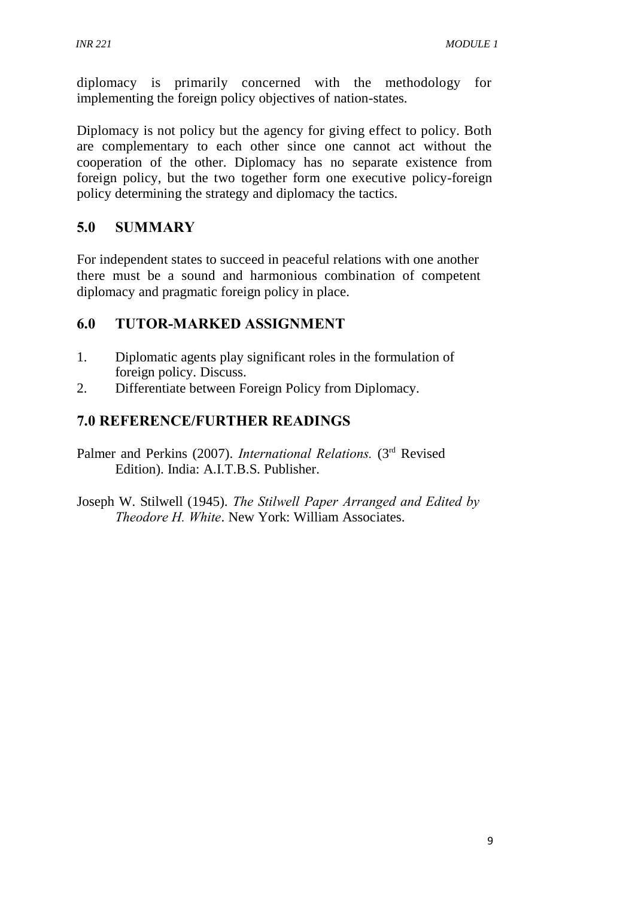diplomacy is primarily concerned with the methodology for implementing the foreign policy objectives of nation-states.

Diplomacy is not policy but the agency for giving effect to policy. Both are complementary to each other since one cannot act without the cooperation of the other. Diplomacy has no separate existence from foreign policy, but the two together form one executive policy-foreign policy determining the strategy and diplomacy the tactics.

## 5.0 SUMMARY

For independent states to succeed in peaceful relations with one another there must be a sound and harmonious combination of competent diplomacy and pragmatic foreign policy in place.

## 6.0 TUTOR-MARKED ASSIGNMENT

1. Diplomatic agents play significant roles in the formulation of foreign policy. Discuss.
2. Differentiate between Foreign Policy from Diplomacy.

## 7.0 REFERENCE/FURTHER READINGS

Palmer and Perkins (2007). *International Relations.* (3rd Revised Edition). India: A.I.T.B.S. Publisher.

Joseph W. Stilwell (1945). *The Stilwell Paper Arranged and Edited by Theodore H. White*. New York: William Associates.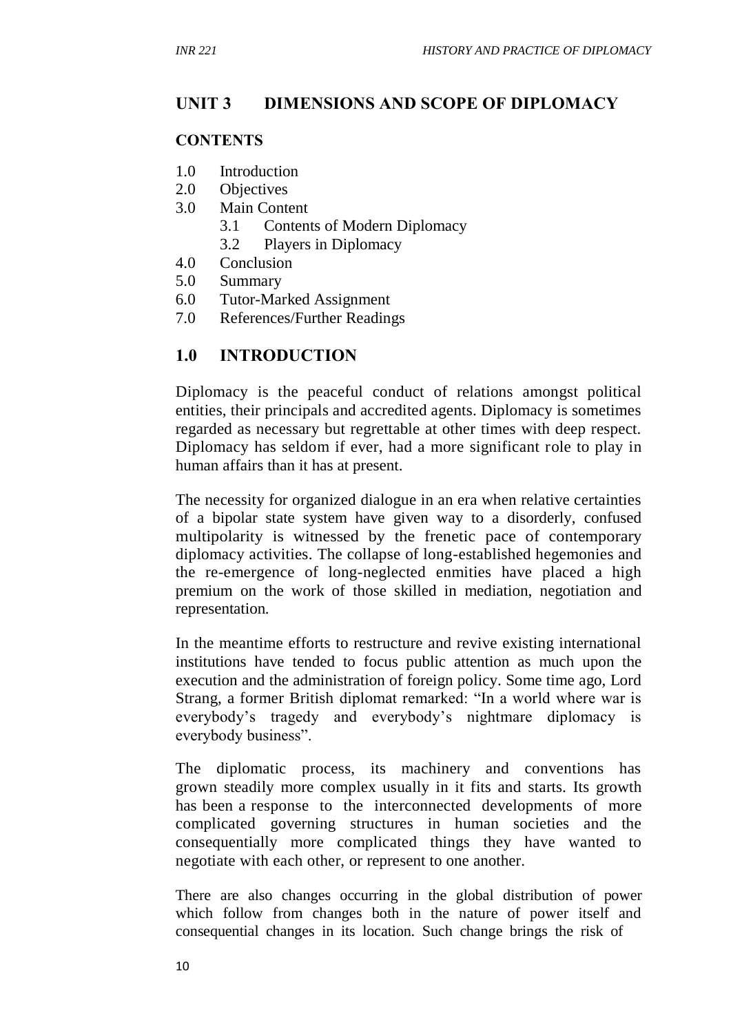## UNIT 3 DIMENSIONS AND SCOPE OF DIPLOMACY

### CONTENTS

1.0 Introduction
2.0 Objectives
3.0 Main Content
  3.1 Contents of Modern Diplomacy
  3.2 Players in Diplomacy
4.0 Conclusion
5.0 Summary
6.0 Tutor-Marked Assignment
7.0 References/Further Readings

## 1.0 INTRODUCTION

Diplomacy is the peaceful conduct of relations amongst political entities, their principals and accredited agents. Diplomacy is sometimes regarded as necessary but regrettable at other times with deep respect. Diplomacy has seldom if ever, had a more significant role to play in human affairs than it has at present.

The necessity for organized dialogue in an era when relative certainties of a bipolar state system have given way to a disorderly, confused multipolarity is witnessed by the frenetic pace of contemporary diplomacy activities. The collapse of long-established hegemonies and the re-emergence of long-neglected enmities have placed a high premium on the work of those skilled in mediation, negotiation and representation.

In the meantime efforts to restructure and revive existing international institutions have tended to focus public attention as much upon the execution and the administration of foreign policy. Some time ago, Lord Strang, a former British diplomat remarked: "In a world where war is everybody's tragedy and everybody's nightmare diplomacy is everybody business".

The diplomatic process, its machinery and conventions has grown steadily more complex usually in it fits and starts. Its growth has been a response to the interconnected developments of more complicated governing structures in human societies and the consequentially more complicated things they have wanted to negotiate with each other, or represent to one another.

There are also changes occurring in the global distribution of power which follow from changes both in the nature of power itself and consequential changes in its location. Such change brings the risk of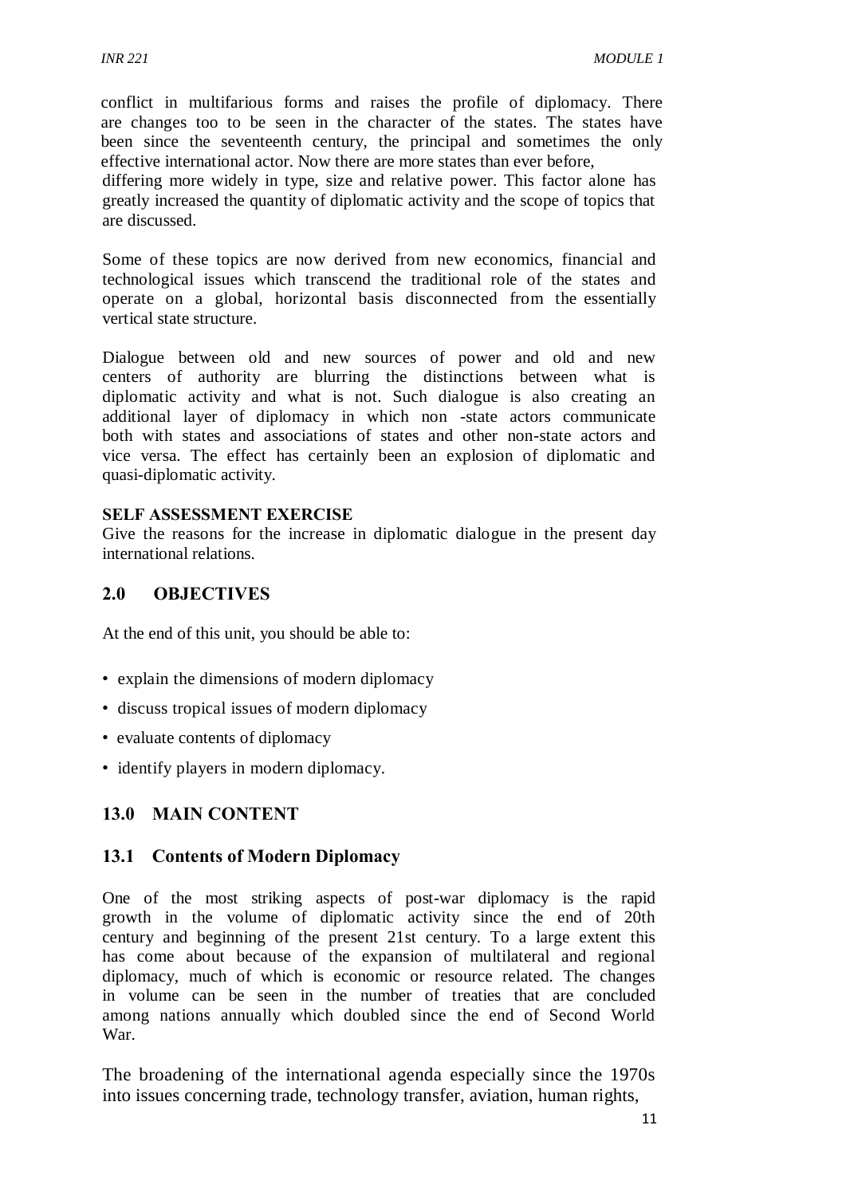conflict in multifarious forms and raises the profile of diplomacy. There are changes too to be seen in the character of the states. The states have been since the seventeenth century, the principal and sometimes the only effective international actor. Now there are more states than ever before, differing more widely in type, size and relative power. This factor alone has greatly increased the quantity of diplomatic activity and the scope of topics that are discussed.

Some of these topics are now derived from new economics, financial and technological issues which transcend the traditional role of the states and operate on a global, horizontal basis disconnected from the essentially vertical state structure.

Dialogue between old and new sources of power and old and new centers of authority are blurring the distinctions between what is diplomatic activity and what is not. Such dialogue is also creating an additional layer of diplomacy in which non -state actors communicate both with states and associations of states and other non-state actors and vice versa. The effect has certainly been an explosion of diplomatic and quasi-diplomatic activity.

**SELF ASSESSMENT EXERCISE**

Give the reasons for the increase in diplomatic dialogue in the present day international relations.

## 2.0 OBJECTIVES

At the end of this unit, you should be able to:

- explain the dimensions of modern diplomacy
- discuss tropical issues of modern diplomacy
- evaluate contents of diplomacy
- identify players in modern diplomacy.

## 13.0 MAIN CONTENT

### 13.1 Contents of Modern Diplomacy

One of the most striking aspects of post-war diplomacy is the rapid growth in the volume of diplomatic activity since the end of 20th century and beginning of the present 21st century. To a large extent this has come about because of the expansion of multilateral and regional diplomacy, much of which is economic or resource related. The changes in volume can be seen in the number of treaties that are concluded among nations annually which doubled since the end of Second World War.

The broadening of the international agenda especially since the 1970s into issues concerning trade, technology transfer, aviation, human rights,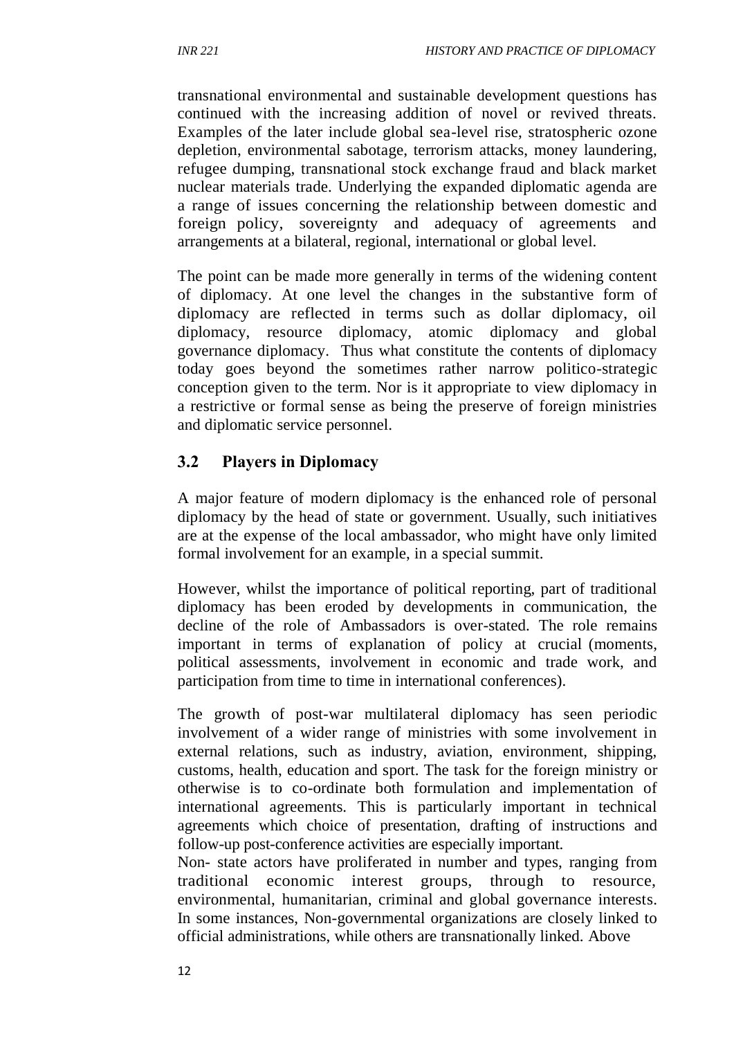transnational environmental and sustainable development questions has continued with the increasing addition of novel or revived threats. Examples of the later include global sea-level rise, stratospheric ozone depletion, environmental sabotage, terrorism attacks, money laundering, refugee dumping, transnational stock exchange fraud and black market nuclear materials trade. Underlying the expanded diplomatic agenda are a range of issues concerning the relationship between domestic and foreign policy, sovereignty and adequacy of agreements and arrangements at a bilateral, regional, international or global level.

The point can be made more generally in terms of the widening content of diplomacy. At one level the changes in the substantive form of diplomacy are reflected in terms such as dollar diplomacy, oil diplomacy, resource diplomacy, atomic diplomacy and global governance diplomacy. Thus what constitute the contents of diplomacy today goes beyond the sometimes rather narrow politico-strategic conception given to the term. Nor is it appropriate to view diplomacy in a restrictive or formal sense as being the preserve of foreign ministries and diplomatic service personnel.

## 3.2 Players in Diplomacy

A major feature of modern diplomacy is the enhanced role of personal diplomacy by the head of state or government. Usually, such initiatives are at the expense of the local ambassador, who might have only limited formal involvement for an example, in a special summit.

However, whilst the importance of political reporting, part of traditional diplomacy has been eroded by developments in communication, the decline of the role of Ambassadors is over-stated. The role remains important in terms of explanation of policy at crucial (moments, political assessments, involvement in economic and trade work, and participation from time to time in international conferences).

The growth of post-war multilateral diplomacy has seen periodic involvement of a wider range of ministries with some involvement in external relations, such as industry, aviation, environment, shipping, customs, health, education and sport. The task for the foreign ministry or otherwise is to co-ordinate both formulation and implementation of international agreements. This is particularly important in technical agreements which choice of presentation, drafting of instructions and follow-up post-conference activities are especially important.

Non- state actors have proliferated in number and types, ranging from traditional economic interest groups, through to resource, environmental, humanitarian, criminal and global governance interests. In some instances, Non-governmental organizations are closely linked to official administrations, while others are transnationally linked. Above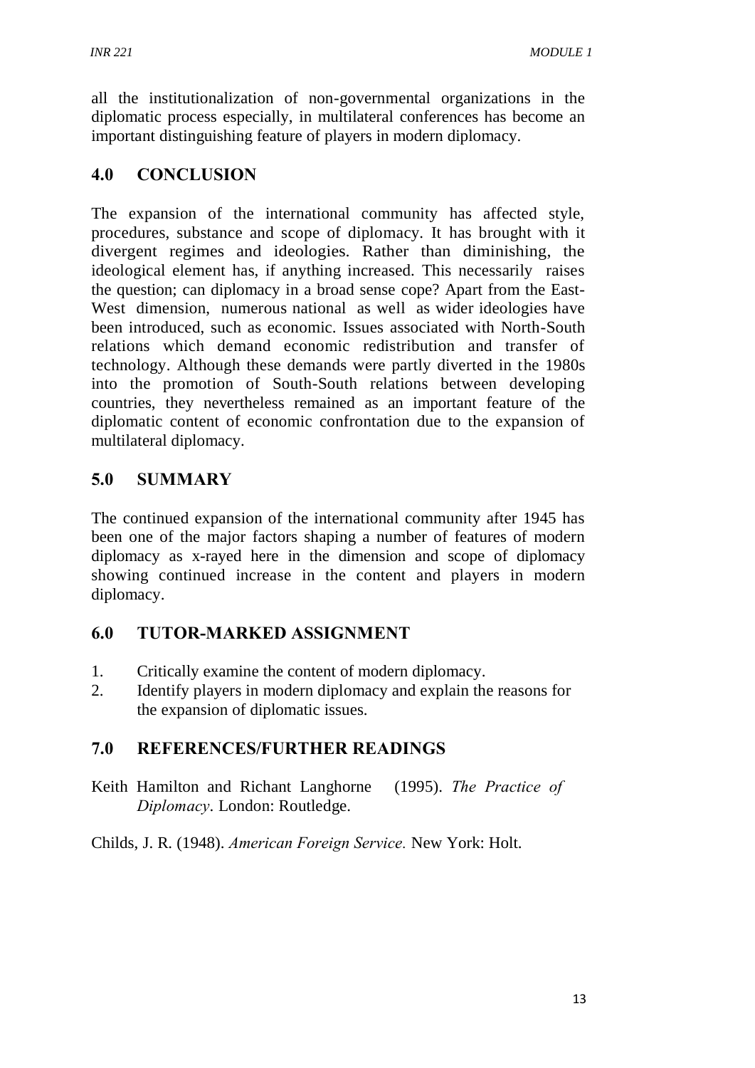all the institutionalization of non-governmental organizations in the diplomatic process especially, in multilateral conferences has become an important distinguishing feature of players in modern diplomacy.

## 4.0 CONCLUSION

The expansion of the international community has affected style, procedures, substance and scope of diplomacy. It has brought with it divergent regimes and ideologies. Rather than diminishing, the ideological element has, if anything increased. This necessarily raises the question; can diplomacy in a broad sense cope? Apart from the East-West dimension, numerous national as well as wider ideologies have been introduced, such as economic. Issues associated with North-South relations which demand economic redistribution and transfer of technology. Although these demands were partly diverted in the 1980s into the promotion of South-South relations between developing countries, they nevertheless remained as an important feature of the diplomatic content of economic confrontation due to the expansion of multilateral diplomacy.

## 5.0 SUMMARY

The continued expansion of the international community after 1945 has been one of the major factors shaping a number of features of modern diplomacy as x-rayed here in the dimension and scope of diplomacy showing continued increase in the content and players in modern diplomacy.

## 6.0 TUTOR-MARKED ASSIGNMENT

1. Critically examine the content of modern diplomacy.
2. Identify players in modern diplomacy and explain the reasons for the expansion of diplomatic issues.

## 7.0 REFERENCES/FURTHER READINGS

Keith Hamilton and Richant Langhorne (1995). *The Practice of Diplomacy*. London: Routledge.

Childs, J. R. (1948). *American Foreign Service.* New York: Holt.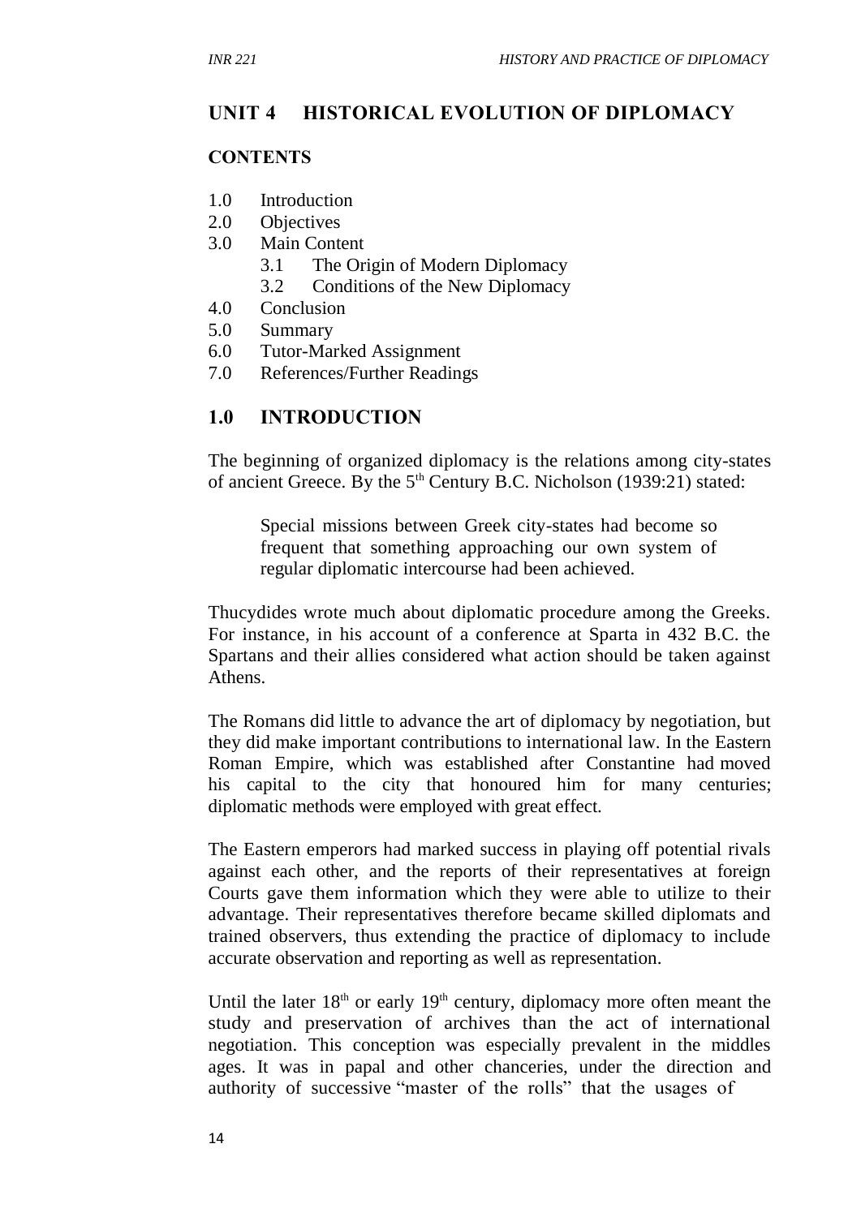## UNIT 4 HISTORICAL EVOLUTION OF DIPLOMACY

### CONTENTS

1.0 Introduction
2.0 Objectives
3.0 Main Content
   3.1 The Origin of Modern Diplomacy
   3.2 Conditions of the New Diplomacy
4.0 Conclusion
5.0 Summary
6.0 Tutor-Marked Assignment
7.0 References/Further Readings

## 1.0 INTRODUCTION

The beginning of organized diplomacy is the relations among city-states of ancient Greece. By the 5th Century B.C. Nicholson (1939:21) stated:

> Special missions between Greek city-states had become so frequent that something approaching our own system of regular diplomatic intercourse had been achieved.

Thucydides wrote much about diplomatic procedure among the Greeks. For instance, in his account of a conference at Sparta in 432 B.C. the Spartans and their allies considered what action should be taken against Athens.

The Romans did little to advance the art of diplomacy by negotiation, but they did make important contributions to international law. In the Eastern Roman Empire, which was established after Constantine had moved his capital to the city that honoured him for many centuries; diplomatic methods were employed with great effect.

The Eastern emperors had marked success in playing off potential rivals against each other, and the reports of their representatives at foreign Courts gave them information which they were able to utilize to their advantage. Their representatives therefore became skilled diplomats and trained observers, thus extending the practice of diplomacy to include accurate observation and reporting as well as representation.

Until the later 18th or early 19th century, diplomacy more often meant the study and preservation of archives than the act of international negotiation. This conception was especially prevalent in the middles ages. It was in papal and other chanceries, under the direction and authority of successive "master of the rolls" that the usages of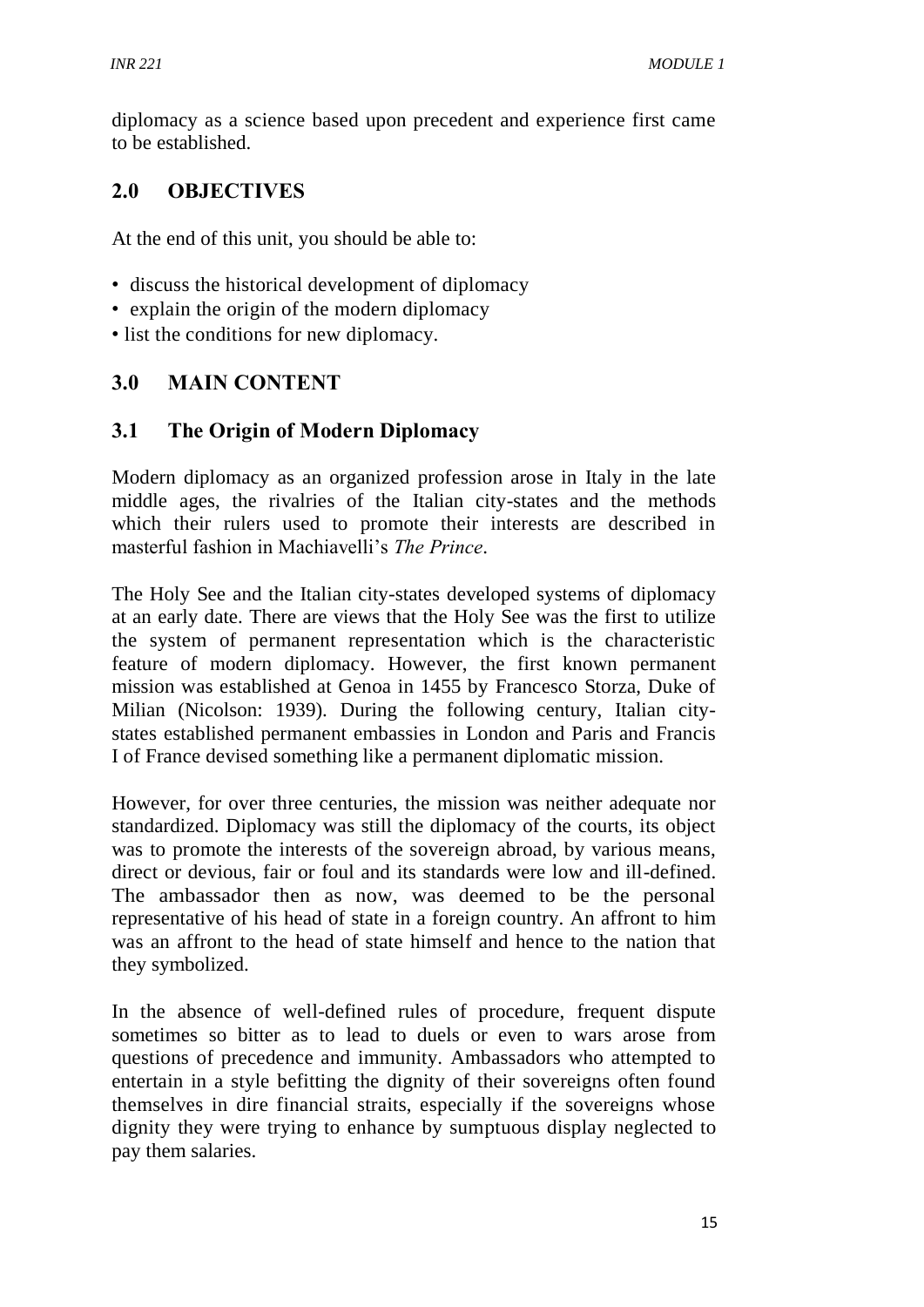diplomacy as a science based upon precedent and experience first came to be established.

## 2.0 OBJECTIVES

At the end of this unit, you should be able to:

- discuss the historical development of diplomacy
- explain the origin of the modern diplomacy
- list the conditions for new diplomacy.

## 3.0 MAIN CONTENT

### 3.1 The Origin of Modern Diplomacy

Modern diplomacy as an organized profession arose in Italy in the late middle ages, the rivalries of the Italian city-states and the methods which their rulers used to promote their interests are described in masterful fashion in Machiavelli's *The Prince*.

The Holy See and the Italian city-states developed systems of diplomacy at an early date. There are views that the Holy See was the first to utilize the system of permanent representation which is the characteristic feature of modern diplomacy. However, the first known permanent mission was established at Genoa in 1455 by Francesco Storza, Duke of Milian (Nicolson: 1939). During the following century, Italian city-states established permanent embassies in London and Paris and Francis I of France devised something like a permanent diplomatic mission.

However, for over three centuries, the mission was neither adequate nor standardized. Diplomacy was still the diplomacy of the courts, its object was to promote the interests of the sovereign abroad, by various means, direct or devious, fair or foul and its standards were low and ill-defined. The ambassador then as now, was deemed to be the personal representative of his head of state in a foreign country. An affront to him was an affront to the head of state himself and hence to the nation that they symbolized.

In the absence of well-defined rules of procedure, frequent dispute sometimes so bitter as to lead to duels or even to wars arose from questions of precedence and immunity. Ambassadors who attempted to entertain in a style befitting the dignity of their sovereigns often found themselves in dire financial straits, especially if the sovereigns whose dignity they were trying to enhance by sumptuous display neglected to pay them salaries.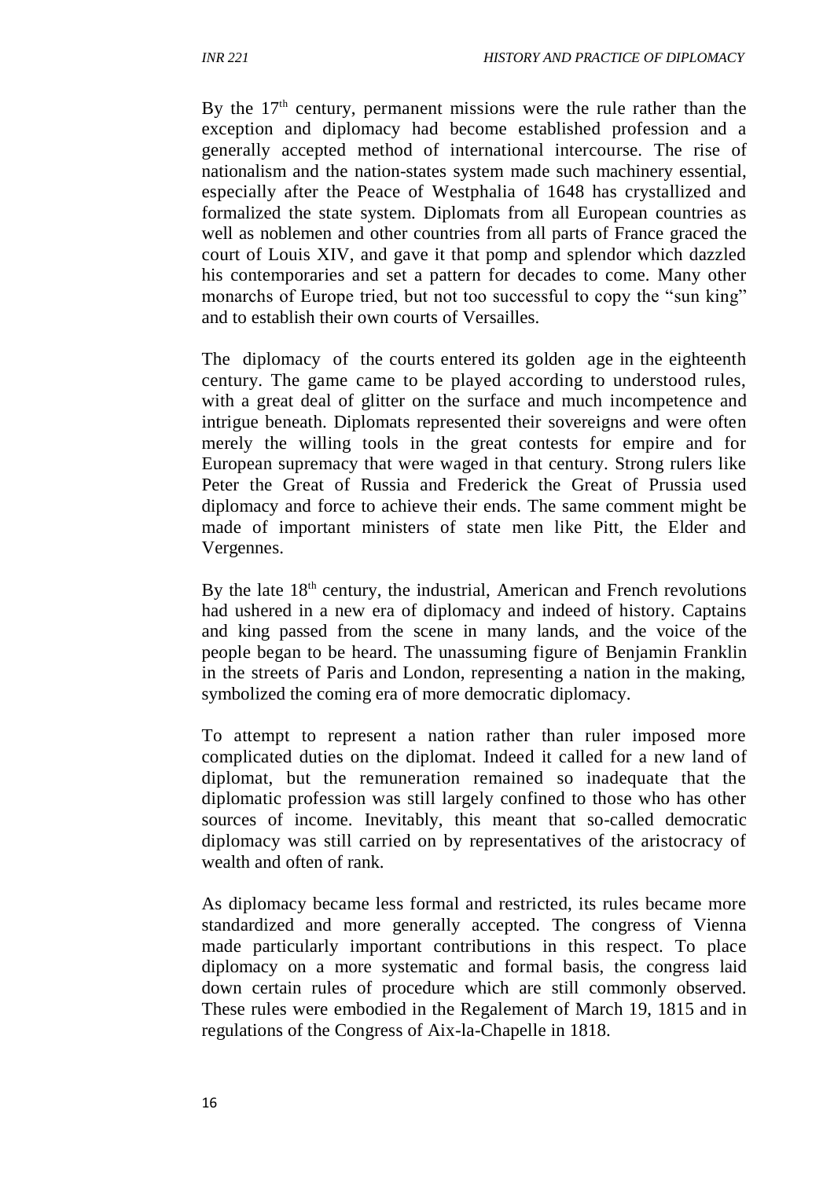By the 17th century, permanent missions were the rule rather than the exception and diplomacy had become established profession and a generally accepted method of international intercourse. The rise of nationalism and the nation-states system made such machinery essential, especially after the Peace of Westphalia of 1648 has crystallized and formalized the state system. Diplomats from all European countries as well as noblemen and other countries from all parts of France graced the court of Louis XIV, and gave it that pomp and splendor which dazzled his contemporaries and set a pattern for decades to come. Many other monarchs of Europe tried, but not too successful to copy the "sun king" and to establish their own courts of Versailles.

The diplomacy of the courts entered its golden age in the eighteenth century. The game came to be played according to understood rules, with a great deal of glitter on the surface and much incompetence and intrigue beneath. Diplomats represented their sovereigns and were often merely the willing tools in the great contests for empire and for European supremacy that were waged in that century. Strong rulers like Peter the Great of Russia and Frederick the Great of Prussia used diplomacy and force to achieve their ends. The same comment might be made of important ministers of state men like Pitt, the Elder and Vergennes.

By the late 18th century, the industrial, American and French revolutions had ushered in a new era of diplomacy and indeed of history. Captains and king passed from the scene in many lands, and the voice of the people began to be heard. The unassuming figure of Benjamin Franklin in the streets of Paris and London, representing a nation in the making, symbolized the coming era of more democratic diplomacy.

To attempt to represent a nation rather than ruler imposed more complicated duties on the diplomat. Indeed it called for a new land of diplomat, but the remuneration remained so inadequate that the diplomatic profession was still largely confined to those who has other sources of income. Inevitably, this meant that so-called democratic diplomacy was still carried on by representatives of the aristocracy of wealth and often of rank.

As diplomacy became less formal and restricted, its rules became more standardized and more generally accepted. The congress of Vienna made particularly important contributions in this respect. To place diplomacy on a more systematic and formal basis, the congress laid down certain rules of procedure which are still commonly observed. These rules were embodied in the Regalement of March 19, 1815 and in regulations of the Congress of Aix-la-Chapelle in 1818.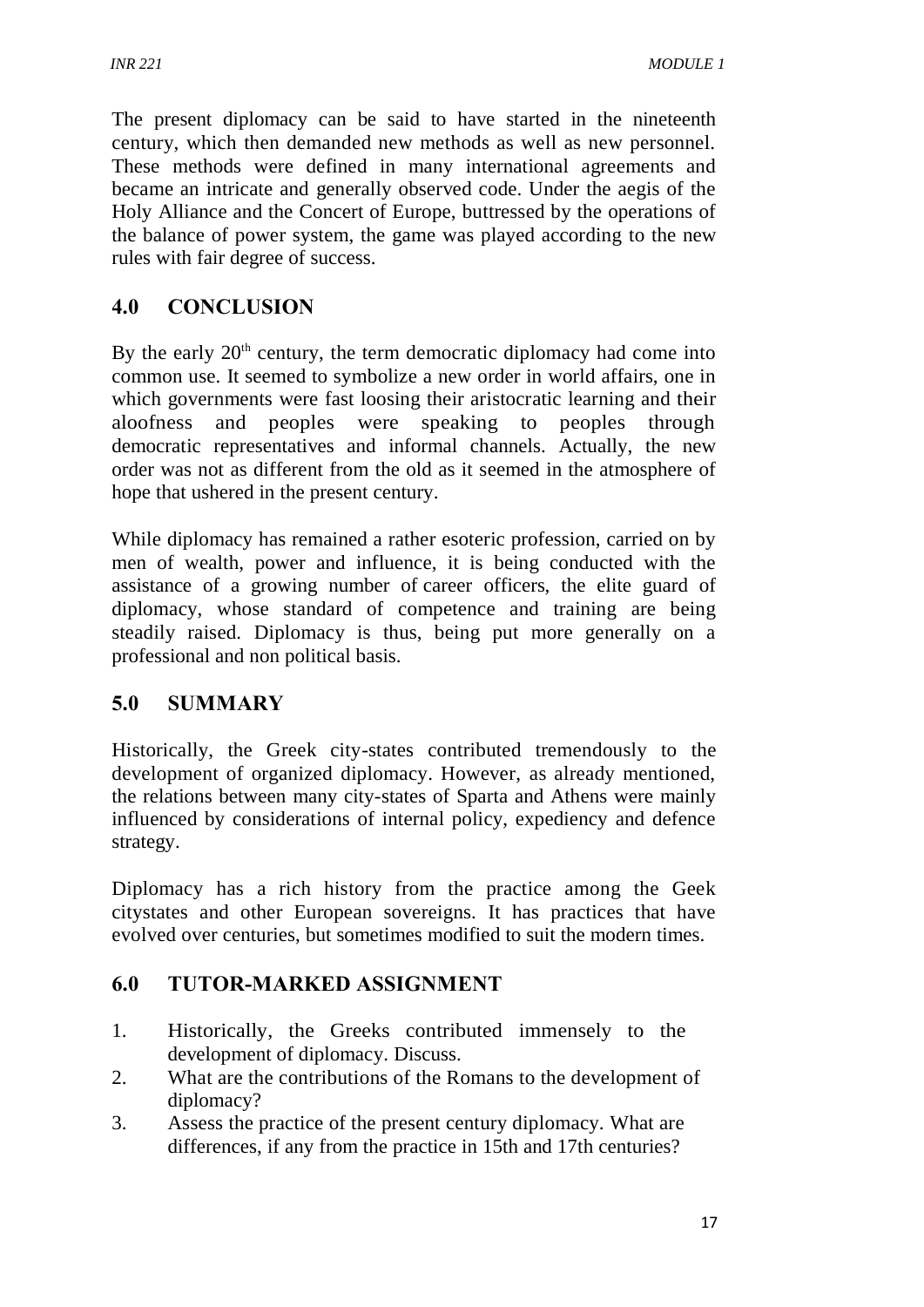The present diplomacy can be said to have started in the nineteenth century, which then demanded new methods as well as new personnel. These methods were defined in many international agreements and became an intricate and generally observed code. Under the aegis of the Holy Alliance and the Concert of Europe, buttressed by the operations of the balance of power system, the game was played according to the new rules with fair degree of success.

## 4.0 CONCLUSION

By the early 20th century, the term democratic diplomacy had come into common use. It seemed to symbolize a new order in world affairs, one in which governments were fast loosing their aristocratic learning and their aloofness and peoples were speaking to peoples through democratic representatives and informal channels. Actually, the new order was not as different from the old as it seemed in the atmosphere of hope that ushered in the present century.

While diplomacy has remained a rather esoteric profession, carried on by men of wealth, power and influence, it is being conducted with the assistance of a growing number of career officers, the elite guard of diplomacy, whose standard of competence and training are being steadily raised. Diplomacy is thus, being put more generally on a professional and non political basis.

## 5.0 SUMMARY

Historically, the Greek city-states contributed tremendously to the development of organized diplomacy. However, as already mentioned, the relations between many city-states of Sparta and Athens were mainly influenced by considerations of internal policy, expediency and defence strategy.

Diplomacy has a rich history from the practice among the Geek citystates and other European sovereigns. It has practices that have evolved over centuries, but sometimes modified to suit the modern times.

## 6.0 TUTOR-MARKED ASSIGNMENT

1. Historically, the Greeks contributed immensely to the development of diplomacy. Discuss.
2. What are the contributions of the Romans to the development of diplomacy?
3. Assess the practice of the present century diplomacy. What are differences, if any from the practice in 15th and 17th centuries?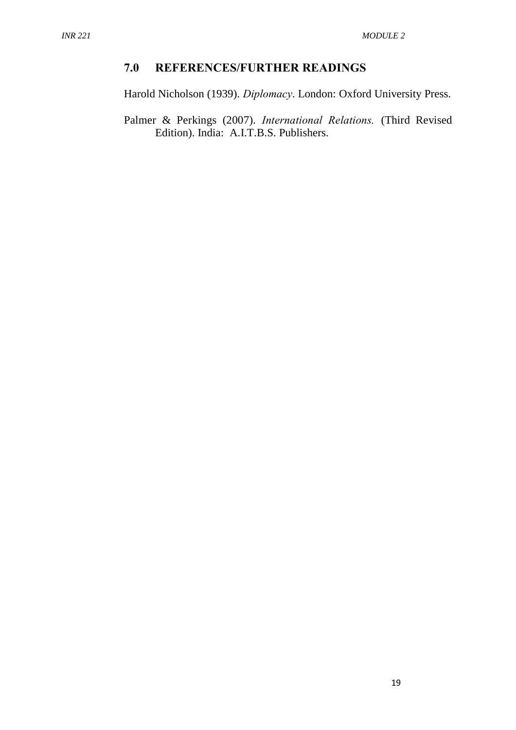## 7.0 REFERENCES/FURTHER READINGS

Harold Nicholson (1939). *Diplomacy*. London: Oxford University Press.

Palmer & Perkings (2007). *International Relations.* (Third Revised Edition). India: A.I.T.B.S. Publishers.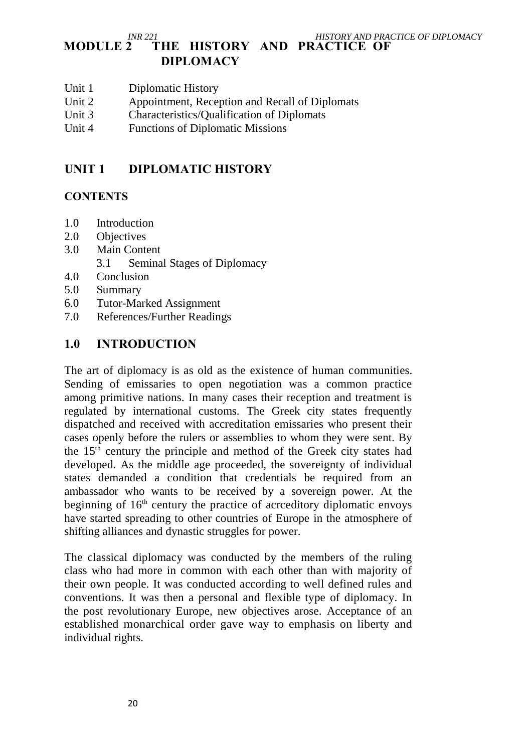# MODULE 2 THE HISTORY AND PRACTICE OF DIPLOMACY

Unit 1 Diplomatic History
Unit 2 Appointment, Reception and Recall of Diplomats
Unit 3 Characteristics/Qualification of Diplomats
Unit 4 Functions of Diplomatic Missions

## UNIT 1 DIPLOMATIC HISTORY

### CONTENTS

1.0 Introduction
2.0 Objectives
3.0 Main Content
 3.1 Seminal Stages of Diplomacy
4.0 Conclusion
5.0 Summary
6.0 Tutor-Marked Assignment
7.0 References/Further Readings

## 1.0 INTRODUCTION

The art of diplomacy is as old as the existence of human communities. Sending of emissaries to open negotiation was a common practice among primitive nations. In many cases their reception and treatment is regulated by international customs. The Greek city states frequently dispatched and received with accreditation emissaries who present their cases openly before the rulers or assemblies to whom they were sent. By the 15th century the principle and method of the Greek city states had developed. As the middle age proceeded, the sovereignty of individual states demanded a condition that credentials be required from an ambassador who wants to be received by a sovereign power. At the beginning of 16th century the practice of acrceditory diplomatic envoys have started spreading to other countries of Europe in the atmosphere of shifting alliances and dynastic struggles for power.

The classical diplomacy was conducted by the members of the ruling class who had more in common with each other than with majority of their own people. It was conducted according to well defined rules and conventions. It was then a personal and flexible type of diplomacy. In the post revolutionary Europe, new objectives arose. Acceptance of an established monarchical order gave way to emphasis on liberty and individual rights.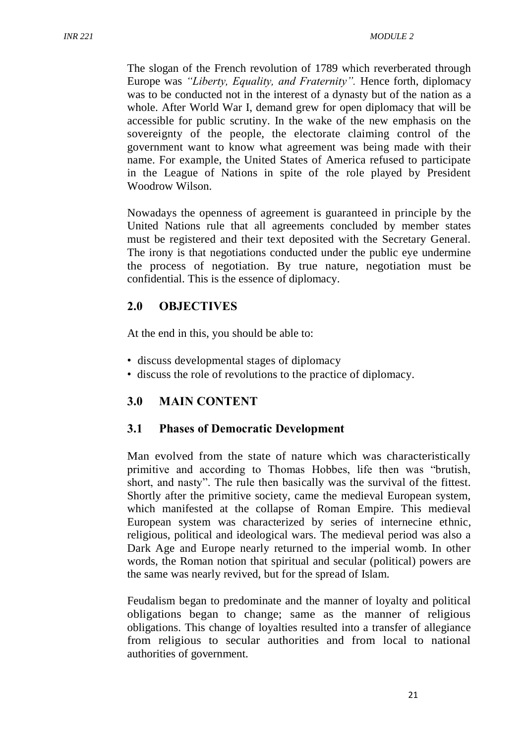The slogan of the French revolution of 1789 which reverberated through Europe was *"Liberty, Equality, and Fraternity".* Hence forth, diplomacy was to be conducted not in the interest of a dynasty but of the nation as a whole. After World War I, demand grew for open diplomacy that will be accessible for public scrutiny. In the wake of the new emphasis on the sovereignty of the people, the electorate claiming control of the government want to know what agreement was being made with their name. For example, the United States of America refused to participate in the League of Nations in spite of the role played by President Woodrow Wilson.

Nowadays the openness of agreement is guaranteed in principle by the United Nations rule that all agreements concluded by member states must be registered and their text deposited with the Secretary General. The irony is that negotiations conducted under the public eye undermine the process of negotiation. By true nature, negotiation must be confidential. This is the essence of diplomacy.

## 2.0 OBJECTIVES

At the end in this, you should be able to:

- discuss developmental stages of diplomacy
- discuss the role of revolutions to the practice of diplomacy.

## 3.0 MAIN CONTENT

### 3.1 Phases of Democratic Development

Man evolved from the state of nature which was characteristically primitive and according to Thomas Hobbes, life then was "brutish, short, and nasty". The rule then basically was the survival of the fittest. Shortly after the primitive society, came the medieval European system, which manifested at the collapse of Roman Empire. This medieval European system was characterized by series of internecine ethnic, religious, political and ideological wars. The medieval period was also a Dark Age and Europe nearly returned to the imperial womb. In other words, the Roman notion that spiritual and secular (political) powers are the same was nearly revived, but for the spread of Islam.

Feudalism began to predominate and the manner of loyalty and political obligations began to change; same as the manner of religious obligations. This change of loyalties resulted into a transfer of allegiance from religious to secular authorities and from local to national authorities of government.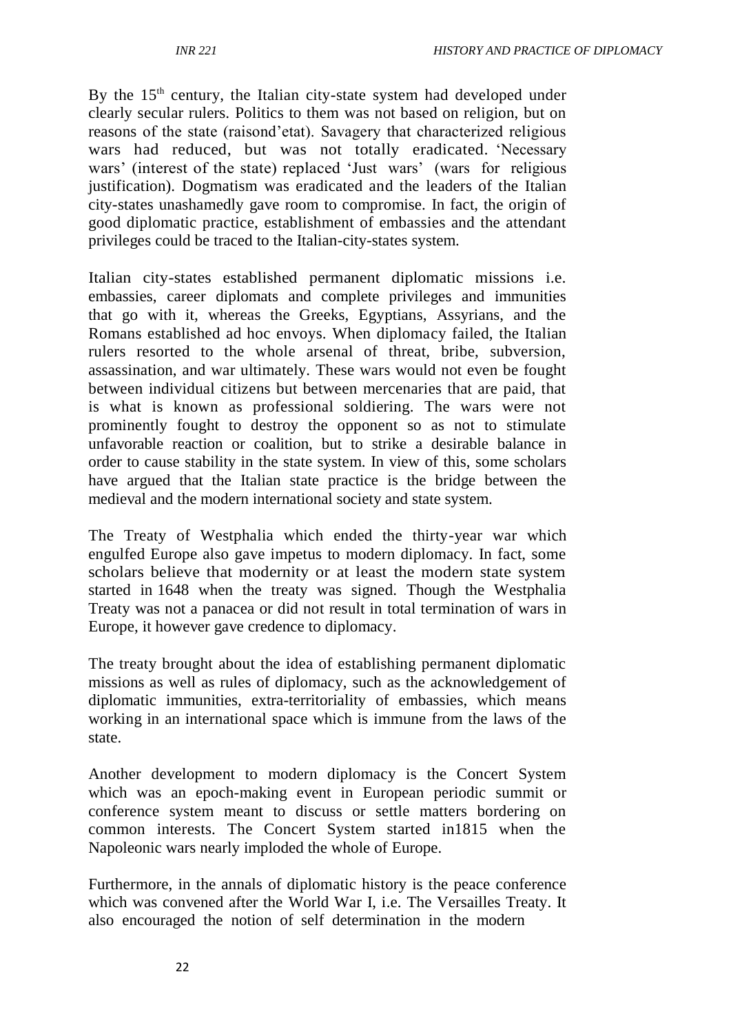By the 15th century, the Italian city-state system had developed under clearly secular rulers. Politics to them was not based on religion, but on reasons of the state (raisond'etat). Savagery that characterized religious wars had reduced, but was not totally eradicated. 'Necessary wars' (interest of the state) replaced 'Just wars' (wars for religious justification). Dogmatism was eradicated and the leaders of the Italian city-states unashamedly gave room to compromise. In fact, the origin of good diplomatic practice, establishment of embassies and the attendant privileges could be traced to the Italian-city-states system.

Italian city-states established permanent diplomatic missions i.e. embassies, career diplomats and complete privileges and immunities that go with it, whereas the Greeks, Egyptians, Assyrians, and the Romans established ad hoc envoys. When diplomacy failed, the Italian rulers resorted to the whole arsenal of threat, bribe, subversion, assassination, and war ultimately. These wars would not even be fought between individual citizens but between mercenaries that are paid, that is what is known as professional soldiering. The wars were not prominently fought to destroy the opponent so as not to stimulate unfavorable reaction or coalition, but to strike a desirable balance in order to cause stability in the state system. In view of this, some scholars have argued that the Italian state practice is the bridge between the medieval and the modern international society and state system.

The Treaty of Westphalia which ended the thirty-year war which engulfed Europe also gave impetus to modern diplomacy. In fact, some scholars believe that modernity or at least the modern state system started in 1648 when the treaty was signed. Though the Westphalia Treaty was not a panacea or did not result in total termination of wars in Europe, it however gave credence to diplomacy.

The treaty brought about the idea of establishing permanent diplomatic missions as well as rules of diplomacy, such as the acknowledgement of diplomatic immunities, extra-territoriality of embassies, which means working in an international space which is immune from the laws of the state.

Another development to modern diplomacy is the Concert System which was an epoch-making event in European periodic summit or conference system meant to discuss or settle matters bordering on common interests. The Concert System started in1815 when the Napoleonic wars nearly imploded the whole of Europe.

Furthermore, in the annals of diplomatic history is the peace conference which was convened after the World War I, i.e. The Versailles Treaty. It also encouraged the notion of self determination in the modern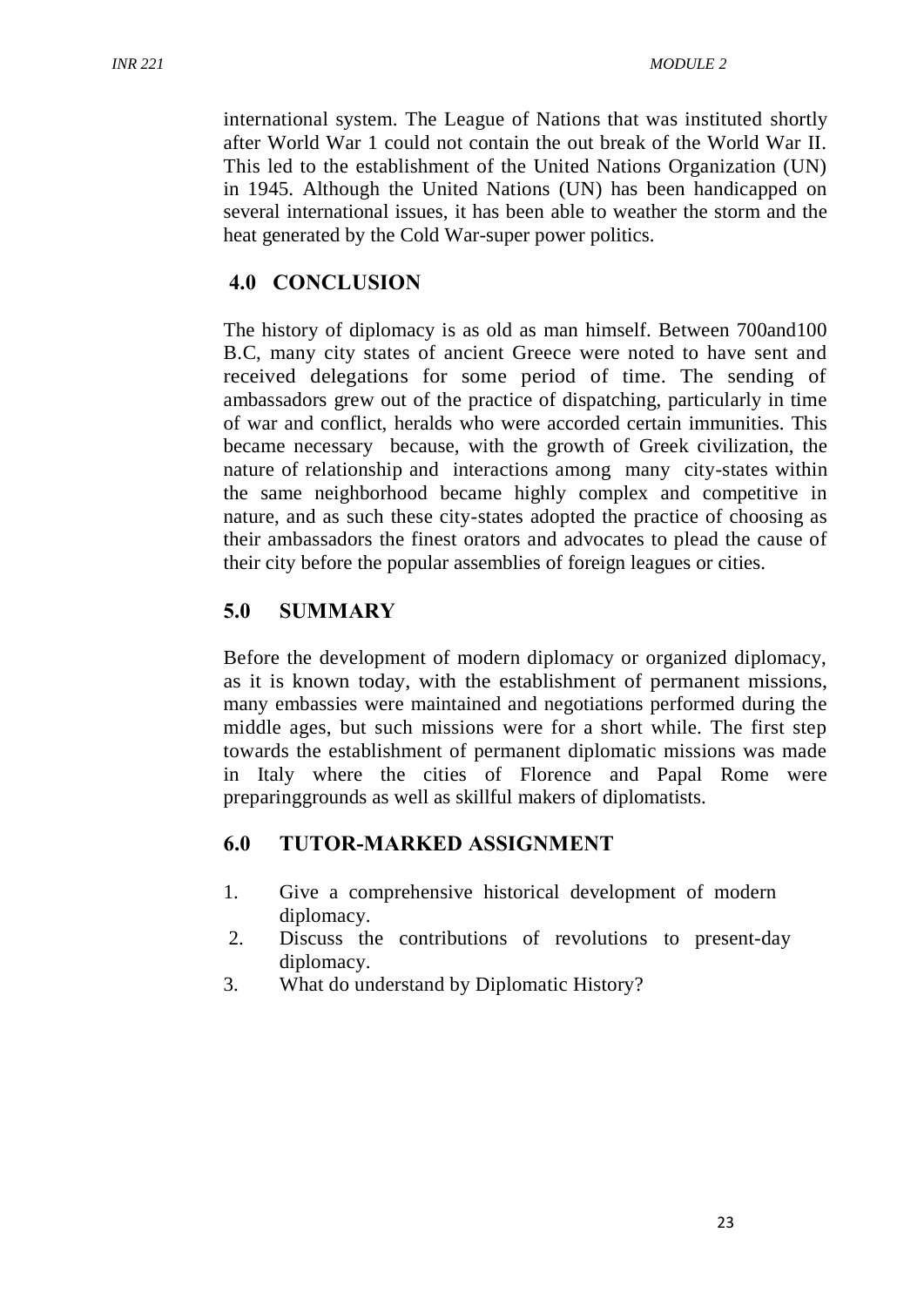international system. The League of Nations that was instituted shortly after World War 1 could not contain the out break of the World War II. This led to the establishment of the United Nations Organization (UN) in 1945. Although the United Nations (UN) has been handicapped on several international issues, it has been able to weather the storm and the heat generated by the Cold War-super power politics.

## 4.0 CONCLUSION

The history of diplomacy is as old as man himself. Between 700and100 B.C, many city states of ancient Greece were noted to have sent and received delegations for some period of time. The sending of ambassadors grew out of the practice of dispatching, particularly in time of war and conflict, heralds who were accorded certain immunities. This became necessary because, with the growth of Greek civilization, the nature of relationship and interactions among many city-states within the same neighborhood became highly complex and competitive in nature, and as such these city-states adopted the practice of choosing as their ambassadors the finest orators and advocates to plead the cause of their city before the popular assemblies of foreign leagues or cities.

## 5.0 SUMMARY

Before the development of modern diplomacy or organized diplomacy, as it is known today, with the establishment of permanent missions, many embassies were maintained and negotiations performed during the middle ages, but such missions were for a short while. The first step towards the establishment of permanent diplomatic missions was made in Italy where the cities of Florence and Papal Rome were preparinggrounds as well as skillful makers of diplomatists.

## 6.0 TUTOR-MARKED ASSIGNMENT

1. Give a comprehensive historical development of modern diplomacy.
2. Discuss the contributions of revolutions to present-day diplomacy.
3. What do understand by Diplomatic History?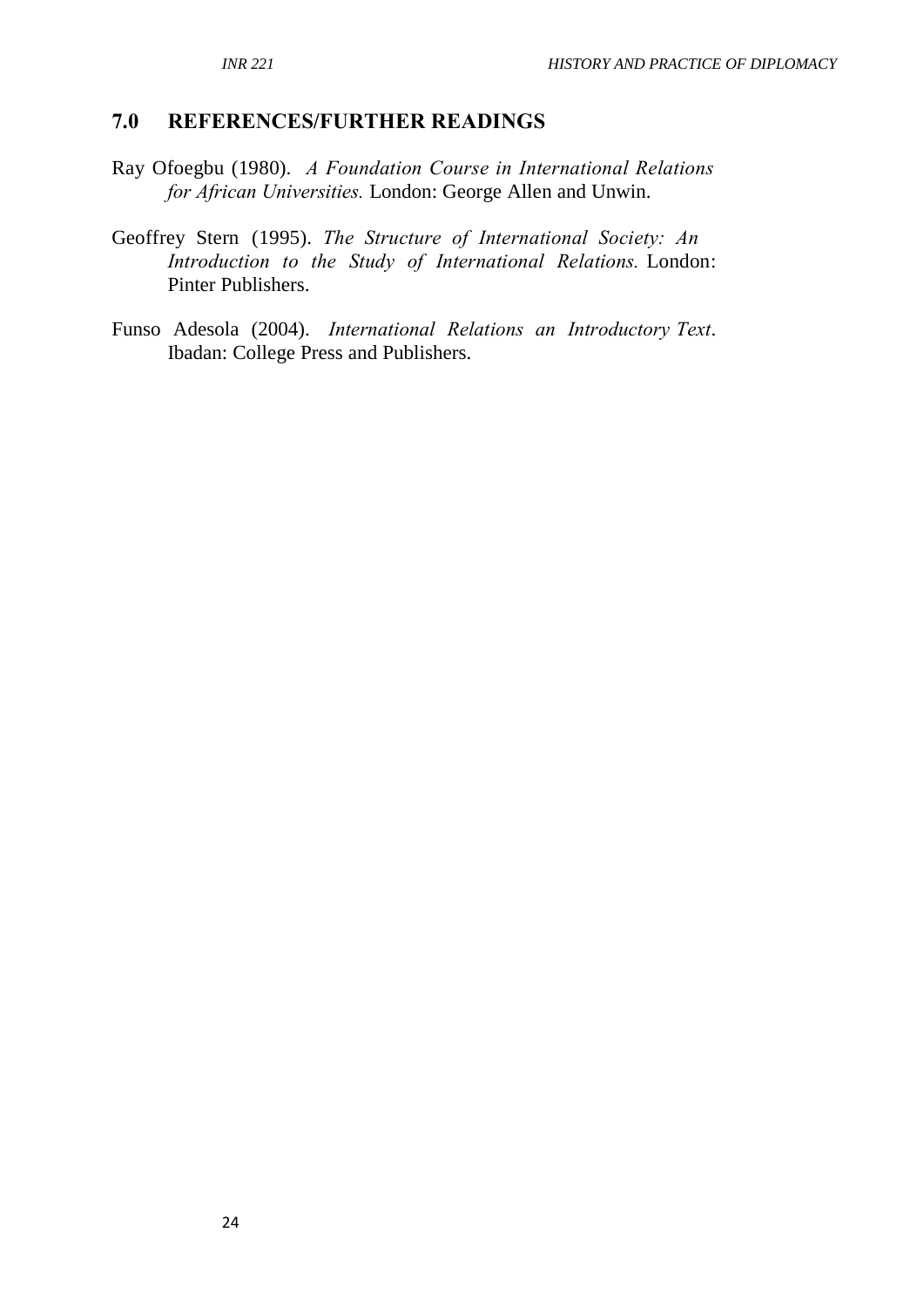## 7.0 REFERENCES/FURTHER READINGS

Ray Ofoegbu (1980). *A Foundation Course in International Relations for African Universities.* London: George Allen and Unwin.

Geoffrey Stern (1995). *The Structure of International Society: An Introduction to the Study of International Relations.* London: Pinter Publishers.

Funso Adesola (2004). *International Relations an Introductory Text*. Ibadan: College Press and Publishers.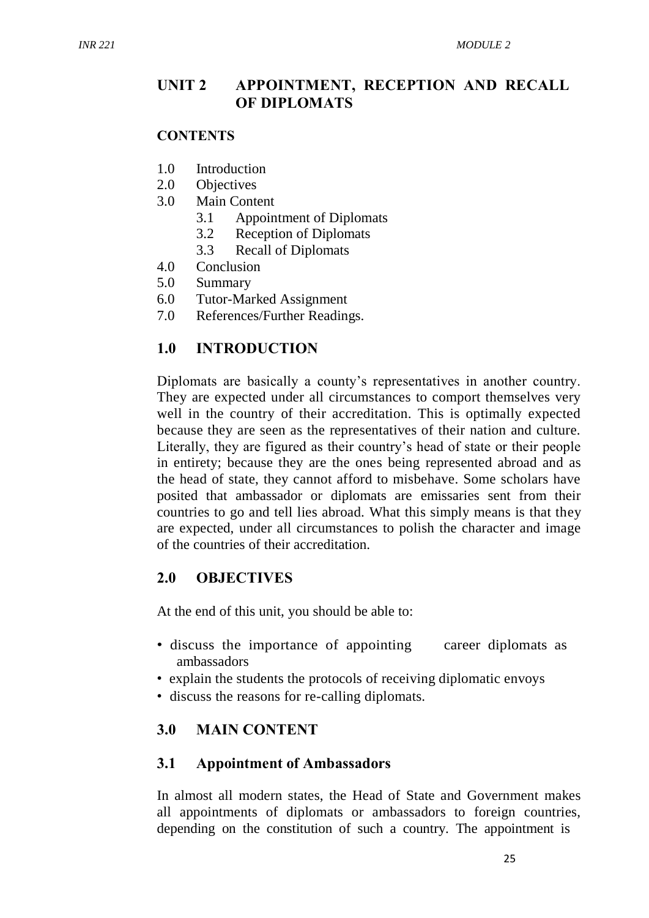## UNIT 2 APPOINTMENT, RECEPTION AND RECALL OF DIPLOMATS

### CONTENTS

1.0 Introduction
2.0 Objectives
3.0 Main Content
 3.1 Appointment of Diplomats
 3.2 Reception of Diplomats
 3.3 Recall of Diplomats
4.0 Conclusion
5.0 Summary
6.0 Tutor-Marked Assignment
7.0 References/Further Readings.

## 1.0 INTRODUCTION

Diplomats are basically a county's representatives in another country. They are expected under all circumstances to comport themselves very well in the country of their accreditation. This is optimally expected because they are seen as the representatives of their nation and culture. Literally, they are figured as their country's head of state or their people in entirety; because they are the ones being represented abroad and as the head of state, they cannot afford to misbehave. Some scholars have posited that ambassador or diplomats are emissaries sent from their countries to go and tell lies abroad. What this simply means is that they are expected, under all circumstances to polish the character and image of the countries of their accreditation.

## 2.0 OBJECTIVES

At the end of this unit, you should be able to:

- discuss the importance of appointing career diplomats as ambassadors
- explain the students the protocols of receiving diplomatic envoys
- discuss the reasons for re-calling diplomats.

## 3.0 MAIN CONTENT

### 3.1 Appointment of Ambassadors

In almost all modern states, the Head of State and Government makes all appointments of diplomats or ambassadors to foreign countries, depending on the constitution of such a country. The appointment is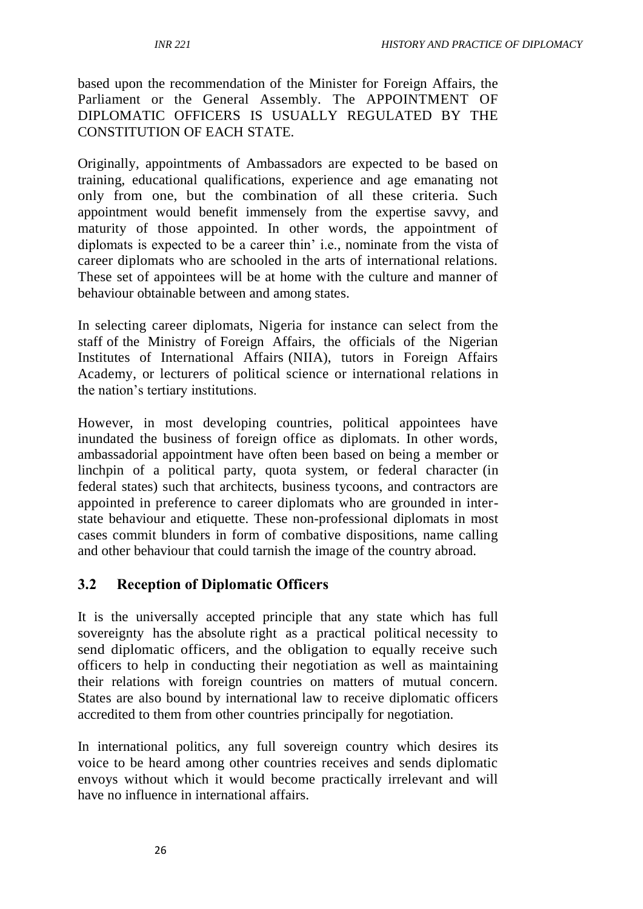based upon the recommendation of the Minister for Foreign Affairs, the Parliament or the General Assembly. The APPOINTMENT OF DIPLOMATIC OFFICERS IS USUALLY REGULATED BY THE CONSTITUTION OF EACH STATE.

Originally, appointments of Ambassadors are expected to be based on training, educational qualifications, experience and age emanating not only from one, but the combination of all these criteria. Such appointment would benefit immensely from the expertise savvy, and maturity of those appointed. In other words, the appointment of diplomats is expected to be a career thin' i.e., nominate from the vista of career diplomats who are schooled in the arts of international relations. These set of appointees will be at home with the culture and manner of behaviour obtainable between and among states.

In selecting career diplomats, Nigeria for instance can select from the staff of the Ministry of Foreign Affairs, the officials of the Nigerian Institutes of International Affairs (NIIA), tutors in Foreign Affairs Academy, or lecturers of political science or international relations in the nation's tertiary institutions.

However, in most developing countries, political appointees have inundated the business of foreign office as diplomats. In other words, ambassadorial appointment have often been based on being a member or linchpin of a political party, quota system, or federal character (in federal states) such that architects, business tycoons, and contractors are appointed in preference to career diplomats who are grounded in inter-state behaviour and etiquette. These non-professional diplomats in most cases commit blunders in form of combative dispositions, name calling and other behaviour that could tarnish the image of the country abroad.

## 3.2 Reception of Diplomatic Officers

It is the universally accepted principle that any state which has full sovereignty has the absolute right as a practical political necessity to send diplomatic officers, and the obligation to equally receive such officers to help in conducting their negotiation as well as maintaining their relations with foreign countries on matters of mutual concern. States are also bound by international law to receive diplomatic officers accredited to them from other countries principally for negotiation.

In international politics, any full sovereign country which desires its voice to be heard among other countries receives and sends diplomatic envoys without which it would become practically irrelevant and will have no influence in international affairs.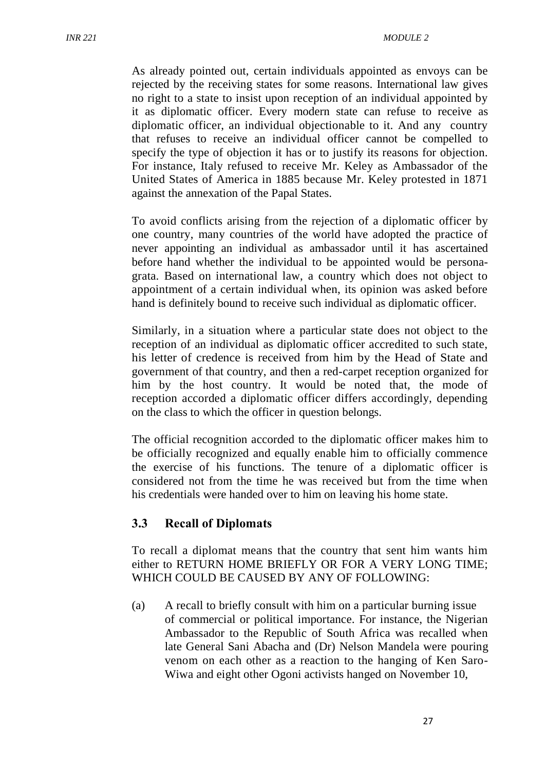As already pointed out, certain individuals appointed as envoys can be rejected by the receiving states for some reasons. International law gives no right to a state to insist upon reception of an individual appointed by it as diplomatic officer. Every modern state can refuse to receive as diplomatic officer, an individual objectionable to it. And any country that refuses to receive an individual officer cannot be compelled to specify the type of objection it has or to justify its reasons for objection. For instance, Italy refused to receive Mr. Keley as Ambassador of the United States of America in 1885 because Mr. Keley protested in 1871 against the annexation of the Papal States.

To avoid conflicts arising from the rejection of a diplomatic officer by one country, many countries of the world have adopted the practice of never appointing an individual as ambassador until it has ascertained before hand whether the individual to be appointed would be persona-grata. Based on international law, a country which does not object to appointment of a certain individual when, its opinion was asked before hand is definitely bound to receive such individual as diplomatic officer.

Similarly, in a situation where a particular state does not object to the reception of an individual as diplomatic officer accredited to such state, his letter of credence is received from him by the Head of State and government of that country, and then a red-carpet reception organized for him by the host country. It would be noted that, the mode of reception accorded a diplomatic officer differs accordingly, depending on the class to which the officer in question belongs.

The official recognition accorded to the diplomatic officer makes him to be officially recognized and equally enable him to officially commence the exercise of his functions. The tenure of a diplomatic officer is considered not from the time he was received but from the time when his credentials were handed over to him on leaving his home state.

### 3.3 Recall of Diplomats

To recall a diplomat means that the country that sent him wants him either to RETURN HOME BRIEFLY OR FOR A VERY LONG TIME; WHICH COULD BE CAUSED BY ANY OF FOLLOWING:

(a) A recall to briefly consult with him on a particular burning issue of commercial or political importance. For instance, the Nigerian Ambassador to the Republic of South Africa was recalled when late General Sani Abacha and (Dr) Nelson Mandela were pouring venom on each other as a reaction to the hanging of Ken Saro-Wiwa and eight other Ogoni activists hanged on November 10,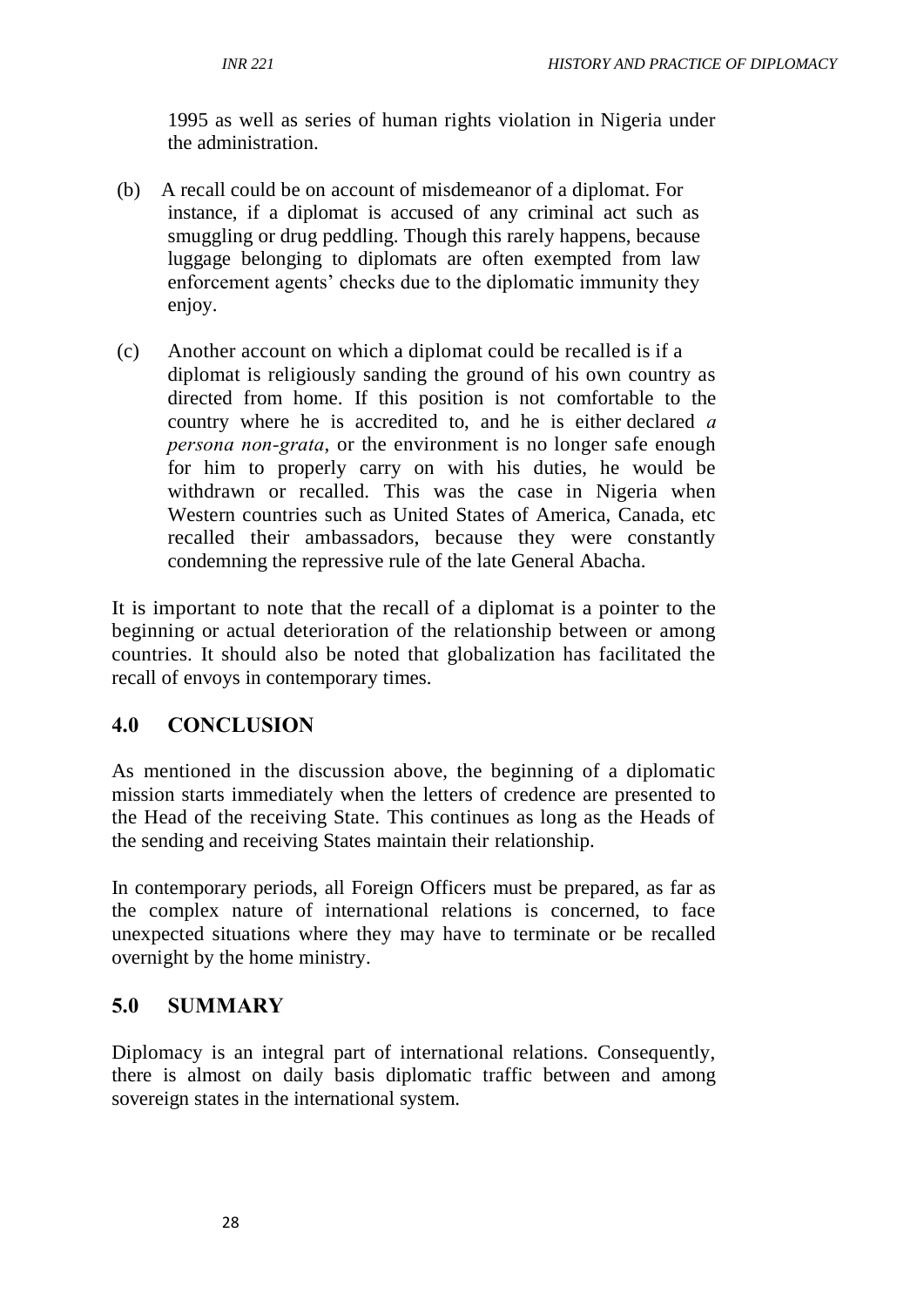1995 as well as series of human rights violation in Nigeria under the administration.

(b) A recall could be on account of misdemeanor of a diplomat. For instance, if a diplomat is accused of any criminal act such as smuggling or drug peddling. Though this rarely happens, because luggage belonging to diplomats are often exempted from law enforcement agents' checks due to the diplomatic immunity they enjoy.

(c) Another account on which a diplomat could be recalled is if a diplomat is religiously sanding the ground of his own country as directed from home. If this position is not comfortable to the country where he is accredited to, and he is either declared *a persona non-grata*, or the environment is no longer safe enough for him to properly carry on with his duties, he would be withdrawn or recalled. This was the case in Nigeria when Western countries such as United States of America, Canada, etc recalled their ambassadors, because they were constantly condemning the repressive rule of the late General Abacha.

It is important to note that the recall of a diplomat is a pointer to the beginning or actual deterioration of the relationship between or among countries. It should also be noted that globalization has facilitated the recall of envoys in contemporary times.

## 4.0 CONCLUSION

As mentioned in the discussion above, the beginning of a diplomatic mission starts immediately when the letters of credence are presented to the Head of the receiving State. This continues as long as the Heads of the sending and receiving States maintain their relationship.

In contemporary periods, all Foreign Officers must be prepared, as far as the complex nature of international relations is concerned, to face unexpected situations where they may have to terminate or be recalled overnight by the home ministry.

## 5.0 SUMMARY

Diplomacy is an integral part of international relations. Consequently, there is almost on daily basis diplomatic traffic between and among sovereign states in the international system.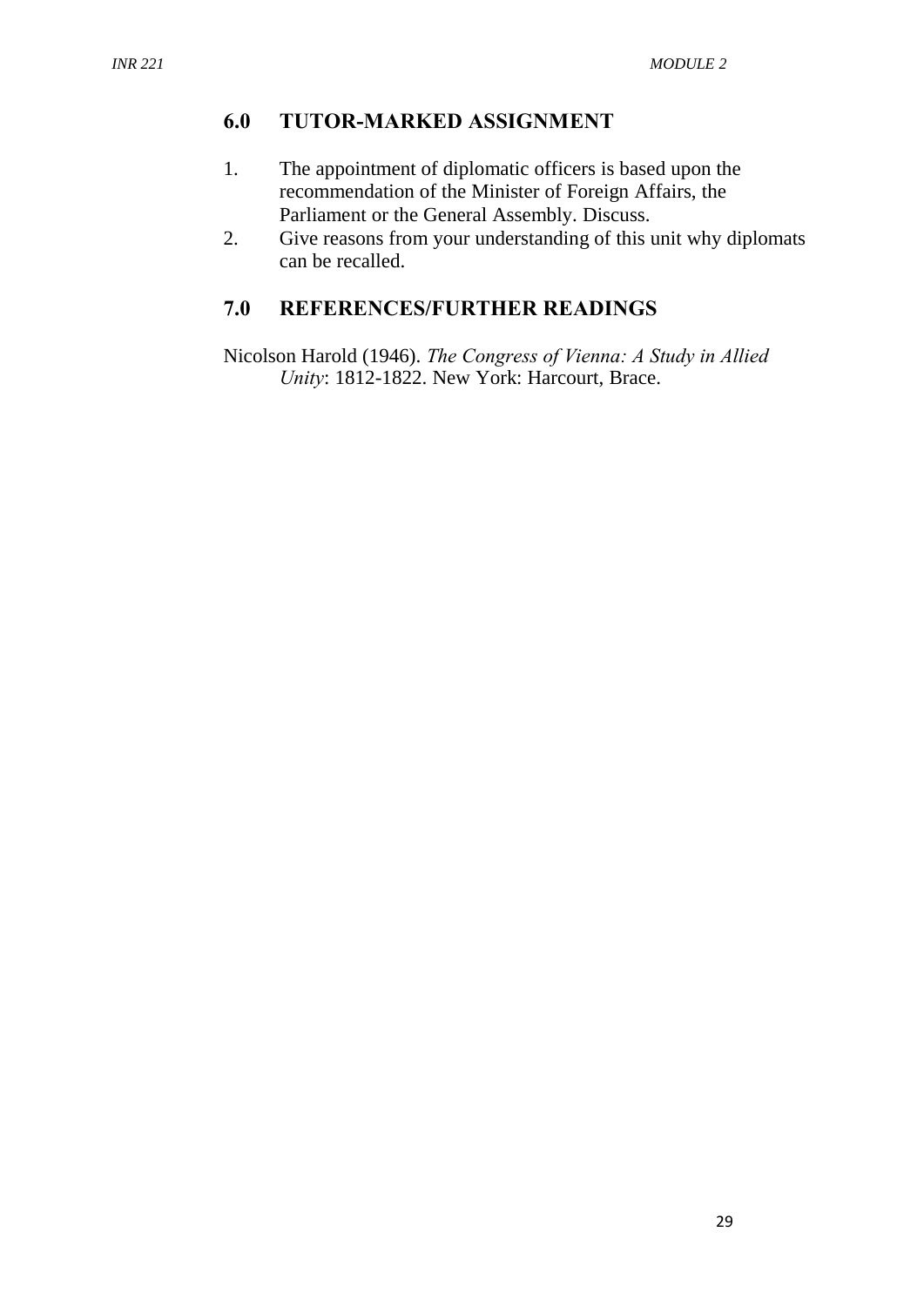## 6.0 TUTOR-MARKED ASSIGNMENT

1. The appointment of diplomatic officers is based upon the recommendation of the Minister of Foreign Affairs, the Parliament or the General Assembly. Discuss.
2. Give reasons from your understanding of this unit why diplomats can be recalled.

## 7.0 REFERENCES/FURTHER READINGS

Nicolson Harold (1946). *The Congress of Vienna: A Study in Allied Unity*: 1812-1822. New York: Harcourt, Brace.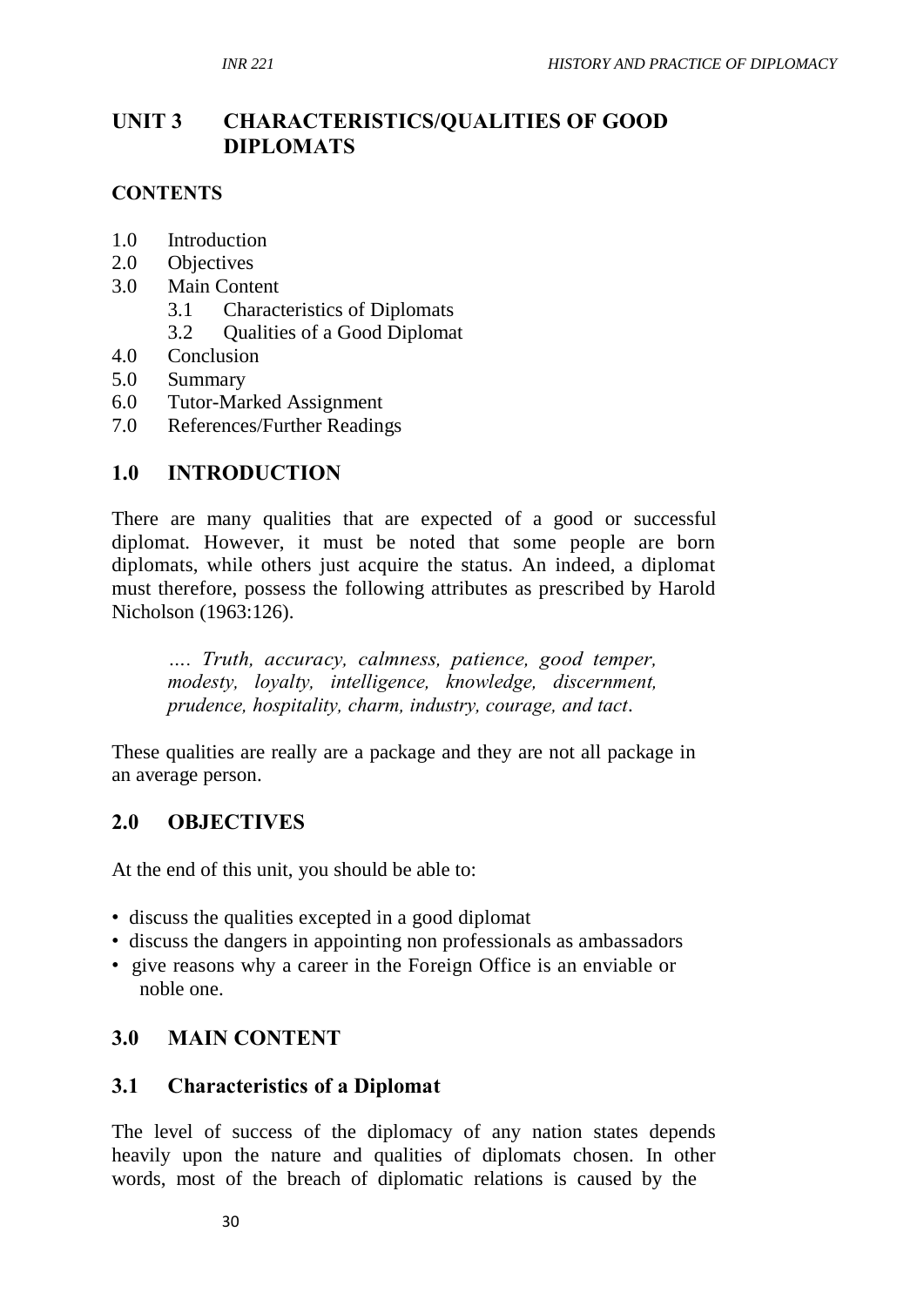# UNIT 3 CHARACTERISTICS/QUALITIES OF GOOD DIPLOMATS

**CONTENTS**

1.0 Introduction
2.0 Objectives
3.0 Main Content
  3.1 Characteristics of Diplomats
  3.2 Qualities of a Good Diplomat
4.0 Conclusion
5.0 Summary
6.0 Tutor-Marked Assignment
7.0 References/Further Readings

## 1.0 INTRODUCTION

There are many qualities that are expected of a good or successful diplomat. However, it must be noted that some people are born diplomats, while others just acquire the status. An indeed, a diplomat must therefore, possess the following attributes as prescribed by Harold Nicholson (1963:126).

> *…. Truth, accuracy, calmness, patience, good temper, modesty, loyalty, intelligence, knowledge, discernment, prudence, hospitality, charm, industry, courage, and tact.*

These qualities are really are a package and they are not all package in an average person.

## 2.0 OBJECTIVES

At the end of this unit, you should be able to:

- discuss the qualities excepted in a good diplomat
- discuss the dangers in appointing non professionals as ambassadors
- give reasons why a career in the Foreign Office is an enviable or noble one.

## 3.0 MAIN CONTENT

### 3.1 Characteristics of a Diplomat

The level of success of the diplomacy of any nation states depends heavily upon the nature and qualities of diplomats chosen. In other words, most of the breach of diplomatic relations is caused by the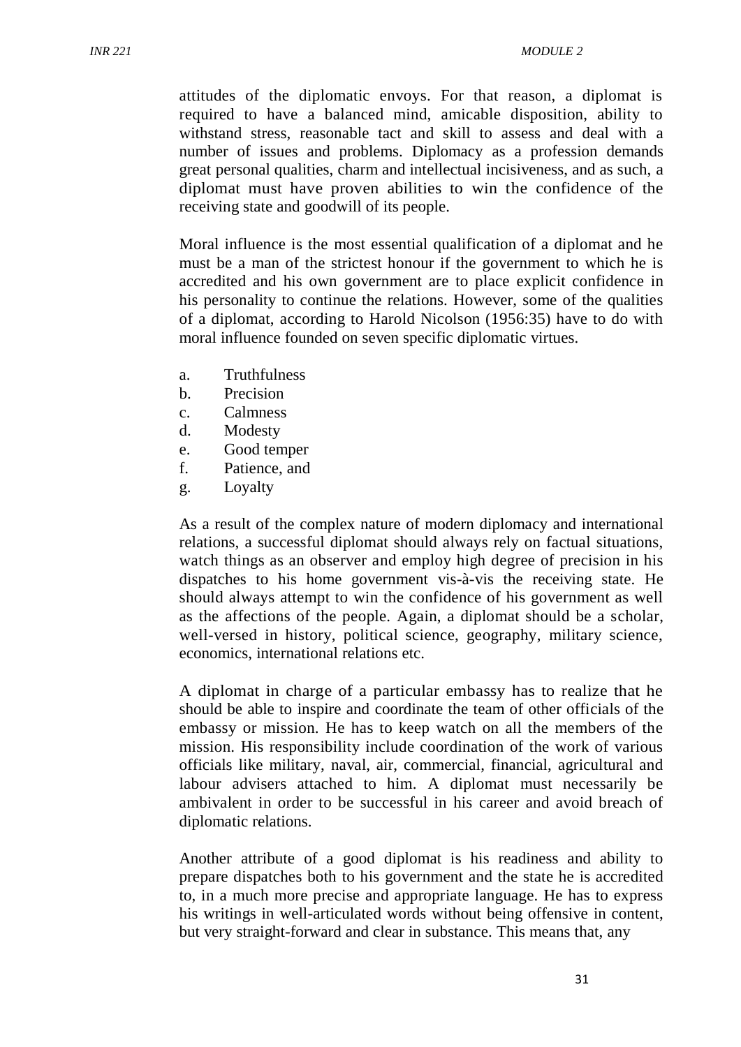attitudes of the diplomatic envoys. For that reason, a diplomat is required to have a balanced mind, amicable disposition, ability to withstand stress, reasonable tact and skill to assess and deal with a number of issues and problems. Diplomacy as a profession demands great personal qualities, charm and intellectual incisiveness, and as such, a diplomat must have proven abilities to win the confidence of the receiving state and goodwill of its people.

Moral influence is the most essential qualification of a diplomat and he must be a man of the strictest honour if the government to which he is accredited and his own government are to place explicit confidence in his personality to continue the relations. However, some of the qualities of a diplomat, according to Harold Nicolson (1956:35) have to do with moral influence founded on seven specific diplomatic virtues.

a. Truthfulness
b. Precision
c. Calmness
d. Modesty
e. Good temper
f. Patience, and
g. Loyalty

As a result of the complex nature of modern diplomacy and international relations, a successful diplomat should always rely on factual situations, watch things as an observer and employ high degree of precision in his dispatches to his home government vis-à-vis the receiving state. He should always attempt to win the confidence of his government as well as the affections of the people. Again, a diplomat should be a scholar, well-versed in history, political science, geography, military science, economics, international relations etc.

A diplomat in charge of a particular embassy has to realize that he should be able to inspire and coordinate the team of other officials of the embassy or mission. He has to keep watch on all the members of the mission. His responsibility include coordination of the work of various officials like military, naval, air, commercial, financial, agricultural and labour advisers attached to him. A diplomat must necessarily be ambivalent in order to be successful in his career and avoid breach of diplomatic relations.

Another attribute of a good diplomat is his readiness and ability to prepare dispatches both to his government and the state he is accredited to, in a much more precise and appropriate language. He has to express his writings in well-articulated words without being offensive in content, but very straight-forward and clear in substance. This means that, any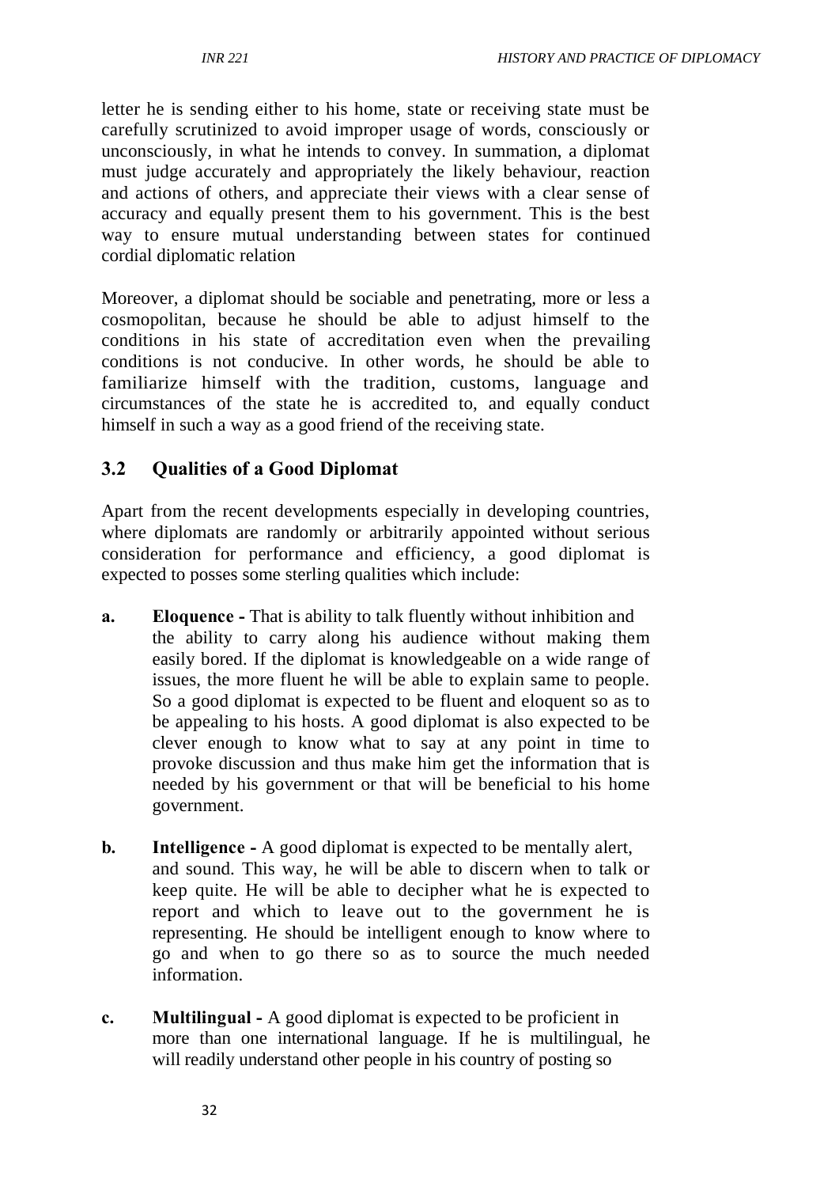letter he is sending either to his home, state or receiving state must be carefully scrutinized to avoid improper usage of words, consciously or unconsciously, in what he intends to convey. In summation, a diplomat must judge accurately and appropriately the likely behaviour, reaction and actions of others, and appreciate their views with a clear sense of accuracy and equally present them to his government. This is the best way to ensure mutual understanding between states for continued cordial diplomatic relation

Moreover, a diplomat should be sociable and penetrating, more or less a cosmopolitan, because he should be able to adjust himself to the conditions in his state of accreditation even when the prevailing conditions is not conducive. In other words, he should be able to familiarize himself with the tradition, customs, language and circumstances of the state he is accredited to, and equally conduct himself in such a way as a good friend of the receiving state.

## 3.2 Qualities of a Good Diplomat

Apart from the recent developments especially in developing countries, where diplomats are randomly or arbitrarily appointed without serious consideration for performance and efficiency, a good diplomat is expected to posses some sterling qualities which include:

**a.** **Eloquence -** That is ability to talk fluently without inhibition and the ability to carry along his audience without making them easily bored. If the diplomat is knowledgeable on a wide range of issues, the more fluent he will be able to explain same to people. So a good diplomat is expected to be fluent and eloquent so as to be appealing to his hosts. A good diplomat is also expected to be clever enough to know what to say at any point in time to provoke discussion and thus make him get the information that is needed by his government or that will be beneficial to his home government.

**b.** **Intelligence -** A good diplomat is expected to be mentally alert, and sound. This way, he will be able to discern when to talk or keep quite. He will be able to decipher what he is expected to report and which to leave out to the government he is representing. He should be intelligent enough to know where to go and when to go there so as to source the much needed information.

**c.** **Multilingual -** A good diplomat is expected to be proficient in more than one international language. If he is multilingual, he will readily understand other people in his country of posting so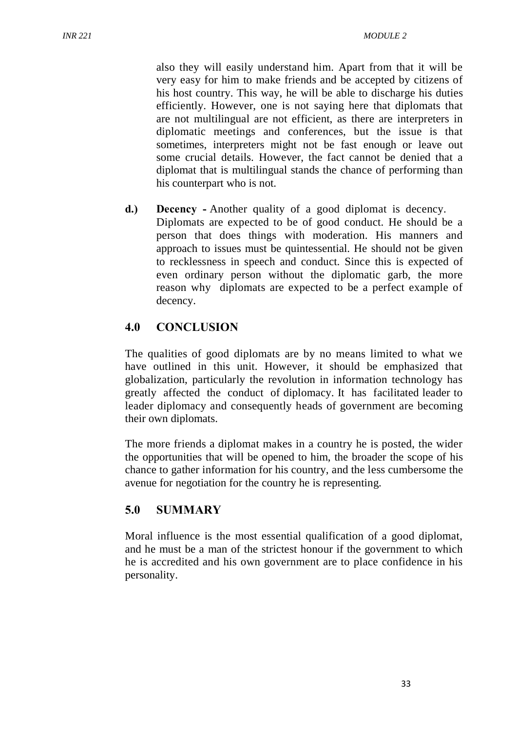also they will easily understand him. Apart from that it will be very easy for him to make friends and be accepted by citizens of his host country. This way, he will be able to discharge his duties efficiently. However, one is not saying here that diplomats that are not multilingual are not efficient, as there are interpreters in diplomatic meetings and conferences, but the issue is that sometimes, interpreters might not be fast enough or leave out some crucial details. However, the fact cannot be denied that a diplomat that is multilingual stands the chance of performing than his counterpart who is not.

**d.)** **Decency -** Another quality of a good diplomat is decency. Diplomats are expected to be of good conduct. He should be a person that does things with moderation. His manners and approach to issues must be quintessential. He should not be given to recklessness in speech and conduct. Since this is expected of even ordinary person without the diplomatic garb, the more reason why diplomats are expected to be a perfect example of decency.

## 4.0 CONCLUSION

The qualities of good diplomats are by no means limited to what we have outlined in this unit. However, it should be emphasized that globalization, particularly the revolution in information technology has greatly affected the conduct of diplomacy. It has facilitated leader to leader diplomacy and consequently heads of government are becoming their own diplomats.

The more friends a diplomat makes in a country he is posted, the wider the opportunities that will be opened to him, the broader the scope of his chance to gather information for his country, and the less cumbersome the avenue for negotiation for the country he is representing.

## 5.0 SUMMARY

Moral influence is the most essential qualification of a good diplomat, and he must be a man of the strictest honour if the government to which he is accredited and his own government are to place confidence in his personality.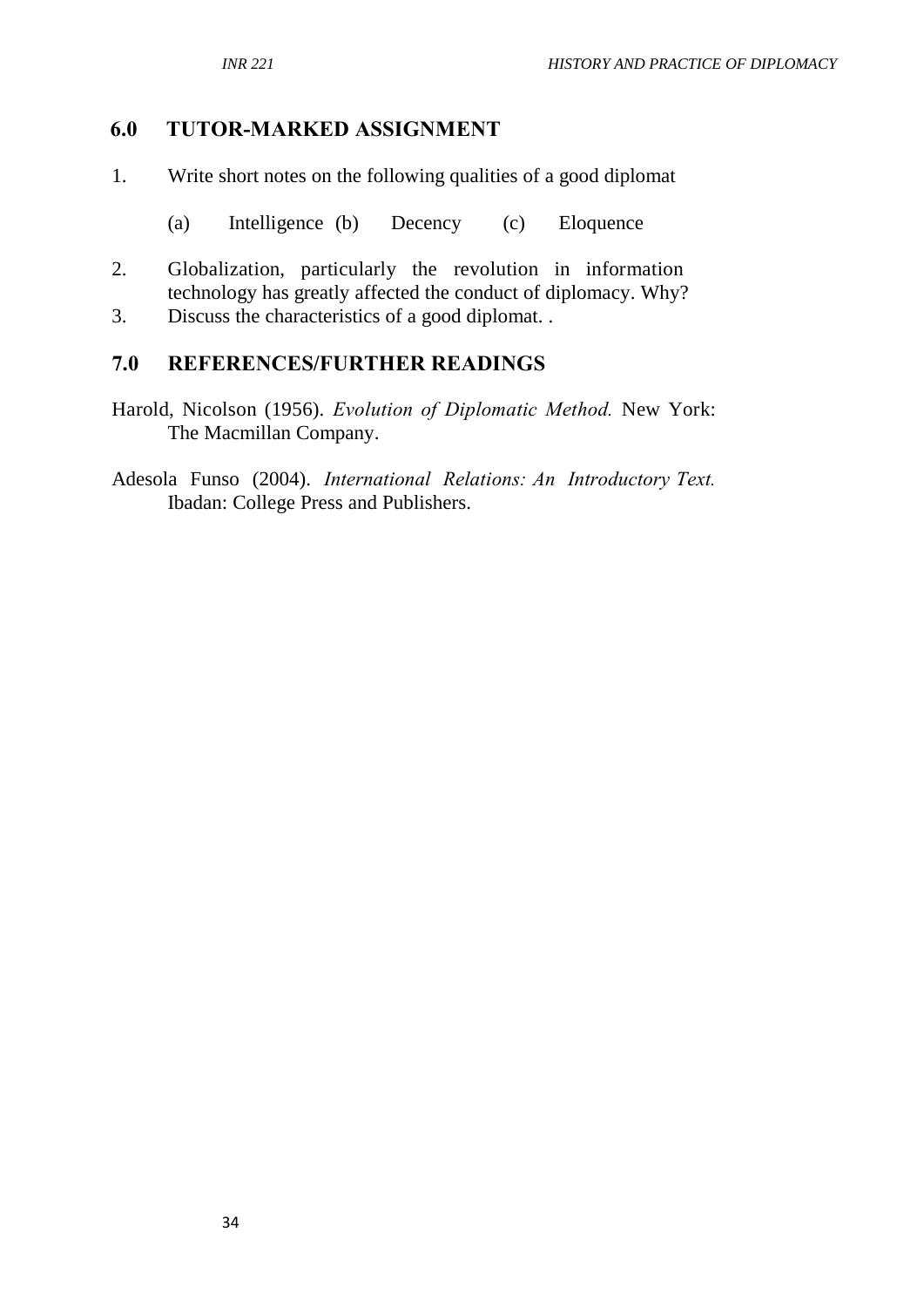## 6.0 TUTOR-MARKED ASSIGNMENT

1. Write short notes on the following qualities of a good diplomat

   (a) Intelligence (b) Decency (c) Eloquence

2. Globalization, particularly the revolution in information technology has greatly affected the conduct of diplomacy. Why?
3. Discuss the characteristics of a good diplomat. .

## 7.0 REFERENCES/FURTHER READINGS

Harold, Nicolson (1956). *Evolution of Diplomatic Method.* New York: The Macmillan Company.

Adesola Funso (2004). *International Relations: An Introductory Text.* Ibadan: College Press and Publishers.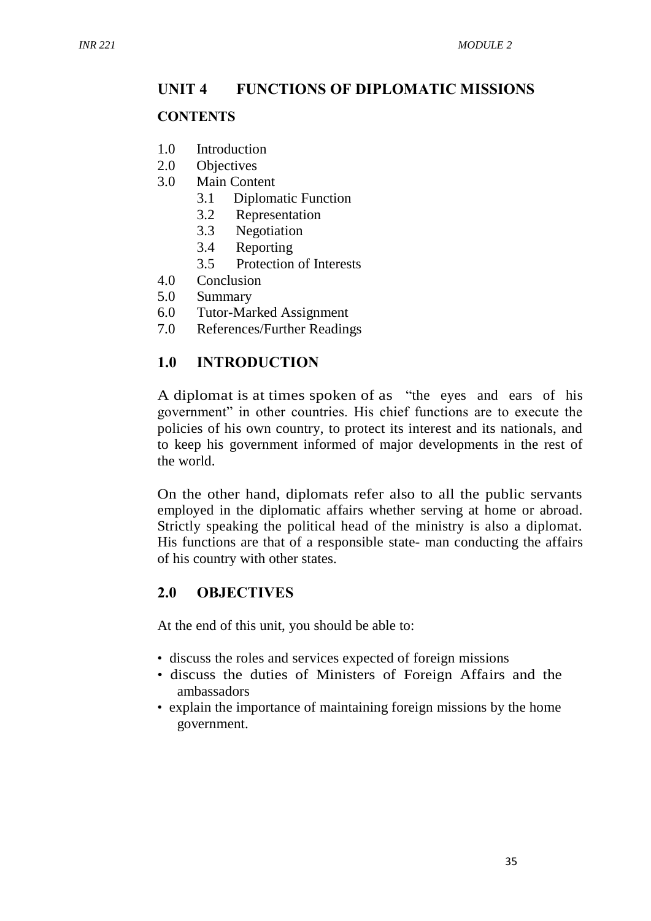## UNIT 4 FUNCTIONS OF DIPLOMATIC MISSIONS

### CONTENTS

1.0 Introduction
2.0 Objectives
3.0 Main Content
    3.1 Diplomatic Function
    3.2 Representation
    3.3 Negotiation
    3.4 Reporting
    3.5 Protection of Interests
4.0 Conclusion
5.0 Summary
6.0 Tutor-Marked Assignment
7.0 References/Further Readings

## 1.0 INTRODUCTION

A diplomat is at times spoken of as "the eyes and ears of his government" in other countries. His chief functions are to execute the policies of his own country, to protect its interest and its nationals, and to keep his government informed of major developments in the rest of the world.

On the other hand, diplomats refer also to all the public servants employed in the diplomatic affairs whether serving at home or abroad. Strictly speaking the political head of the ministry is also a diplomat. His functions are that of a responsible state- man conducting the affairs of his country with other states.

## 2.0 OBJECTIVES

At the end of this unit, you should be able to:

- discuss the roles and services expected of foreign missions
- discuss the duties of Ministers of Foreign Affairs and the ambassadors
- explain the importance of maintaining foreign missions by the home government.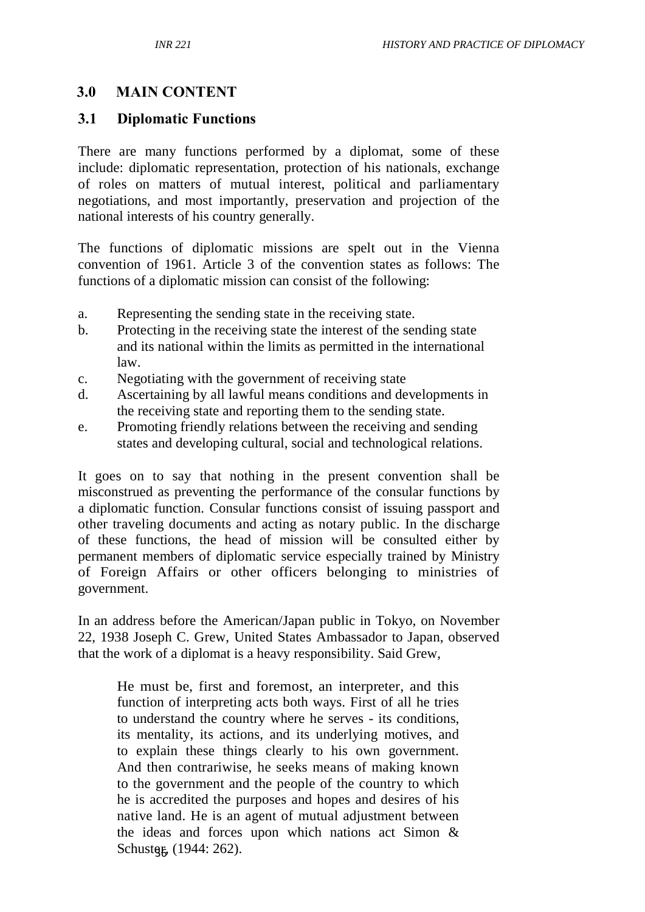## 3.0 MAIN CONTENT

### 3.1 Diplomatic Functions

There are many functions performed by a diplomat, some of these include: diplomatic representation, protection of his nationals, exchange of roles on matters of mutual interest, political and parliamentary negotiations, and most importantly, preservation and projection of the national interests of his country generally.

The functions of diplomatic missions are spelt out in the Vienna convention of 1961. Article 3 of the convention states as follows: The functions of a diplomatic mission can consist of the following:

a. Representing the sending state in the receiving state.
b. Protecting in the receiving state the interest of the sending state and its national within the limits as permitted in the international law.
c. Negotiating with the government of receiving state
d. Ascertaining by all lawful means conditions and developments in the receiving state and reporting them to the sending state.
e. Promoting friendly relations between the receiving and sending states and developing cultural, social and technological relations.

It goes on to say that nothing in the present convention shall be misconstrued as preventing the performance of the consular functions by a diplomatic function. Consular functions consist of issuing passport and other traveling documents and acting as notary public. In the discharge of these functions, the head of mission will be consulted either by permanent members of diplomatic service especially trained by Ministry of Foreign Affairs or other officers belonging to ministries of government.

In an address before the American/Japan public in Tokyo, on November 22, 1938 Joseph C. Grew, United States Ambassador to Japan, observed that the work of a diplomat is a heavy responsibility. Said Grew,

> He must be, first and foremost, an interpreter, and this function of interpreting acts both ways. First of all he tries to understand the country where he serves - its conditions, its mentality, its actions, and its underlying motives, and to explain these things clearly to his own government. And then contrariwise, he seeks means of making known to the government and the people of the country to which he is accredited the purposes and hopes and desires of his native land. He is an agent of mutual adjustment between the ideas and forces upon which nations act Simon & Schuster, (1944: 262).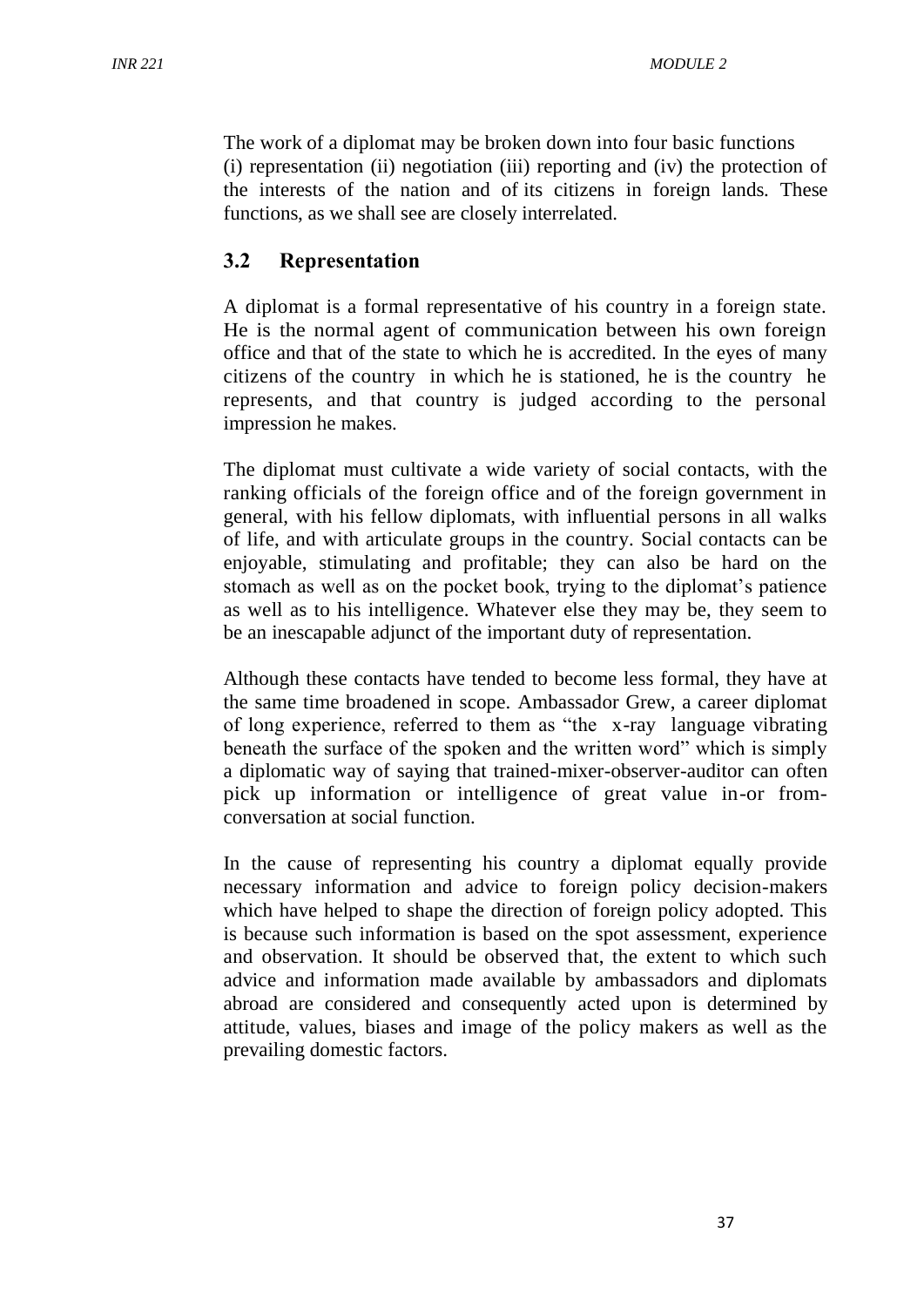The work of a diplomat may be broken down into four basic functions (i) representation (ii) negotiation (iii) reporting and (iv) the protection of the interests of the nation and of its citizens in foreign lands. These functions, as we shall see are closely interrelated.

## 3.2 Representation

A diplomat is a formal representative of his country in a foreign state. He is the normal agent of communication between his own foreign office and that of the state to which he is accredited. In the eyes of many citizens of the country in which he is stationed, he is the country he represents, and that country is judged according to the personal impression he makes.

The diplomat must cultivate a wide variety of social contacts, with the ranking officials of the foreign office and of the foreign government in general, with his fellow diplomats, with influential persons in all walks of life, and with articulate groups in the country. Social contacts can be enjoyable, stimulating and profitable; they can also be hard on the stomach as well as on the pocket book, trying to the diplomat's patience as well as to his intelligence. Whatever else they may be, they seem to be an inescapable adjunct of the important duty of representation.

Although these contacts have tended to become less formal, they have at the same time broadened in scope. Ambassador Grew, a career diplomat of long experience, referred to them as "the x-ray language vibrating beneath the surface of the spoken and the written word" which is simply a diplomatic way of saying that trained-mixer-observer-auditor can often pick up information or intelligence of great value in-or from-conversation at social function.

In the cause of representing his country a diplomat equally provide necessary information and advice to foreign policy decision-makers which have helped to shape the direction of foreign policy adopted. This is because such information is based on the spot assessment, experience and observation. It should be observed that, the extent to which such advice and information made available by ambassadors and diplomats abroad are considered and consequently acted upon is determined by attitude, values, biases and image of the policy makers as well as the prevailing domestic factors.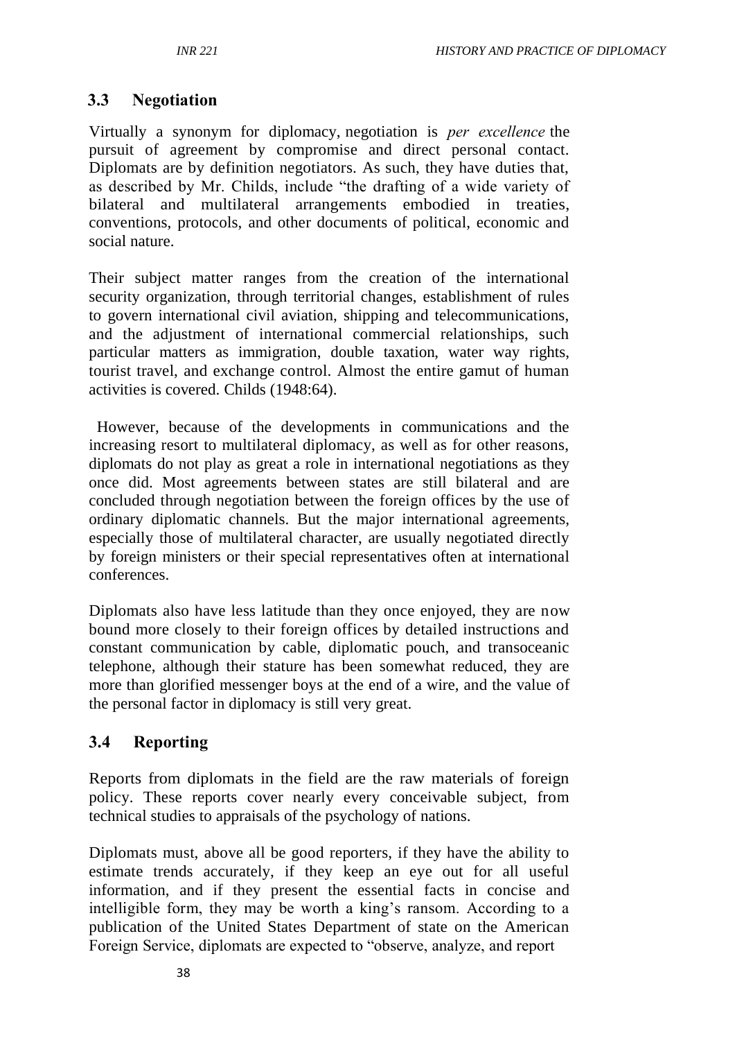## 3.3 Negotiation

Virtually a synonym for diplomacy, negotiation is *per excellence* the pursuit of agreement by compromise and direct personal contact. Diplomats are by definition negotiators. As such, they have duties that, as described by Mr. Childs, include "the drafting of a wide variety of bilateral and multilateral arrangements embodied in treaties, conventions, protocols, and other documents of political, economic and social nature.

Their subject matter ranges from the creation of the international security organization, through territorial changes, establishment of rules to govern international civil aviation, shipping and telecommunications, and the adjustment of international commercial relationships, such particular matters as immigration, double taxation, water way rights, tourist travel, and exchange control. Almost the entire gamut of human activities is covered. Childs (1948:64).

However, because of the developments in communications and the increasing resort to multilateral diplomacy, as well as for other reasons, diplomats do not play as great a role in international negotiations as they once did. Most agreements between states are still bilateral and are concluded through negotiation between the foreign offices by the use of ordinary diplomatic channels. But the major international agreements, especially those of multilateral character, are usually negotiated directly by foreign ministers or their special representatives often at international conferences.

Diplomats also have less latitude than they once enjoyed, they are now bound more closely to their foreign offices by detailed instructions and constant communication by cable, diplomatic pouch, and transoceanic telephone, although their stature has been somewhat reduced, they are more than glorified messenger boys at the end of a wire, and the value of the personal factor in diplomacy is still very great.

## 3.4 Reporting

Reports from diplomats in the field are the raw materials of foreign policy. These reports cover nearly every conceivable subject, from technical studies to appraisals of the psychology of nations.

Diplomats must, above all be good reporters, if they have the ability to estimate trends accurately, if they keep an eye out for all useful information, and if they present the essential facts in concise and intelligible form, they may be worth a king's ransom. According to a publication of the United States Department of state on the American Foreign Service, diplomats are expected to "observe, analyze, and report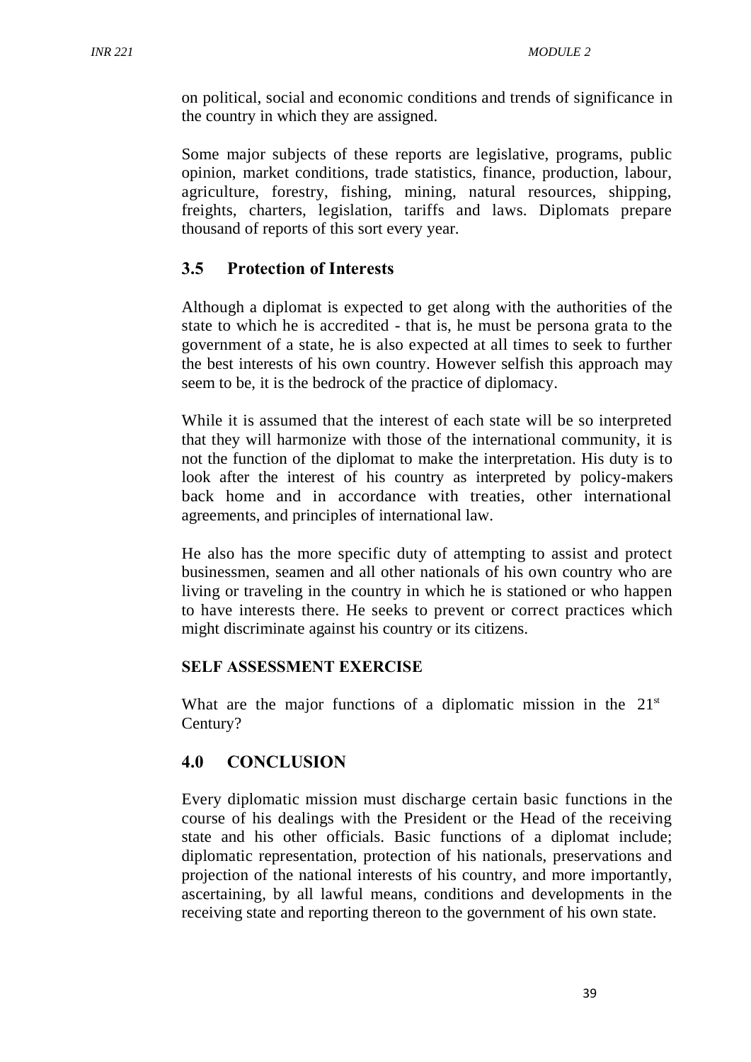on political, social and economic conditions and trends of significance in the country in which they are assigned.

Some major subjects of these reports are legislative, programs, public opinion, market conditions, trade statistics, finance, production, labour, agriculture, forestry, fishing, mining, natural resources, shipping, freights, charters, legislation, tariffs and laws. Diplomats prepare thousand of reports of this sort every year.

## 3.5 Protection of Interests

Although a diplomat is expected to get along with the authorities of the state to which he is accredited - that is, he must be persona grata to the government of a state, he is also expected at all times to seek to further the best interests of his own country. However selfish this approach may seem to be, it is the bedrock of the practice of diplomacy.

While it is assumed that the interest of each state will be so interpreted that they will harmonize with those of the international community, it is not the function of the diplomat to make the interpretation. His duty is to look after the interest of his country as interpreted by policy-makers back home and in accordance with treaties, other international agreements, and principles of international law.

He also has the more specific duty of attempting to assist and protect businessmen, seamen and all other nationals of his own country who are living or traveling in the country in which he is stationed or who happen to have interests there. He seeks to prevent or correct practices which might discriminate against his country or its citizens.

### SELF ASSESSMENT EXERCISE

What are the major functions of a diplomatic mission in the 21st Century?

## 4.0 CONCLUSION

Every diplomatic mission must discharge certain basic functions in the course of his dealings with the President or the Head of the receiving state and his other officials. Basic functions of a diplomat include; diplomatic representation, protection of his nationals, preservations and projection of the national interests of his country, and more importantly, ascertaining, by all lawful means, conditions and developments in the receiving state and reporting thereon to the government of his own state.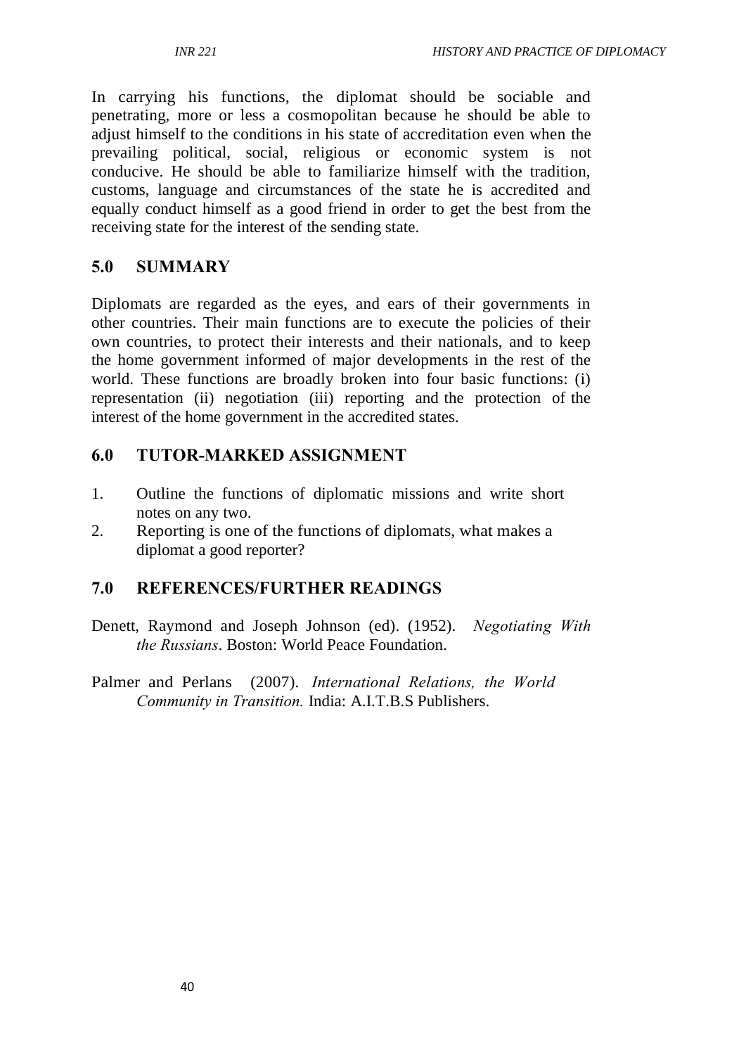In carrying his functions, the diplomat should be sociable and penetrating, more or less a cosmopolitan because he should be able to adjust himself to the conditions in his state of accreditation even when the prevailing political, social, religious or economic system is not conducive. He should be able to familiarize himself with the tradition, customs, language and circumstances of the state he is accredited and equally conduct himself as a good friend in order to get the best from the receiving state for the interest of the sending state.

## 5.0 SUMMARY

Diplomats are regarded as the eyes, and ears of their governments in other countries. Their main functions are to execute the policies of their own countries, to protect their interests and their nationals, and to keep the home government informed of major developments in the rest of the world. These functions are broadly broken into four basic functions: (i) representation (ii) negotiation (iii) reporting and the protection of the interest of the home government in the accredited states.

## 6.0 TUTOR-MARKED ASSIGNMENT

1. Outline the functions of diplomatic missions and write short notes on any two.
2. Reporting is one of the functions of diplomats, what makes a diplomat a good reporter?

## 7.0 REFERENCES/FURTHER READINGS

Denett, Raymond and Joseph Johnson (ed). (1952). *Negotiating With the Russians*. Boston: World Peace Foundation.

Palmer and Perlans (2007). *International Relations, the World Community in Transition.* India: A.I.T.B.S Publishers.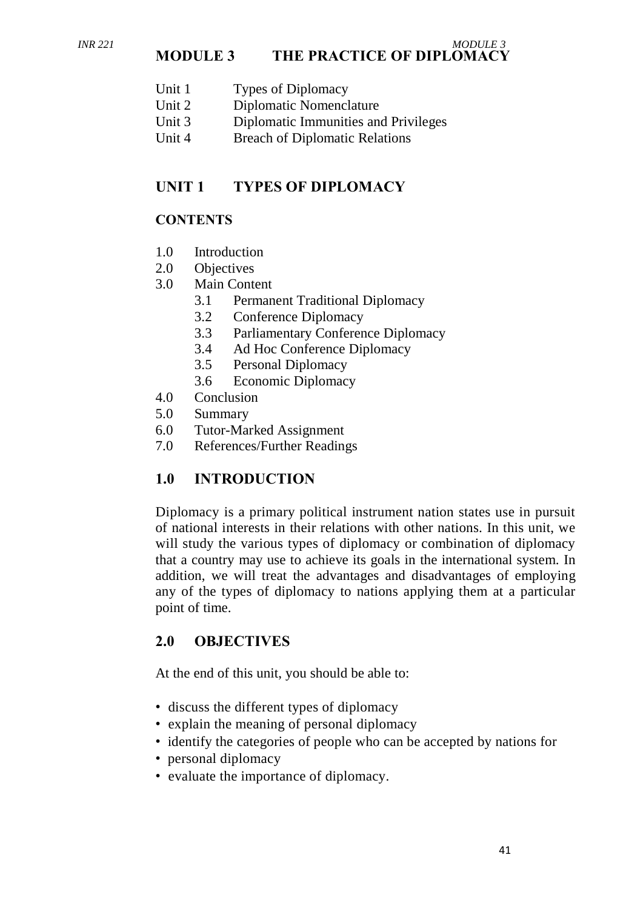# MODULE 3 THE PRACTICE OF DIPLOMACY

Unit 1 Types of Diplomacy
Unit 2 Diplomatic Nomenclature
Unit 3 Diplomatic Immunities and Privileges
Unit 4 Breach of Diplomatic Relations

## UNIT 1 TYPES OF DIPLOMACY

### CONTENTS

1.0 Introduction
2.0 Objectives
3.0 Main Content
 3.1 Permanent Traditional Diplomacy
 3.2 Conference Diplomacy
 3.3 Parliamentary Conference Diplomacy
 3.4 Ad Hoc Conference Diplomacy
 3.5 Personal Diplomacy
 3.6 Economic Diplomacy
4.0 Conclusion
5.0 Summary
6.0 Tutor-Marked Assignment
7.0 References/Further Readings

## 1.0 INTRODUCTION

Diplomacy is a primary political instrument nation states use in pursuit of national interests in their relations with other nations. In this unit, we will study the various types of diplomacy or combination of diplomacy that a country may use to achieve its goals in the international system. In addition, we will treat the advantages and disadvantages of employing any of the types of diplomacy to nations applying them at a particular point of time.

## 2.0 OBJECTIVES

At the end of this unit, you should be able to:

- discuss the different types of diplomacy
- explain the meaning of personal diplomacy
- identify the categories of people who can be accepted by nations for
- personal diplomacy
- evaluate the importance of diplomacy.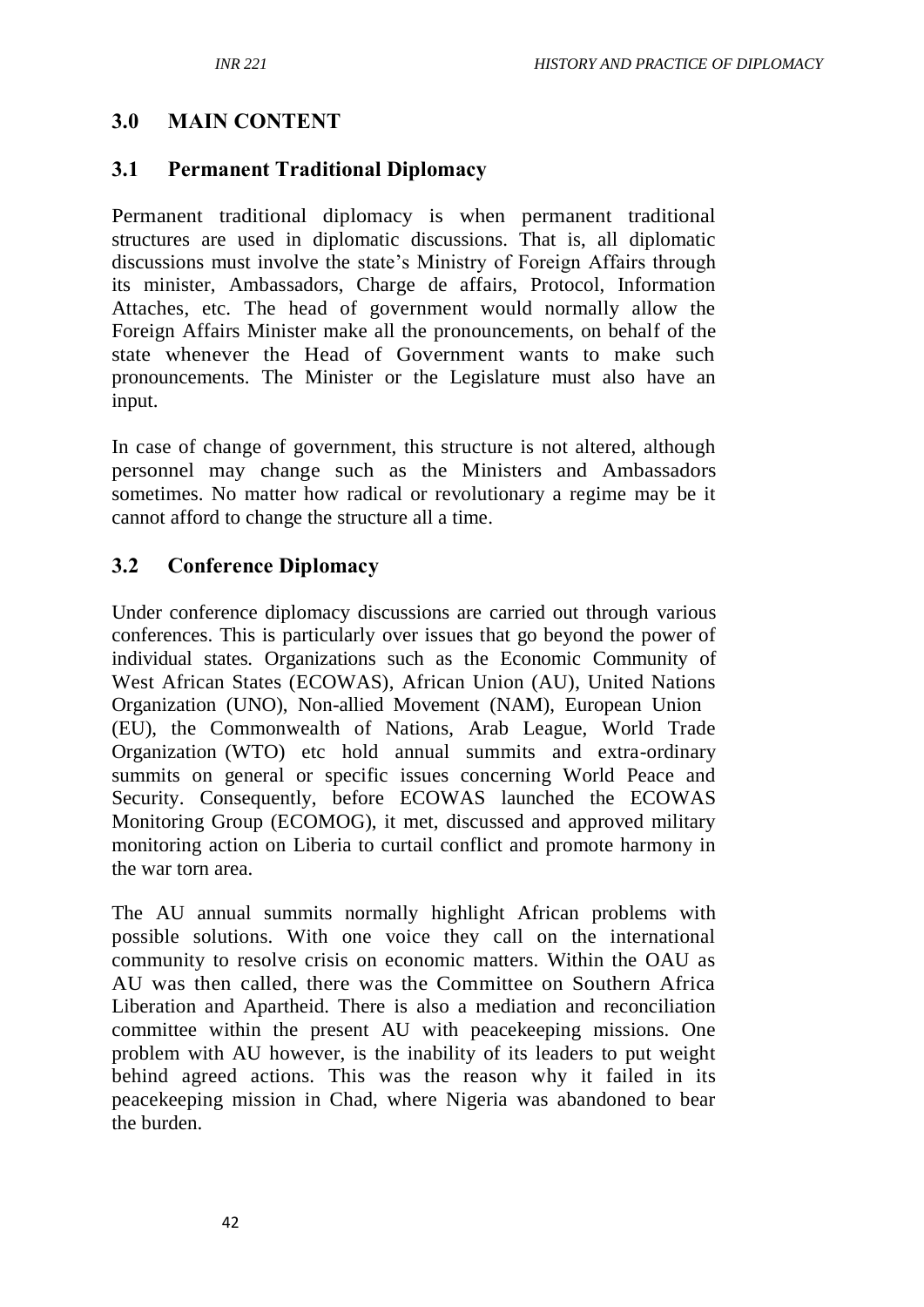## 3.0 MAIN CONTENT

### 3.1 Permanent Traditional Diplomacy

Permanent traditional diplomacy is when permanent traditional structures are used in diplomatic discussions. That is, all diplomatic discussions must involve the state's Ministry of Foreign Affairs through its minister, Ambassadors, Charge de affairs, Protocol, Information Attaches, etc. The head of government would normally allow the Foreign Affairs Minister make all the pronouncements, on behalf of the state whenever the Head of Government wants to make such pronouncements. The Minister or the Legislature must also have an input.

In case of change of government, this structure is not altered, although personnel may change such as the Ministers and Ambassadors sometimes. No matter how radical or revolutionary a regime may be it cannot afford to change the structure all a time.

### 3.2 Conference Diplomacy

Under conference diplomacy discussions are carried out through various conferences. This is particularly over issues that go beyond the power of individual states. Organizations such as the Economic Community of West African States (ECOWAS), African Union (AU), United Nations Organization (UNO), Non-allied Movement (NAM), European Union (EU), the Commonwealth of Nations, Arab League, World Trade Organization (WTO) etc hold annual summits and extra-ordinary summits on general or specific issues concerning World Peace and Security. Consequently, before ECOWAS launched the ECOWAS Monitoring Group (ECOMOG), it met, discussed and approved military monitoring action on Liberia to curtail conflict and promote harmony in the war torn area.

The AU annual summits normally highlight African problems with possible solutions. With one voice they call on the international community to resolve crisis on economic matters. Within the OAU as AU was then called, there was the Committee on Southern Africa Liberation and Apartheid. There is also a mediation and reconciliation committee within the present AU with peacekeeping missions. One problem with AU however, is the inability of its leaders to put weight behind agreed actions. This was the reason why it failed in its peacekeeping mission in Chad, where Nigeria was abandoned to bear the burden.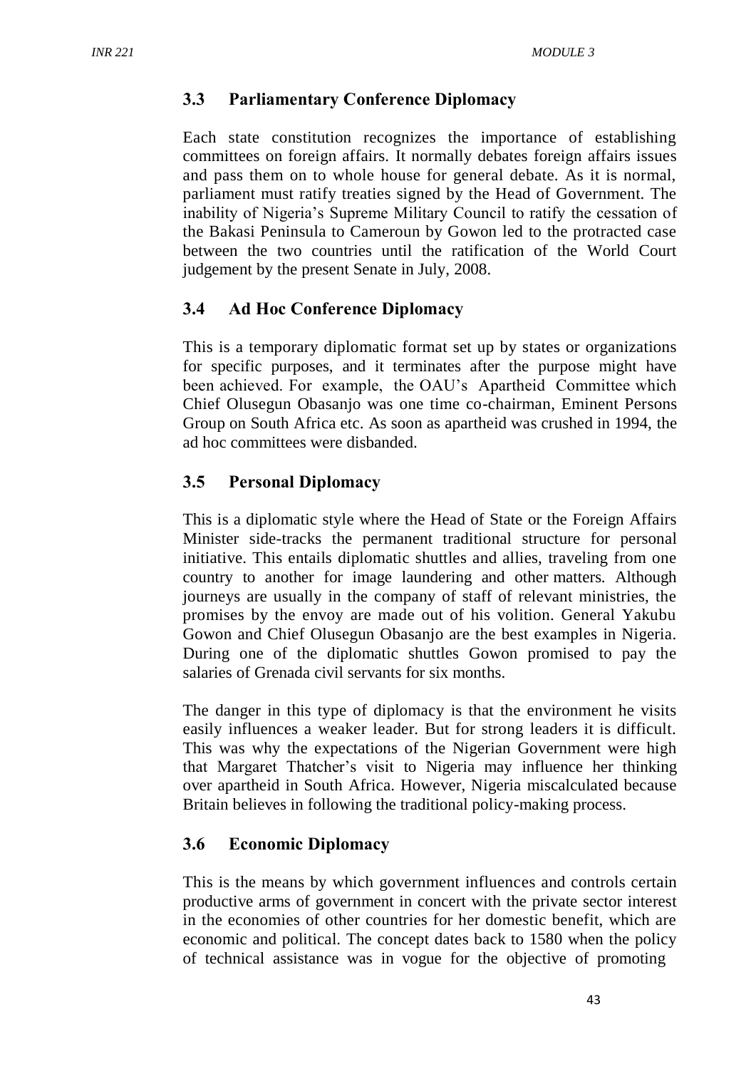## 3.3 Parliamentary Conference Diplomacy

Each state constitution recognizes the importance of establishing committees on foreign affairs. It normally debates foreign affairs issues and pass them on to whole house for general debate. As it is normal, parliament must ratify treaties signed by the Head of Government. The inability of Nigeria's Supreme Military Council to ratify the cessation of the Bakasi Peninsula to Cameroun by Gowon led to the protracted case between the two countries until the ratification of the World Court judgement by the present Senate in July, 2008.

## 3.4 Ad Hoc Conference Diplomacy

This is a temporary diplomatic format set up by states or organizations for specific purposes, and it terminates after the purpose might have been achieved. For example, the OAU's Apartheid Committee which Chief Olusegun Obasanjo was one time co-chairman, Eminent Persons Group on South Africa etc. As soon as apartheid was crushed in 1994, the ad hoc committees were disbanded.

## 3.5 Personal Diplomacy

This is a diplomatic style where the Head of State or the Foreign Affairs Minister side-tracks the permanent traditional structure for personal initiative. This entails diplomatic shuttles and allies, traveling from one country to another for image laundering and other matters. Although journeys are usually in the company of staff of relevant ministries, the promises by the envoy are made out of his volition. General Yakubu Gowon and Chief Olusegun Obasanjo are the best examples in Nigeria. During one of the diplomatic shuttles Gowon promised to pay the salaries of Grenada civil servants for six months.

The danger in this type of diplomacy is that the environment he visits easily influences a weaker leader. But for strong leaders it is difficult. This was why the expectations of the Nigerian Government were high that Margaret Thatcher's visit to Nigeria may influence her thinking over apartheid in South Africa. However, Nigeria miscalculated because Britain believes in following the traditional policy-making process.

## 3.6 Economic Diplomacy

This is the means by which government influences and controls certain productive arms of government in concert with the private sector interest in the economies of other countries for her domestic benefit, which are economic and political. The concept dates back to 1580 when the policy of technical assistance was in vogue for the objective of promoting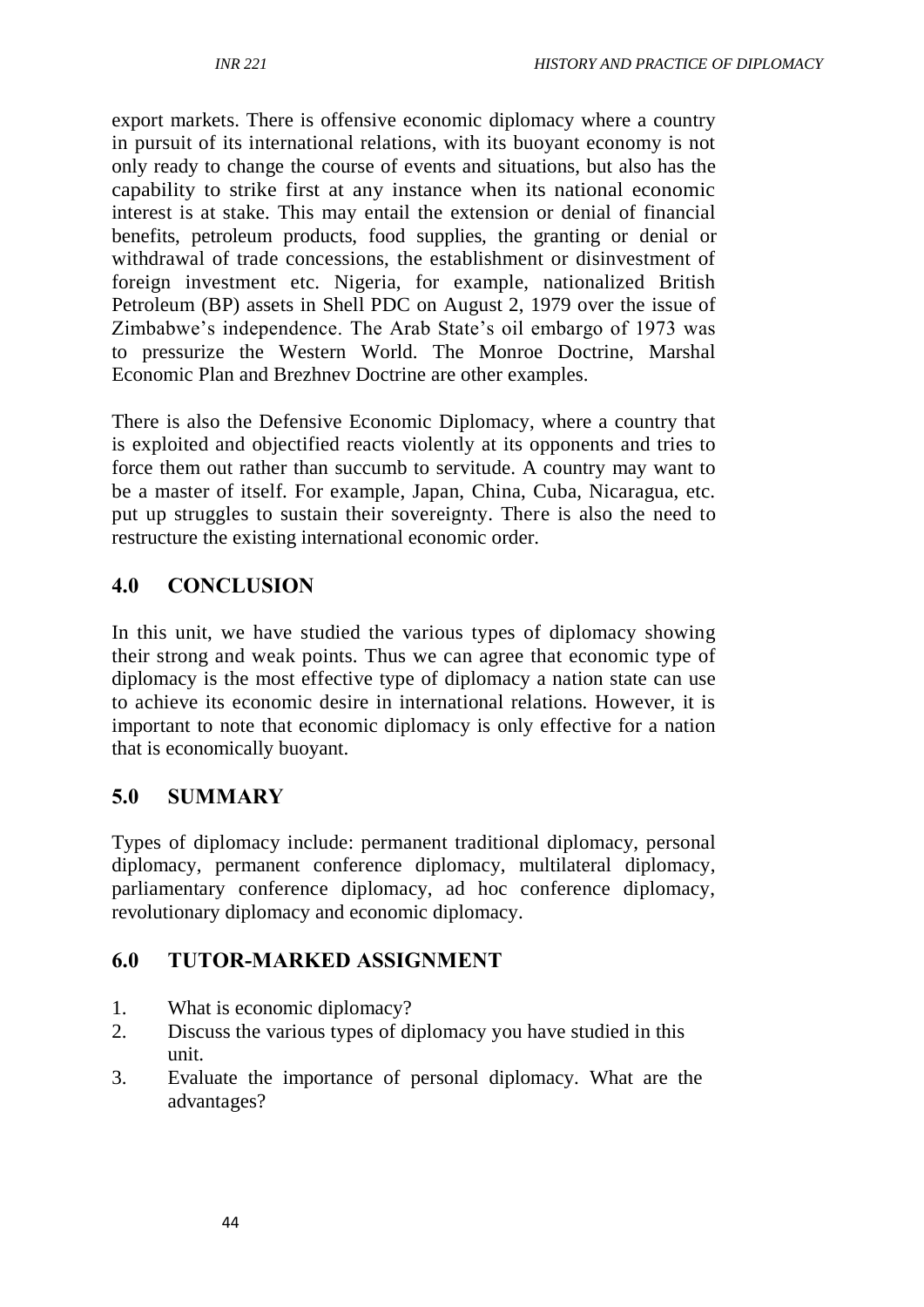export markets. There is offensive economic diplomacy where a country in pursuit of its international relations, with its buoyant economy is not only ready to change the course of events and situations, but also has the capability to strike first at any instance when its national economic interest is at stake. This may entail the extension or denial of financial benefits, petroleum products, food supplies, the granting or denial or withdrawal of trade concessions, the establishment or disinvestment of foreign investment etc. Nigeria, for example, nationalized British Petroleum (BP) assets in Shell PDC on August 2, 1979 over the issue of Zimbabwe's independence. The Arab State's oil embargo of 1973 was to pressurize the Western World. The Monroe Doctrine, Marshal Economic Plan and Brezhnev Doctrine are other examples.

There is also the Defensive Economic Diplomacy, where a country that is exploited and objectified reacts violently at its opponents and tries to force them out rather than succumb to servitude. A country may want to be a master of itself. For example, Japan, China, Cuba, Nicaragua, etc. put up struggles to sustain their sovereignty. There is also the need to restructure the existing international economic order.

## 4.0 CONCLUSION

In this unit, we have studied the various types of diplomacy showing their strong and weak points. Thus we can agree that economic type of diplomacy is the most effective type of diplomacy a nation state can use to achieve its economic desire in international relations. However, it is important to note that economic diplomacy is only effective for a nation that is economically buoyant.

## 5.0 SUMMARY

Types of diplomacy include: permanent traditional diplomacy, personal diplomacy, permanent conference diplomacy, multilateral diplomacy, parliamentary conference diplomacy, ad hoc conference diplomacy, revolutionary diplomacy and economic diplomacy.

## 6.0 TUTOR-MARKED ASSIGNMENT

1. What is economic diplomacy?
2. Discuss the various types of diplomacy you have studied in this unit.
3. Evaluate the importance of personal diplomacy. What are the advantages?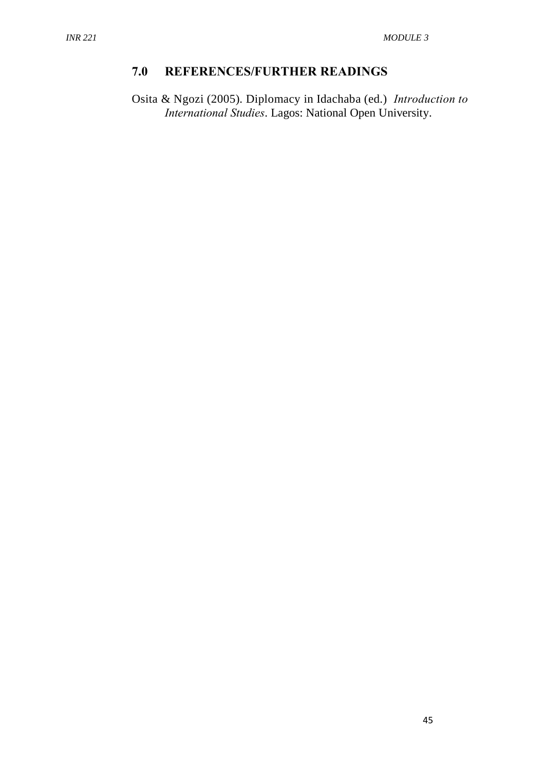## 7.0 REFERENCES/FURTHER READINGS

Osita & Ngozi (2005). Diplomacy in Idachaba (ed.) *Introduction to International Studies*. Lagos: National Open University.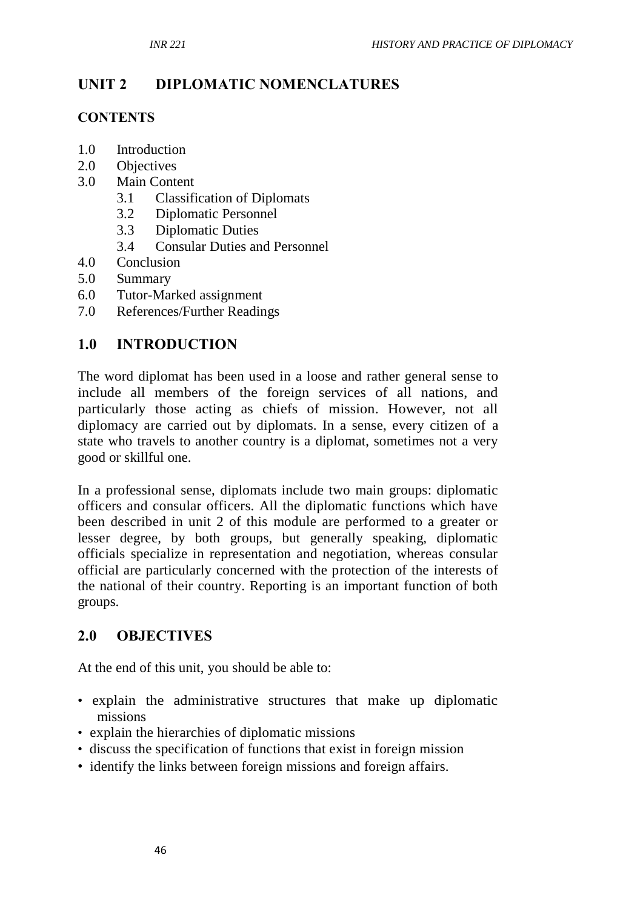# UNIT 2 DIPLOMATIC NOMENCLATURES

## CONTENTS

1.0 Introduction
2.0 Objectives
3.0 Main Content
    3.1 Classification of Diplomats
    3.2 Diplomatic Personnel
    3.3 Diplomatic Duties
    3.4 Consular Duties and Personnel
4.0 Conclusion
5.0 Summary
6.0 Tutor-Marked assignment
7.0 References/Further Readings

## 1.0 INTRODUCTION

The word diplomat has been used in a loose and rather general sense to include all members of the foreign services of all nations, and particularly those acting as chiefs of mission. However, not all diplomacy are carried out by diplomats. In a sense, every citizen of a state who travels to another country is a diplomat, sometimes not a very good or skillful one.

In a professional sense, diplomats include two main groups: diplomatic officers and consular officers. All the diplomatic functions which have been described in unit 2 of this module are performed to a greater or lesser degree, by both groups, but generally speaking, diplomatic officials specialize in representation and negotiation, whereas consular official are particularly concerned with the protection of the interests of the national of their country. Reporting is an important function of both groups.

## 2.0 OBJECTIVES

At the end of this unit, you should be able to:

- explain the administrative structures that make up diplomatic missions
- explain the hierarchies of diplomatic missions
- discuss the specification of functions that exist in foreign mission
- identify the links between foreign missions and foreign affairs.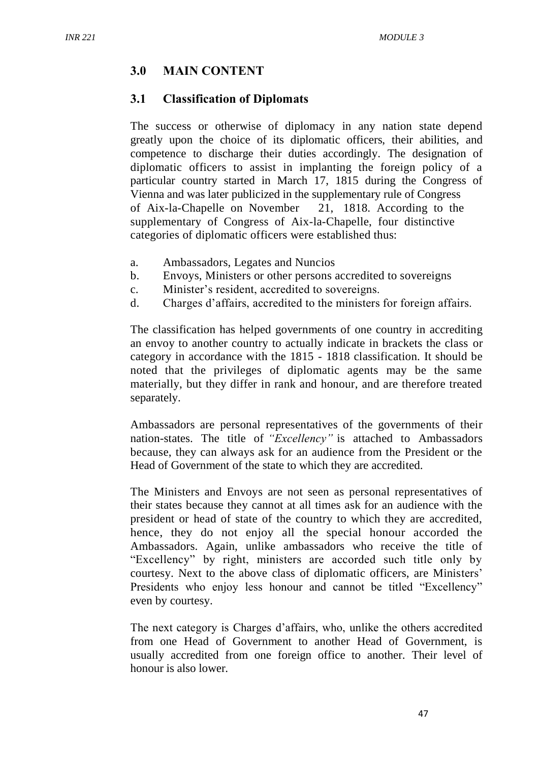## 3.0 MAIN CONTENT

### 3.1 Classification of Diplomats

The success or otherwise of diplomacy in any nation state depend greatly upon the choice of its diplomatic officers, their abilities, and competence to discharge their duties accordingly. The designation of diplomatic officers to assist in implanting the foreign policy of a particular country started in March 17, 1815 during the Congress of Vienna and was later publicized in the supplementary rule of Congress of Aix-la-Chapelle on November 21, 1818. According to the supplementary of Congress of Aix-la-Chapelle, four distinctive categories of diplomatic officers were established thus:

a. Ambassadors, Legates and Nuncios
b. Envoys, Ministers or other persons accredited to sovereigns
c. Minister's resident, accredited to sovereigns.
d. Charges d'affairs, accredited to the ministers for foreign affairs.

The classification has helped governments of one country in accrediting an envoy to another country to actually indicate in brackets the class or category in accordance with the 1815 - 1818 classification. It should be noted that the privileges of diplomatic agents may be the same materially, but they differ in rank and honour, and are therefore treated separately.

Ambassadors are personal representatives of the governments of their nation-states. The title of *"Excellency"* is attached to Ambassadors because, they can always ask for an audience from the President or the Head of Government of the state to which they are accredited.

The Ministers and Envoys are not seen as personal representatives of their states because they cannot at all times ask for an audience with the president or head of state of the country to which they are accredited, hence, they do not enjoy all the special honour accorded the Ambassadors. Again, unlike ambassadors who receive the title of "Excellency" by right, ministers are accorded such title only by courtesy. Next to the above class of diplomatic officers, are Ministers' Presidents who enjoy less honour and cannot be titled "Excellency" even by courtesy.

The next category is Charges d'affairs, who, unlike the others accredited from one Head of Government to another Head of Government, is usually accredited from one foreign office to another. Their level of honour is also lower.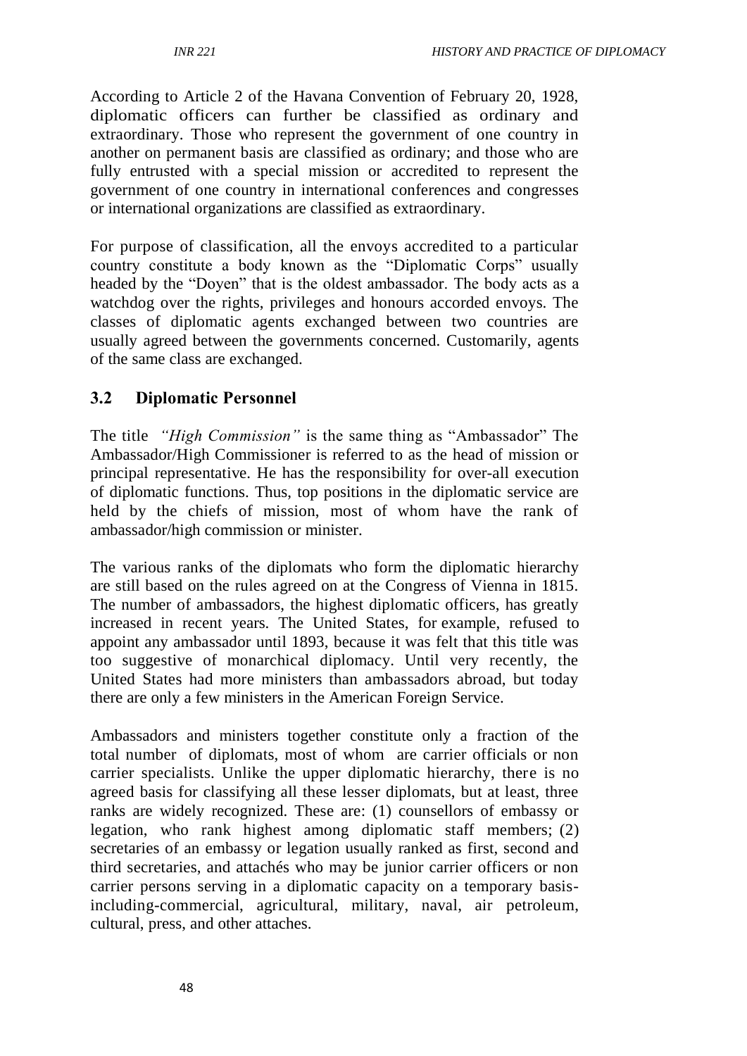According to Article 2 of the Havana Convention of February 20, 1928, diplomatic officers can further be classified as ordinary and extraordinary. Those who represent the government of one country in another on permanent basis are classified as ordinary; and those who are fully entrusted with a special mission or accredited to represent the government of one country in international conferences and congresses or international organizations are classified as extraordinary.

For purpose of classification, all the envoys accredited to a particular country constitute a body known as the "Diplomatic Corps" usually headed by the "Doyen" that is the oldest ambassador. The body acts as a watchdog over the rights, privileges and honours accorded envoys. The classes of diplomatic agents exchanged between two countries are usually agreed between the governments concerned. Customarily, agents of the same class are exchanged.

## 3.2 Diplomatic Personnel

The title *"High Commission"* is the same thing as "Ambassador" The Ambassador/High Commissioner is referred to as the head of mission or principal representative. He has the responsibility for over-all execution of diplomatic functions. Thus, top positions in the diplomatic service are held by the chiefs of mission, most of whom have the rank of ambassador/high commission or minister.

The various ranks of the diplomats who form the diplomatic hierarchy are still based on the rules agreed on at the Congress of Vienna in 1815. The number of ambassadors, the highest diplomatic officers, has greatly increased in recent years. The United States, for example, refused to appoint any ambassador until 1893, because it was felt that this title was too suggestive of monarchical diplomacy. Until very recently, the United States had more ministers than ambassadors abroad, but today there are only a few ministers in the American Foreign Service.

Ambassadors and ministers together constitute only a fraction of the total number of diplomats, most of whom are carrier officials or non carrier specialists. Unlike the upper diplomatic hierarchy, there is no agreed basis for classifying all these lesser diplomats, but at least, three ranks are widely recognized. These are: (1) counsellors of embassy or legation, who rank highest among diplomatic staff members; (2) secretaries of an embassy or legation usually ranked as first, second and third secretaries, and attachés who may be junior carrier officers or non carrier persons serving in a diplomatic capacity on a temporary basis-including-commercial, agricultural, military, naval, air petroleum, cultural, press, and other attaches.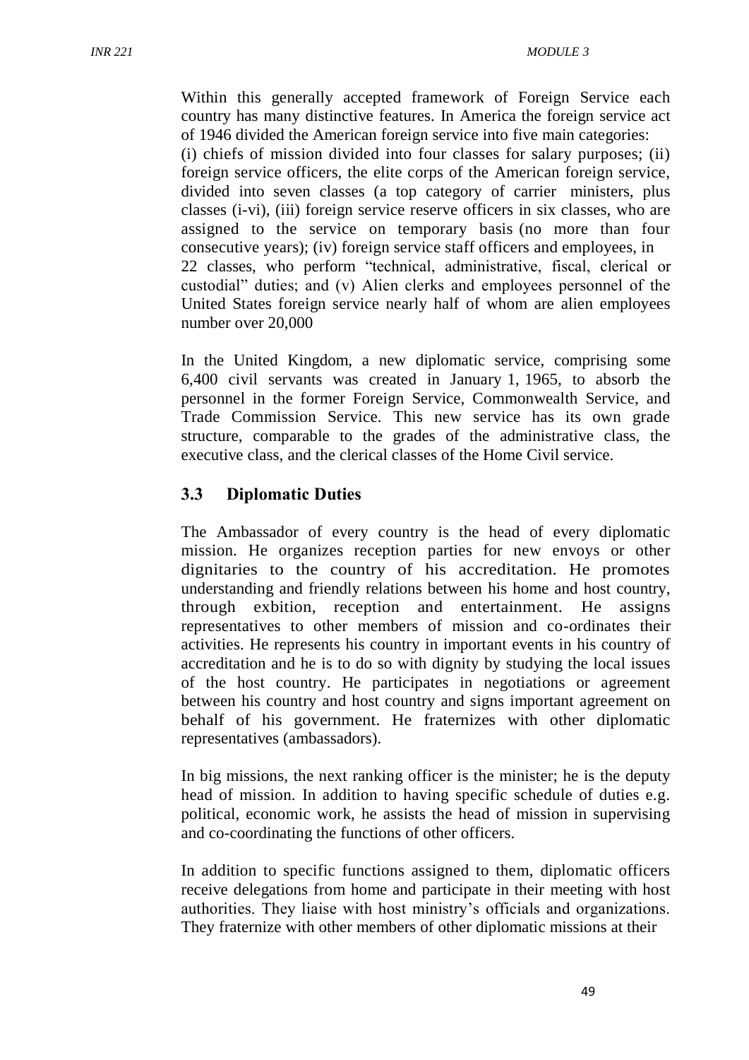Within this generally accepted framework of Foreign Service each country has many distinctive features. In America the foreign service act of 1946 divided the American foreign service into five main categories: (i) chiefs of mission divided into four classes for salary purposes; (ii) foreign service officers, the elite corps of the American foreign service, divided into seven classes (a top category of carrier ministers, plus classes (i-vi), (iii) foreign service reserve officers in six classes, who are assigned to the service on temporary basis (no more than four consecutive years); (iv) foreign service staff officers and employees, in 22 classes, who perform "technical, administrative, fiscal, clerical or custodial" duties; and (v) Alien clerks and employees personnel of the United States foreign service nearly half of whom are alien employees number over 20,000

In the United Kingdom, a new diplomatic service, comprising some 6,400 civil servants was created in January 1, 1965, to absorb the personnel in the former Foreign Service, Commonwealth Service, and Trade Commission Service. This new service has its own grade structure, comparable to the grades of the administrative class, the executive class, and the clerical classes of the Home Civil service.

## 3.3 Diplomatic Duties

The Ambassador of every country is the head of every diplomatic mission. He organizes reception parties for new envoys or other dignitaries to the country of his accreditation. He promotes understanding and friendly relations between his home and host country, through exbition, reception and entertainment. He assigns representatives to other members of mission and co-ordinates their activities. He represents his country in important events in his country of accreditation and he is to do so with dignity by studying the local issues of the host country. He participates in negotiations or agreement between his country and host country and signs important agreement on behalf of his government. He fraternizes with other diplomatic representatives (ambassadors).

In big missions, the next ranking officer is the minister; he is the deputy head of mission. In addition to having specific schedule of duties e.g. political, economic work, he assists the head of mission in supervising and co-coordinating the functions of other officers.

In addition to specific functions assigned to them, diplomatic officers receive delegations from home and participate in their meeting with host authorities. They liaise with host ministry's officials and organizations. They fraternize with other members of other diplomatic missions at their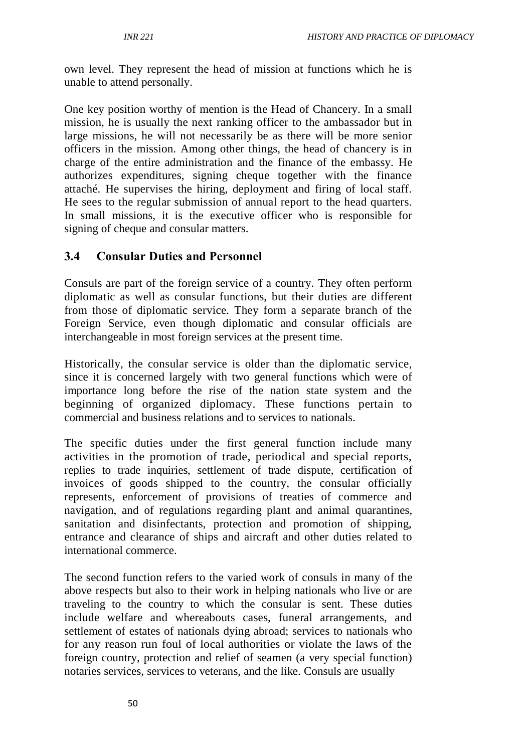own level. They represent the head of mission at functions which he is unable to attend personally.

One key position worthy of mention is the Head of Chancery. In a small mission, he is usually the next ranking officer to the ambassador but in large missions, he will not necessarily be as there will be more senior officers in the mission. Among other things, the head of chancery is in charge of the entire administration and the finance of the embassy. He authorizes expenditures, signing cheque together with the finance attaché. He supervises the hiring, deployment and firing of local staff. He sees to the regular submission of annual report to the head quarters. In small missions, it is the executive officer who is responsible for signing of cheque and consular matters.

## 3.4 Consular Duties and Personnel

Consuls are part of the foreign service of a country. They often perform diplomatic as well as consular functions, but their duties are different from those of diplomatic service. They form a separate branch of the Foreign Service, even though diplomatic and consular officials are interchangeable in most foreign services at the present time.

Historically, the consular service is older than the diplomatic service, since it is concerned largely with two general functions which were of importance long before the rise of the nation state system and the beginning of organized diplomacy. These functions pertain to commercial and business relations and to services to nationals.

The specific duties under the first general function include many activities in the promotion of trade, periodical and special reports, replies to trade inquiries, settlement of trade dispute, certification of invoices of goods shipped to the country, the consular officially represents, enforcement of provisions of treaties of commerce and navigation, and of regulations regarding plant and animal quarantines, sanitation and disinfectants, protection and promotion of shipping, entrance and clearance of ships and aircraft and other duties related to international commerce.

The second function refers to the varied work of consuls in many of the above respects but also to their work in helping nationals who live or are traveling to the country to which the consular is sent. These duties include welfare and whereabouts cases, funeral arrangements, and settlement of estates of nationals dying abroad; services to nationals who for any reason run foul of local authorities or violate the laws of the foreign country, protection and relief of seamen (a very special function) notaries services, services to veterans, and the like. Consuls are usually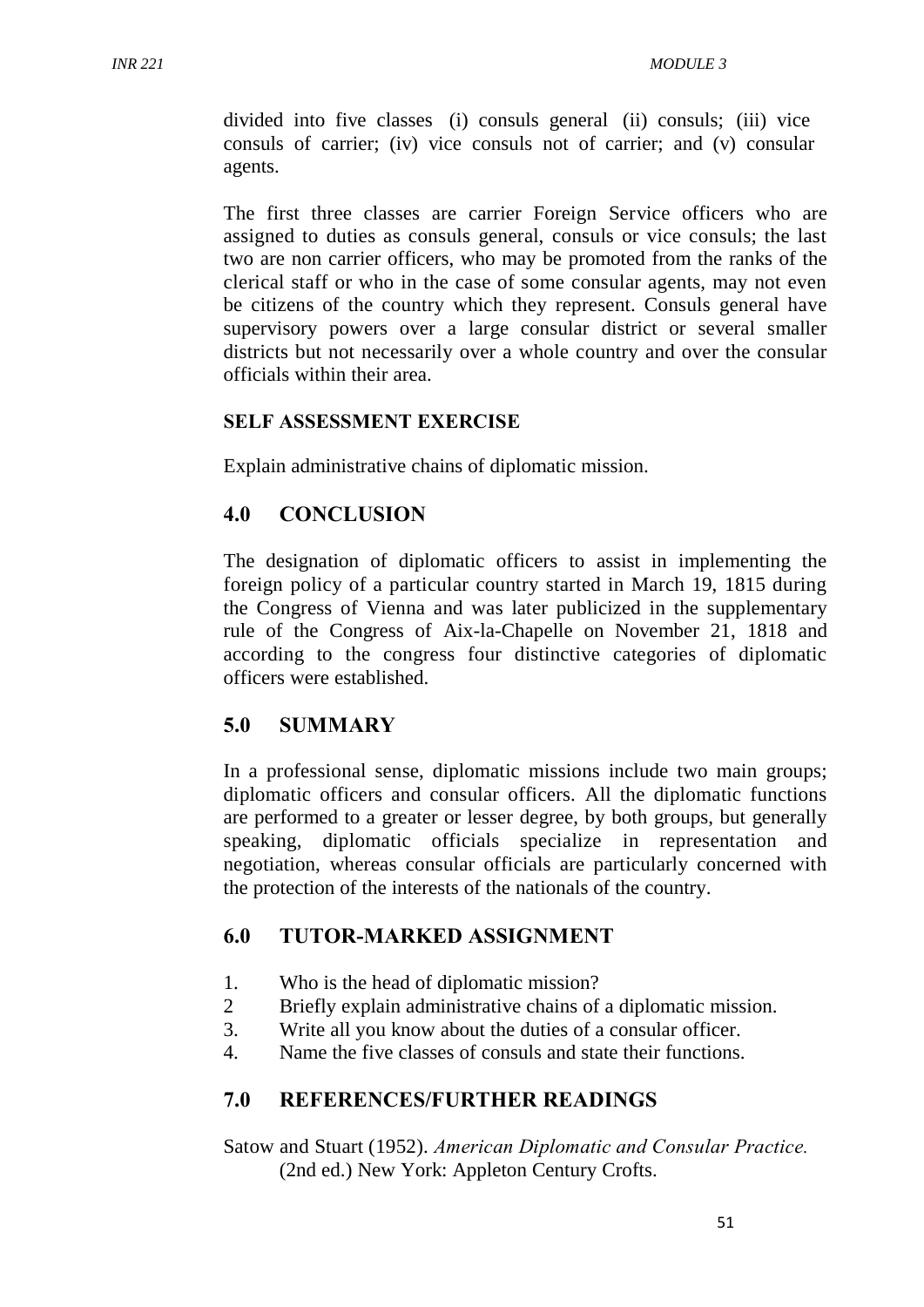divided into five classes (i) consuls general (ii) consuls; (iii) vice consuls of carrier; (iv) vice consuls not of carrier; and (v) consular agents.

The first three classes are carrier Foreign Service officers who are assigned to duties as consuls general, consuls or vice consuls; the last two are non carrier officers, who may be promoted from the ranks of the clerical staff or who in the case of some consular agents, may not even be citizens of the country which they represent. Consuls general have supervisory powers over a large consular district or several smaller districts but not necessarily over a whole country and over the consular officials within their area.

### SELF ASSESSMENT EXERCISE

Explain administrative chains of diplomatic mission.

## 4.0 CONCLUSION

The designation of diplomatic officers to assist in implementing the foreign policy of a particular country started in March 19, 1815 during the Congress of Vienna and was later publicized in the supplementary rule of the Congress of Aix-la-Chapelle on November 21, 1818 and according to the congress four distinctive categories of diplomatic officers were established.

## 5.0 SUMMARY

In a professional sense, diplomatic missions include two main groups; diplomatic officers and consular officers. All the diplomatic functions are performed to a greater or lesser degree, by both groups, but generally speaking, diplomatic officials specialize in representation and negotiation, whereas consular officials are particularly concerned with the protection of the interests of the nationals of the country.

## 6.0 TUTOR-MARKED ASSIGNMENT

1. Who is the head of diplomatic mission?
2. Briefly explain administrative chains of a diplomatic mission.
3. Write all you know about the duties of a consular officer.
4. Name the five classes of consuls and state their functions.

## 7.0 REFERENCES/FURTHER READINGS

Satow and Stuart (1952). *American Diplomatic and Consular Practice.* (2nd ed.) New York: Appleton Century Crofts.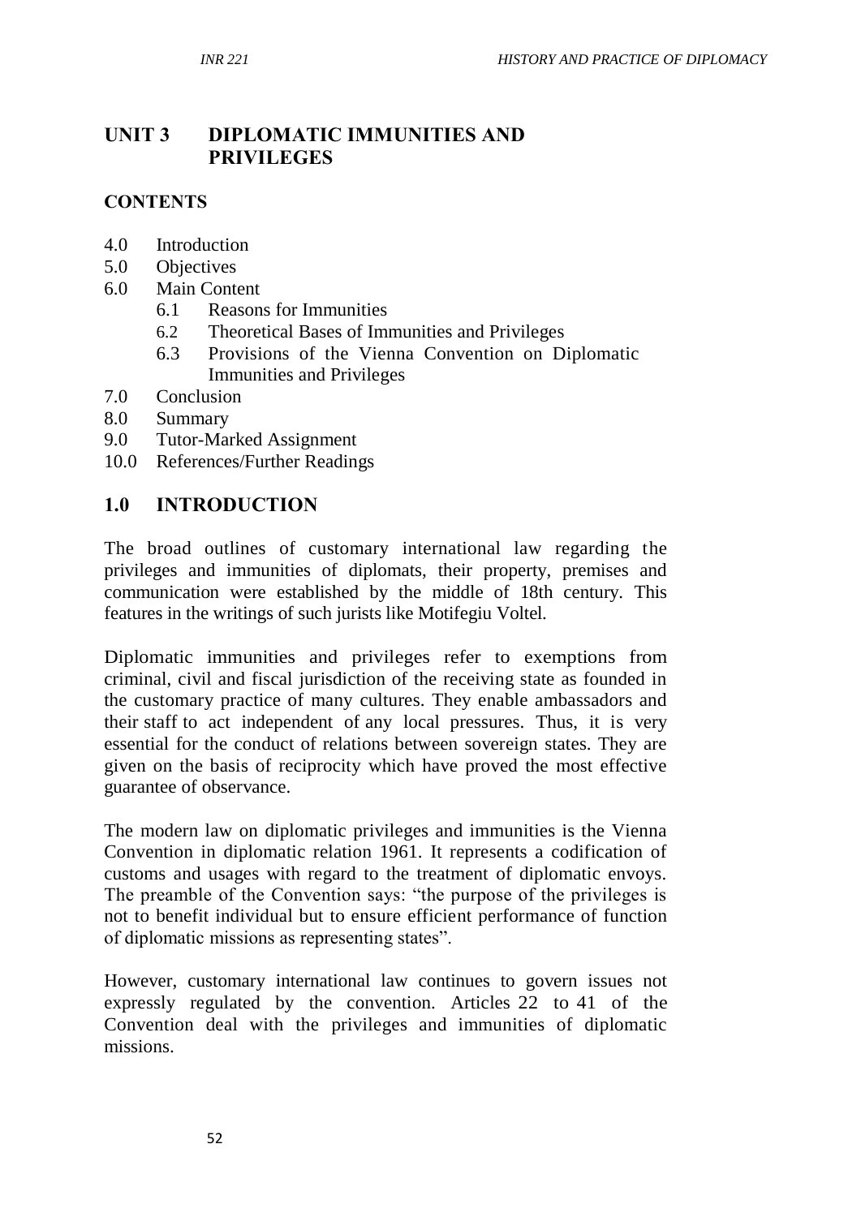## UNIT 3 DIPLOMATIC IMMUNITIES AND PRIVILEGES

### CONTENTS

4.0 Introduction
5.0 Objectives
6.0 Main Content
    6.1 Reasons for Immunities
    6.2 Theoretical Bases of Immunities and Privileges
    6.3 Provisions of the Vienna Convention on Diplomatic Immunities and Privileges
7.0 Conclusion
8.0 Summary
9.0 Tutor-Marked Assignment
10.0 References/Further Readings

## 1.0 INTRODUCTION

The broad outlines of customary international law regarding the privileges and immunities of diplomats, their property, premises and communication were established by the middle of 18th century. This features in the writings of such jurists like Motifegiu Voltel.

Diplomatic immunities and privileges refer to exemptions from criminal, civil and fiscal jurisdiction of the receiving state as founded in the customary practice of many cultures. They enable ambassadors and their staff to act independent of any local pressures. Thus, it is very essential for the conduct of relations between sovereign states. They are given on the basis of reciprocity which have proved the most effective guarantee of observance.

The modern law on diplomatic privileges and immunities is the Vienna Convention in diplomatic relation 1961. It represents a codification of customs and usages with regard to the treatment of diplomatic envoys. The preamble of the Convention says: "the purpose of the privileges is not to benefit individual but to ensure efficient performance of function of diplomatic missions as representing states".

However, customary international law continues to govern issues not expressly regulated by the convention. Articles 22 to 41 of the Convention deal with the privileges and immunities of diplomatic missions.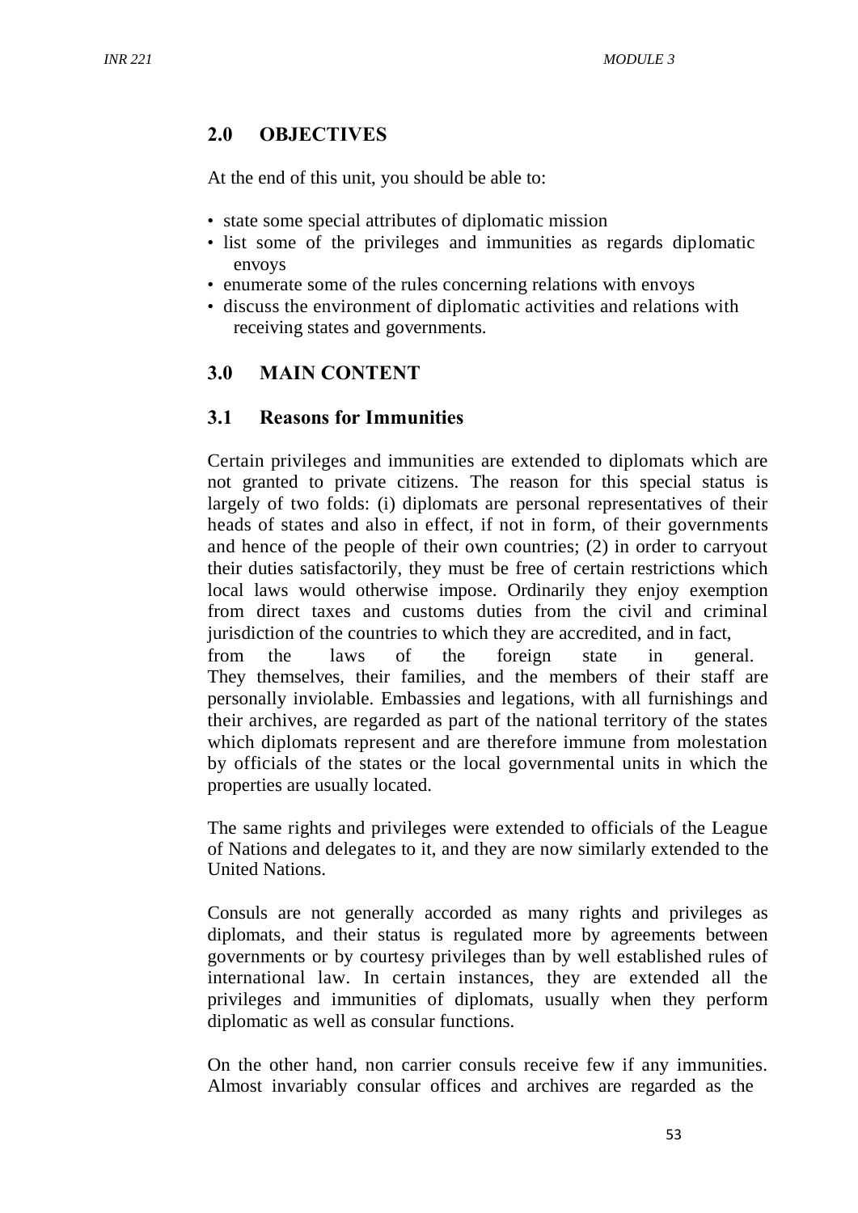## 2.0 OBJECTIVES

At the end of this unit, you should be able to:

- state some special attributes of diplomatic mission
- list some of the privileges and immunities as regards diplomatic envoys
- enumerate some of the rules concerning relations with envoys
- discuss the environment of diplomatic activities and relations with receiving states and governments.

## 3.0 MAIN CONTENT

### 3.1 Reasons for Immunities

Certain privileges and immunities are extended to diplomats which are not granted to private citizens. The reason for this special status is largely of two folds: (i) diplomats are personal representatives of their heads of states and also in effect, if not in form, of their governments and hence of the people of their own countries; (2) in order to carryout their duties satisfactorily, they must be free of certain restrictions which local laws would otherwise impose. Ordinarily they enjoy exemption from direct taxes and customs duties from the civil and criminal jurisdiction of the countries to which they are accredited, and in fact, from the laws of the foreign state in general. They themselves, their families, and the members of their staff are personally inviolable. Embassies and legations, with all furnishings and their archives, are regarded as part of the national territory of the states which diplomats represent and are therefore immune from molestation by officials of the states or the local governmental units in which the properties are usually located.

The same rights and privileges were extended to officials of the League of Nations and delegates to it, and they are now similarly extended to the United Nations.

Consuls are not generally accorded as many rights and privileges as diplomats, and their status is regulated more by agreements between governments or by courtesy privileges than by well established rules of international law. In certain instances, they are extended all the privileges and immunities of diplomats, usually when they perform diplomatic as well as consular functions.

On the other hand, non carrier consuls receive few if any immunities. Almost invariably consular offices and archives are regarded as the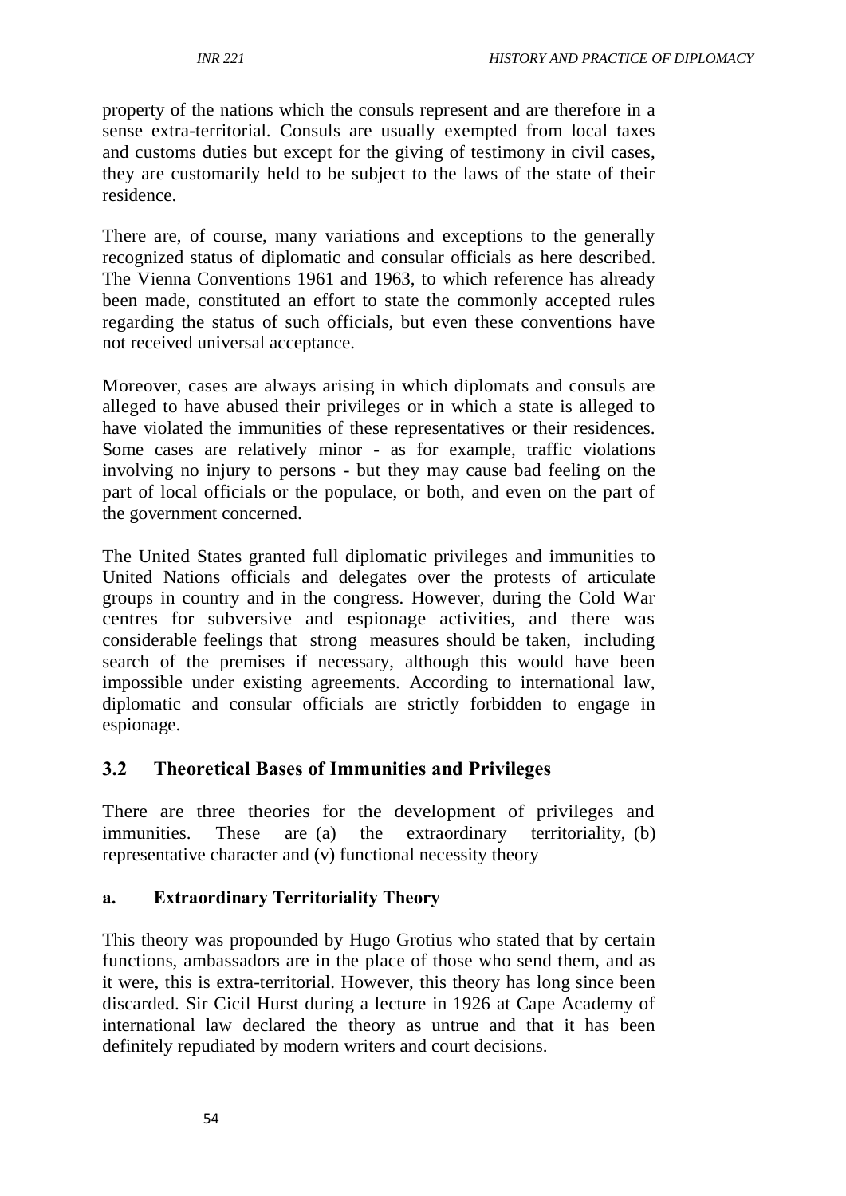property of the nations which the consuls represent and are therefore in a sense extra-territorial. Consuls are usually exempted from local taxes and customs duties but except for the giving of testimony in civil cases, they are customarily held to be subject to the laws of the state of their residence.

There are, of course, many variations and exceptions to the generally recognized status of diplomatic and consular officials as here described. The Vienna Conventions 1961 and 1963, to which reference has already been made, constituted an effort to state the commonly accepted rules regarding the status of such officials, but even these conventions have not received universal acceptance.

Moreover, cases are always arising in which diplomats and consuls are alleged to have abused their privileges or in which a state is alleged to have violated the immunities of these representatives or their residences. Some cases are relatively minor - as for example, traffic violations involving no injury to persons - but they may cause bad feeling on the part of local officials or the populace, or both, and even on the part of the government concerned.

The United States granted full diplomatic privileges and immunities to United Nations officials and delegates over the protests of articulate groups in country and in the congress. However, during the Cold War centres for subversive and espionage activities, and there was considerable feelings that strong measures should be taken, including search of the premises if necessary, although this would have been impossible under existing agreements. According to international law, diplomatic and consular officials are strictly forbidden to engage in espionage.

## 3.2 Theoretical Bases of Immunities and Privileges

There are three theories for the development of privileges and immunities. These are (a) the extraordinary territoriality, (b) representative character and (v) functional necessity theory

### a. Extraordinary Territoriality Theory

This theory was propounded by Hugo Grotius who stated that by certain functions, ambassadors are in the place of those who send them, and as it were, this is extra-territorial. However, this theory has long since been discarded. Sir Cicil Hurst during a lecture in 1926 at Cape Academy of international law declared the theory as untrue and that it has been definitely repudiated by modern writers and court decisions.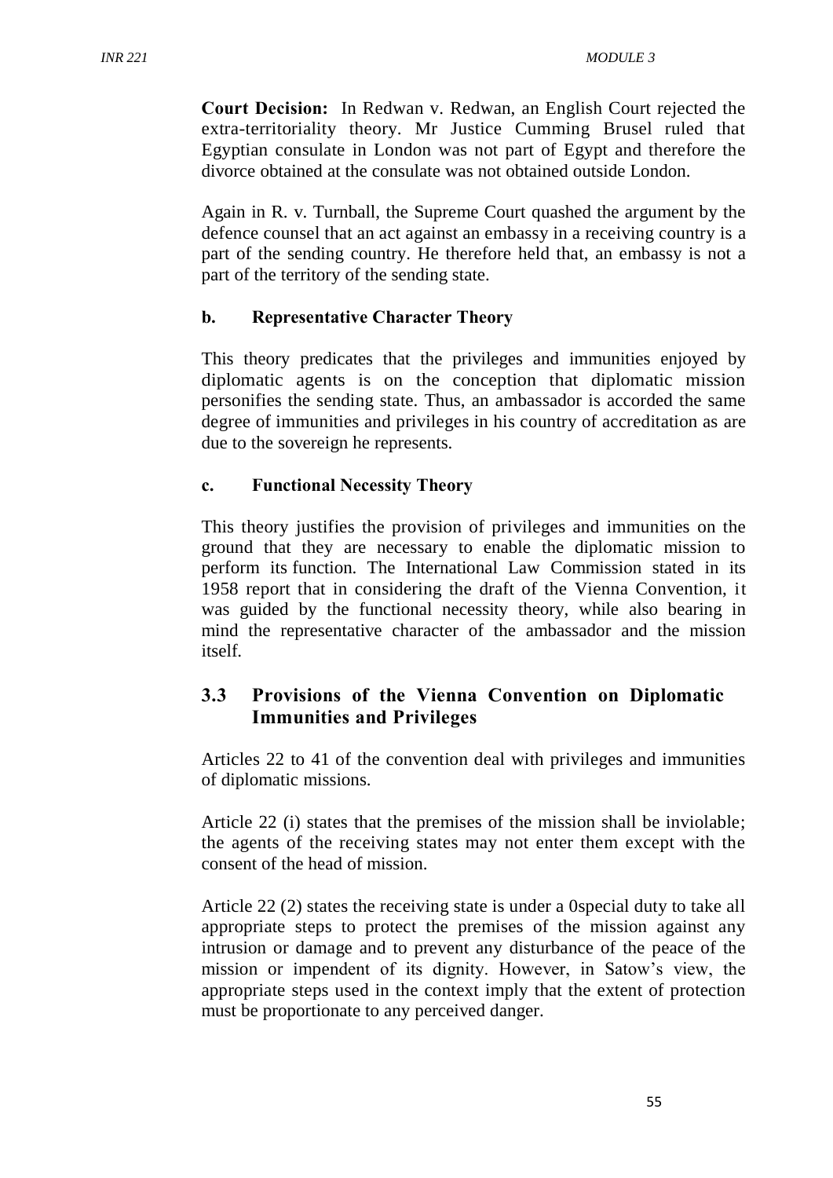**Court Decision:** In Redwan v. Redwan, an English Court rejected the extra-territoriality theory. Mr Justice Cumming Brusel ruled that Egyptian consulate in London was not part of Egypt and therefore the divorce obtained at the consulate was not obtained outside London.

Again in R. v. Turnball, the Supreme Court quashed the argument by the defence counsel that an act against an embassy in a receiving country is a part of the sending country. He therefore held that, an embassy is not a part of the territory of the sending state.

#### b. Representative Character Theory

This theory predicates that the privileges and immunities enjoyed by diplomatic agents is on the conception that diplomatic mission personifies the sending state. Thus, an ambassador is accorded the same degree of immunities and privileges in his country of accreditation as are due to the sovereign he represents.

#### c. Functional Necessity Theory

This theory justifies the provision of privileges and immunities on the ground that they are necessary to enable the diplomatic mission to perform its function. The International Law Commission stated in its 1958 report that in considering the draft of the Vienna Convention, it was guided by the functional necessity theory, while also bearing in mind the representative character of the ambassador and the mission itself.

## 3.3 Provisions of the Vienna Convention on Diplomatic Immunities and Privileges

Articles 22 to 41 of the convention deal with privileges and immunities of diplomatic missions.

Article 22 (i) states that the premises of the mission shall be inviolable; the agents of the receiving states may not enter them except with the consent of the head of mission.

Article 22 (2) states the receiving state is under a 0special duty to take all appropriate steps to protect the premises of the mission against any intrusion or damage and to prevent any disturbance of the peace of the mission or impendent of its dignity. However, in Satow's view, the appropriate steps used in the context imply that the extent of protection must be proportionate to any perceived danger.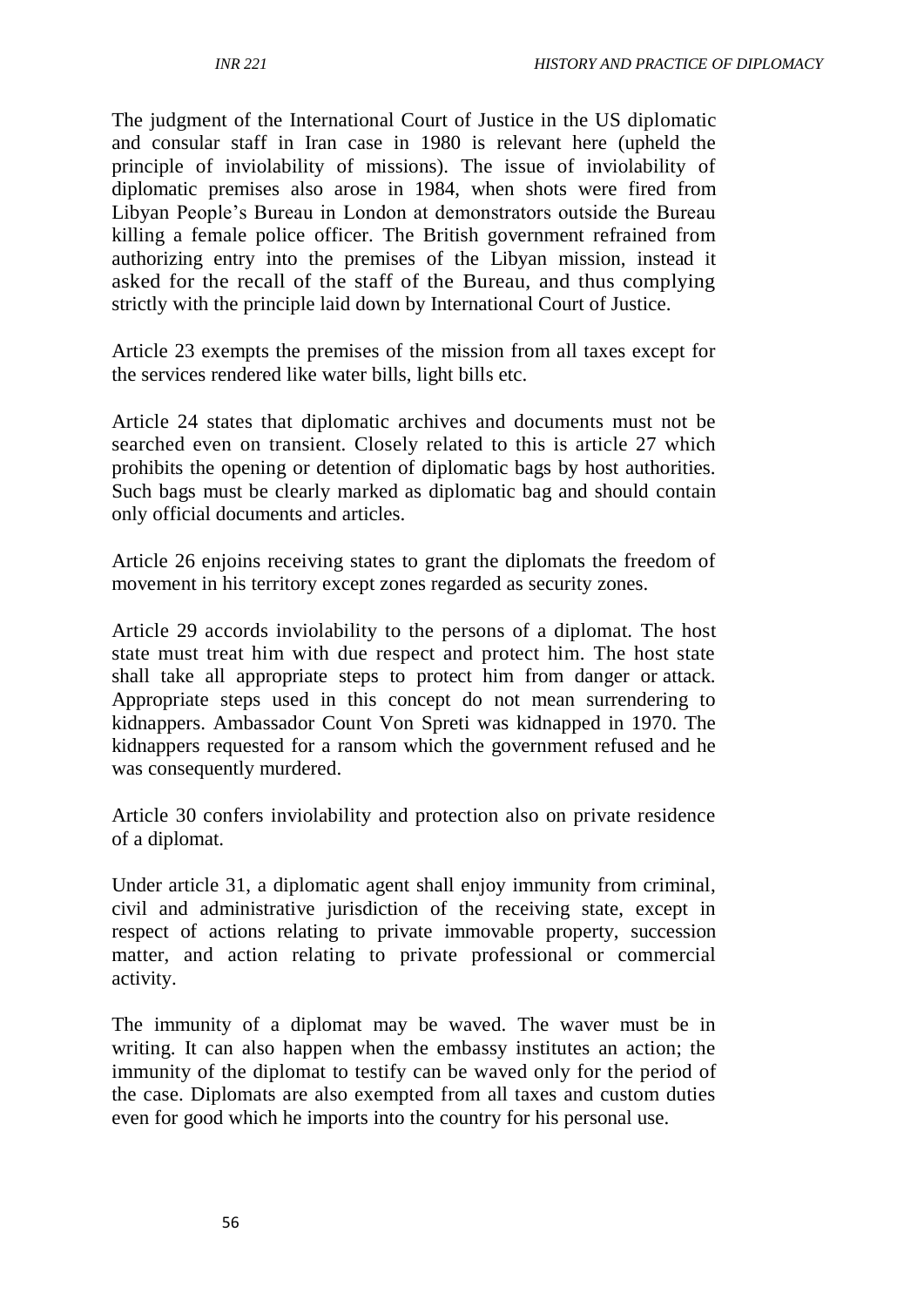The judgment of the International Court of Justice in the US diplomatic and consular staff in Iran case in 1980 is relevant here (upheld the principle of inviolability of missions). The issue of inviolability of diplomatic premises also arose in 1984, when shots were fired from Libyan People's Bureau in London at demonstrators outside the Bureau killing a female police officer. The British government refrained from authorizing entry into the premises of the Libyan mission, instead it asked for the recall of the staff of the Bureau, and thus complying strictly with the principle laid down by International Court of Justice.

Article 23 exempts the premises of the mission from all taxes except for the services rendered like water bills, light bills etc.

Article 24 states that diplomatic archives and documents must not be searched even on transient. Closely related to this is article 27 which prohibits the opening or detention of diplomatic bags by host authorities. Such bags must be clearly marked as diplomatic bag and should contain only official documents and articles.

Article 26 enjoins receiving states to grant the diplomats the freedom of movement in his territory except zones regarded as security zones.

Article 29 accords inviolability to the persons of a diplomat. The host state must treat him with due respect and protect him. The host state shall take all appropriate steps to protect him from danger or attack. Appropriate steps used in this concept do not mean surrendering to kidnappers. Ambassador Count Von Spreti was kidnapped in 1970. The kidnappers requested for a ransom which the government refused and he was consequently murdered.

Article 30 confers inviolability and protection also on private residence of a diplomat.

Under article 31, a diplomatic agent shall enjoy immunity from criminal, civil and administrative jurisdiction of the receiving state, except in respect of actions relating to private immovable property, succession matter, and action relating to private professional or commercial activity.

The immunity of a diplomat may be waved. The waver must be in writing. It can also happen when the embassy institutes an action; the immunity of the diplomat to testify can be waved only for the period of the case. Diplomats are also exempted from all taxes and custom duties even for good which he imports into the country for his personal use.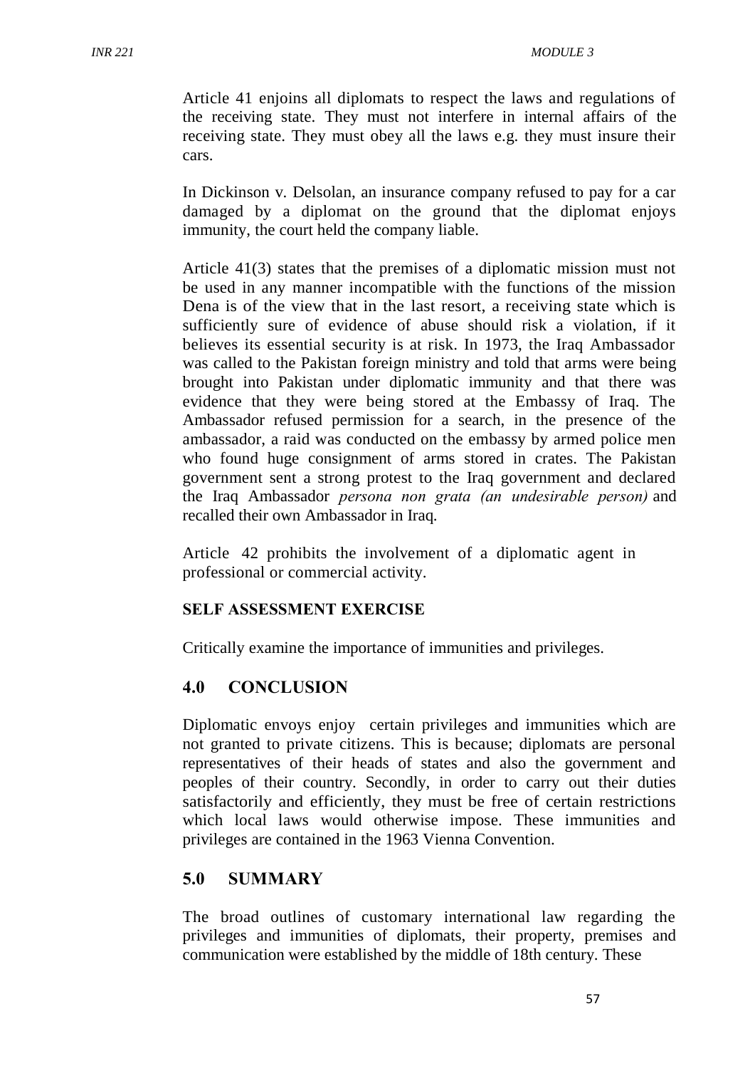Article 41 enjoins all diplomats to respect the laws and regulations of the receiving state. They must not interfere in internal affairs of the receiving state. They must obey all the laws e.g. they must insure their cars.

In Dickinson v. Delsolan, an insurance company refused to pay for a car damaged by a diplomat on the ground that the diplomat enjoys immunity, the court held the company liable.

Article 41(3) states that the premises of a diplomatic mission must not be used in any manner incompatible with the functions of the mission Dena is of the view that in the last resort, a receiving state which is sufficiently sure of evidence of abuse should risk a violation, if it believes its essential security is at risk. In 1973, the Iraq Ambassador was called to the Pakistan foreign ministry and told that arms were being brought into Pakistan under diplomatic immunity and that there was evidence that they were being stored at the Embassy of Iraq. The Ambassador refused permission for a search, in the presence of the ambassador, a raid was conducted on the embassy by armed police men who found huge consignment of arms stored in crates. The Pakistan government sent a strong protest to the Iraq government and declared the Iraq Ambassador *persona non grata (an undesirable person)* and recalled their own Ambassador in Iraq.

Article 42 prohibits the involvement of a diplomatic agent in professional or commercial activity.

**SELF ASSESSMENT EXERCISE**

Critically examine the importance of immunities and privileges.

## 4.0 CONCLUSION

Diplomatic envoys enjoy certain privileges and immunities which are not granted to private citizens. This is because; diplomats are personal representatives of their heads of states and also the government and peoples of their country. Secondly, in order to carry out their duties satisfactorily and efficiently, they must be free of certain restrictions which local laws would otherwise impose. These immunities and privileges are contained in the 1963 Vienna Convention.

## 5.0 SUMMARY

The broad outlines of customary international law regarding the privileges and immunities of diplomats, their property, premises and communication were established by the middle of 18th century. These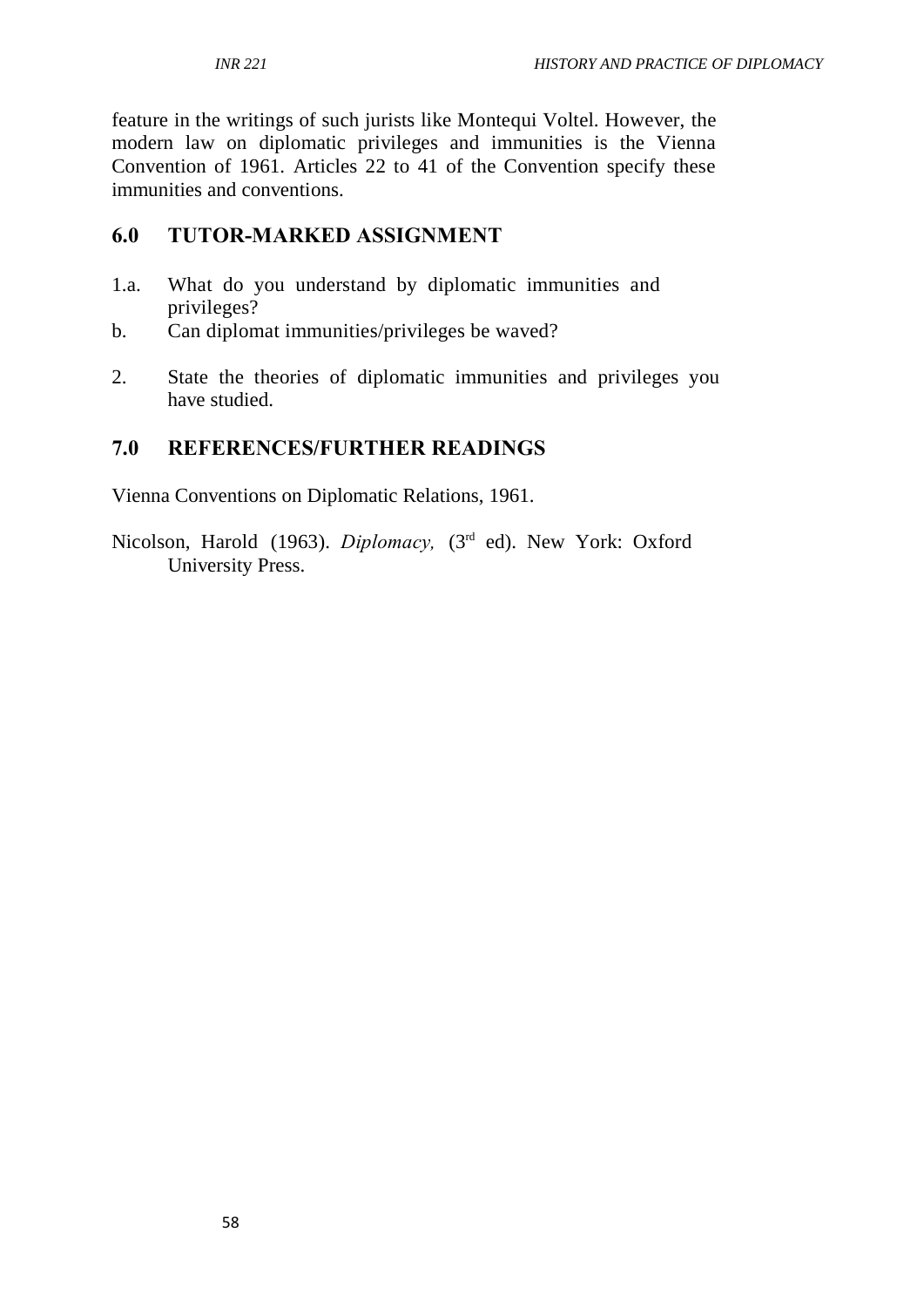feature in the writings of such jurists like Montequi Voltel. However, the modern law on diplomatic privileges and immunities is the Vienna Convention of 1961. Articles 22 to 41 of the Convention specify these immunities and conventions.

## 6.0 TUTOR-MARKED ASSIGNMENT

1.a. What do you understand by diplomatic immunities and privileges?

b. Can diplomat immunities/privileges be waved?

2. State the theories of diplomatic immunities and privileges you have studied.

## 7.0 REFERENCES/FURTHER READINGS

Vienna Conventions on Diplomatic Relations, 1961.

Nicolson, Harold (1963). *Diplomacy,* (3rd ed). New York: Oxford University Press.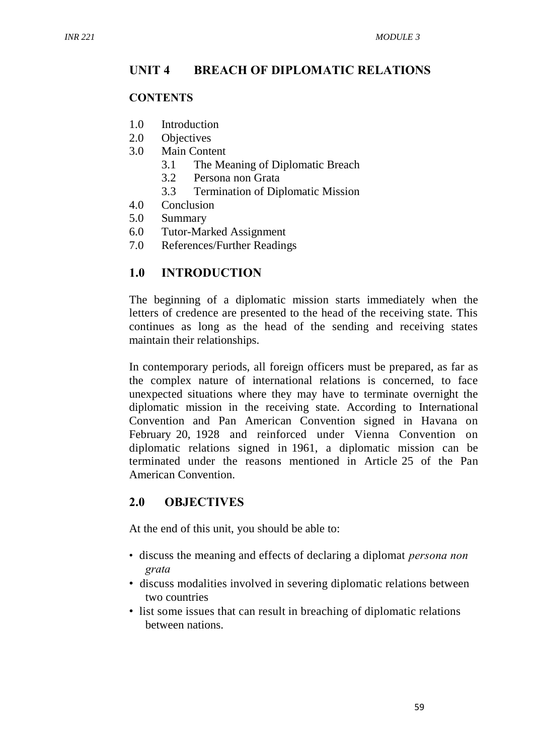## UNIT 4 BREACH OF DIPLOMATIC RELATIONS

### CONTENTS

1.0 Introduction
2.0 Objectives
3.0 Main Content
 3.1 The Meaning of Diplomatic Breach
 3.2 Persona non Grata
 3.3 Termination of Diplomatic Mission
4.0 Conclusion
5.0 Summary
6.0 Tutor-Marked Assignment
7.0 References/Further Readings

## 1.0 INTRODUCTION

The beginning of a diplomatic mission starts immediately when the letters of credence are presented to the head of the receiving state. This continues as long as the head of the sending and receiving states maintain their relationships.

In contemporary periods, all foreign officers must be prepared, as far as the complex nature of international relations is concerned, to face unexpected situations where they may have to terminate overnight the diplomatic mission in the receiving state. According to International Convention and Pan American Convention signed in Havana on February 20, 1928 and reinforced under Vienna Convention on diplomatic relations signed in 1961, a diplomatic mission can be terminated under the reasons mentioned in Article 25 of the Pan American Convention.

## 2.0 OBJECTIVES

At the end of this unit, you should be able to:

- discuss the meaning and effects of declaring a diplomat *persona non grata*
- discuss modalities involved in severing diplomatic relations between two countries
- list some issues that can result in breaching of diplomatic relations between nations.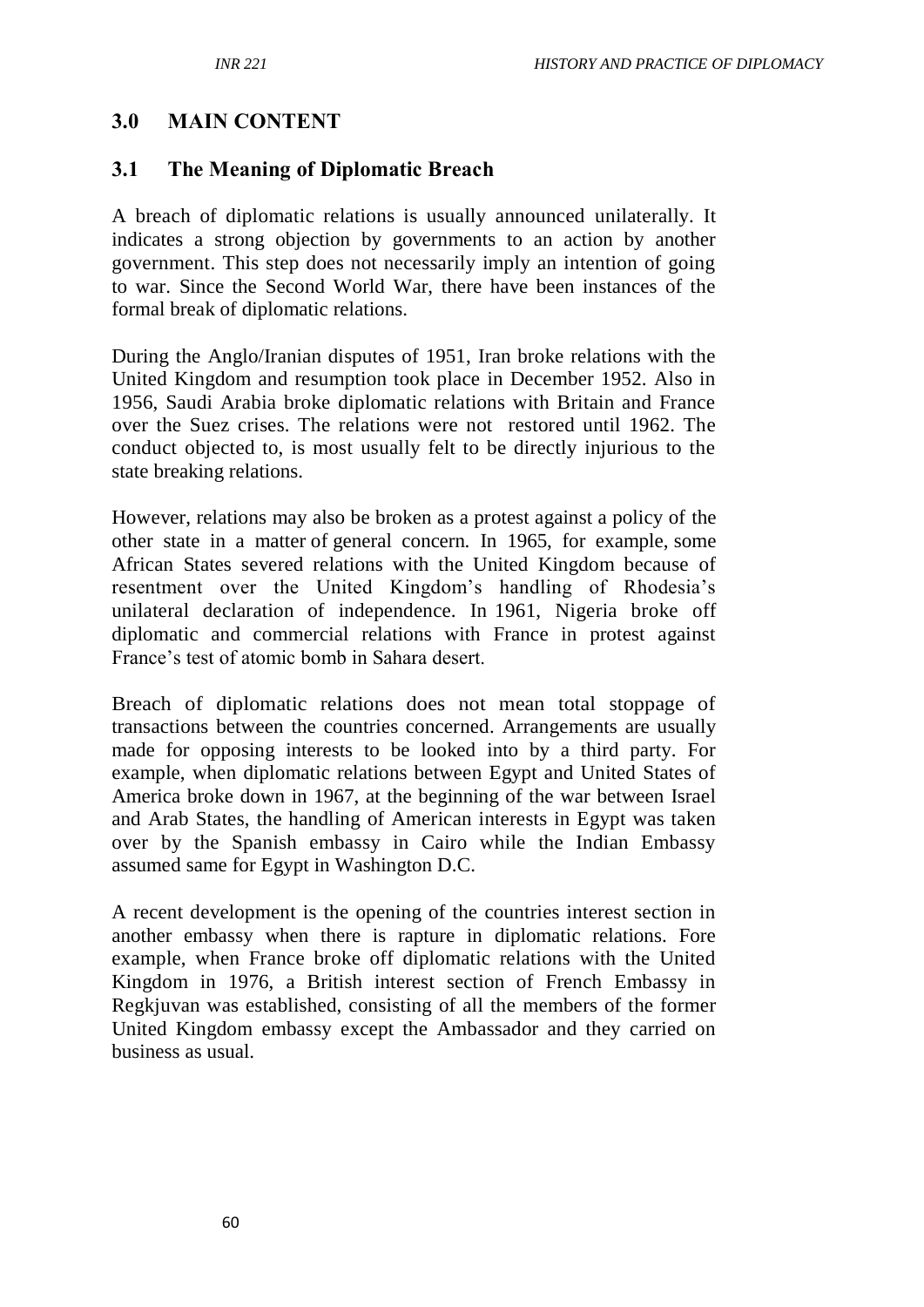## 3.0 MAIN CONTENT

### 3.1 The Meaning of Diplomatic Breach

A breach of diplomatic relations is usually announced unilaterally. It indicates a strong objection by governments to an action by another government. This step does not necessarily imply an intention of going to war. Since the Second World War, there have been instances of the formal break of diplomatic relations.

During the Anglo/Iranian disputes of 1951, Iran broke relations with the United Kingdom and resumption took place in December 1952. Also in 1956, Saudi Arabia broke diplomatic relations with Britain and France over the Suez crises. The relations were not restored until 1962. The conduct objected to, is most usually felt to be directly injurious to the state breaking relations.

However, relations may also be broken as a protest against a policy of the other state in a matter of general concern. In 1965, for example, some African States severed relations with the United Kingdom because of resentment over the United Kingdom's handling of Rhodesia's unilateral declaration of independence. In 1961, Nigeria broke off diplomatic and commercial relations with France in protest against France's test of atomic bomb in Sahara desert.

Breach of diplomatic relations does not mean total stoppage of transactions between the countries concerned. Arrangements are usually made for opposing interests to be looked into by a third party. For example, when diplomatic relations between Egypt and United States of America broke down in 1967, at the beginning of the war between Israel and Arab States, the handling of American interests in Egypt was taken over by the Spanish embassy in Cairo while the Indian Embassy assumed same for Egypt in Washington D.C.

A recent development is the opening of the countries interest section in another embassy when there is rapture in diplomatic relations. Fore example, when France broke off diplomatic relations with the United Kingdom in 1976, a British interest section of French Embassy in Regkjuvan was established, consisting of all the members of the former United Kingdom embassy except the Ambassador and they carried on business as usual.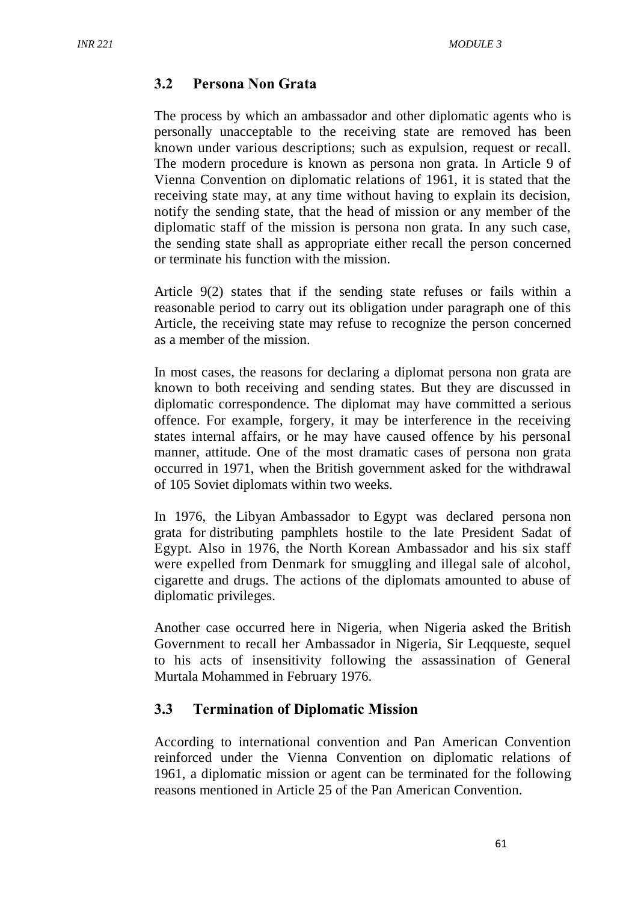## 3.2 Persona Non Grata

The process by which an ambassador and other diplomatic agents who is personally unacceptable to the receiving state are removed has been known under various descriptions; such as expulsion, request or recall. The modern procedure is known as persona non grata. In Article 9 of Vienna Convention on diplomatic relations of 1961, it is stated that the receiving state may, at any time without having to explain its decision, notify the sending state, that the head of mission or any member of the diplomatic staff of the mission is persona non grata. In any such case, the sending state shall as appropriate either recall the person concerned or terminate his function with the mission.

Article 9(2) states that if the sending state refuses or fails within a reasonable period to carry out its obligation under paragraph one of this Article, the receiving state may refuse to recognize the person concerned as a member of the mission.

In most cases, the reasons for declaring a diplomat persona non grata are known to both receiving and sending states. But they are discussed in diplomatic correspondence. The diplomat may have committed a serious offence. For example, forgery, it may be interference in the receiving states internal affairs, or he may have caused offence by his personal manner, attitude. One of the most dramatic cases of persona non grata occurred in 1971, when the British government asked for the withdrawal of 105 Soviet diplomats within two weeks.

In 1976, the Libyan Ambassador to Egypt was declared persona non grata for distributing pamphlets hostile to the late President Sadat of Egypt. Also in 1976, the North Korean Ambassador and his six staff were expelled from Denmark for smuggling and illegal sale of alcohol, cigarette and drugs. The actions of the diplomats amounted to abuse of diplomatic privileges.

Another case occurred here in Nigeria, when Nigeria asked the British Government to recall her Ambassador in Nigeria, Sir Leqqueste, sequel to his acts of insensitivity following the assassination of General Murtala Mohammed in February 1976.

## 3.3 Termination of Diplomatic Mission

According to international convention and Pan American Convention reinforced under the Vienna Convention on diplomatic relations of 1961, a diplomatic mission or agent can be terminated for the following reasons mentioned in Article 25 of the Pan American Convention.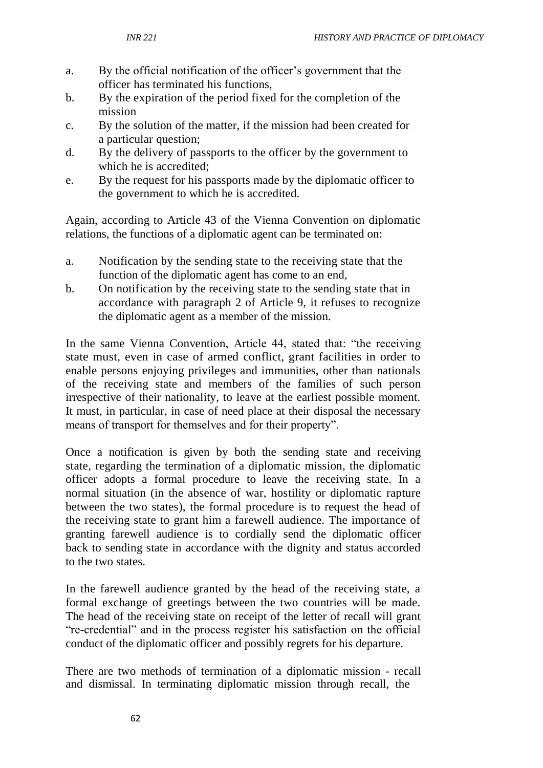a. By the official notification of the officer's government that the officer has terminated his functions,
b. By the expiration of the period fixed for the completion of the mission
c. By the solution of the matter, if the mission had been created for a particular question;
d. By the delivery of passports to the officer by the government to which he is accredited;
e. By the request for his passports made by the diplomatic officer to the government to which he is accredited.

Again, according to Article 43 of the Vienna Convention on diplomatic relations, the functions of a diplomatic agent can be terminated on:

a. Notification by the sending state to the receiving state that the function of the diplomatic agent has come to an end,
b. On notification by the receiving state to the sending state that in accordance with paragraph 2 of Article 9, it refuses to recognize the diplomatic agent as a member of the mission.

In the same Vienna Convention, Article 44, stated that: "the receiving state must, even in case of armed conflict, grant facilities in order to enable persons enjoying privileges and immunities, other than nationals of the receiving state and members of the families of such person irrespective of their nationality, to leave at the earliest possible moment. It must, in particular, in case of need place at their disposal the necessary means of transport for themselves and for their property".

Once a notification is given by both the sending state and receiving state, regarding the termination of a diplomatic mission, the diplomatic officer adopts a formal procedure to leave the receiving state. In a normal situation (in the absence of war, hostility or diplomatic rapture between the two states), the formal procedure is to request the head of the receiving state to grant him a farewell audience. The importance of granting farewell audience is to cordially send the diplomatic officer back to sending state in accordance with the dignity and status accorded to the two states.

In the farewell audience granted by the head of the receiving state, a formal exchange of greetings between the two countries will be made. The head of the receiving state on receipt of the letter of recall will grant "re-credential" and in the process register his satisfaction on the official conduct of the diplomatic officer and possibly regrets for his departure.

There are two methods of termination of a diplomatic mission - recall and dismissal. In terminating diplomatic mission through recall, the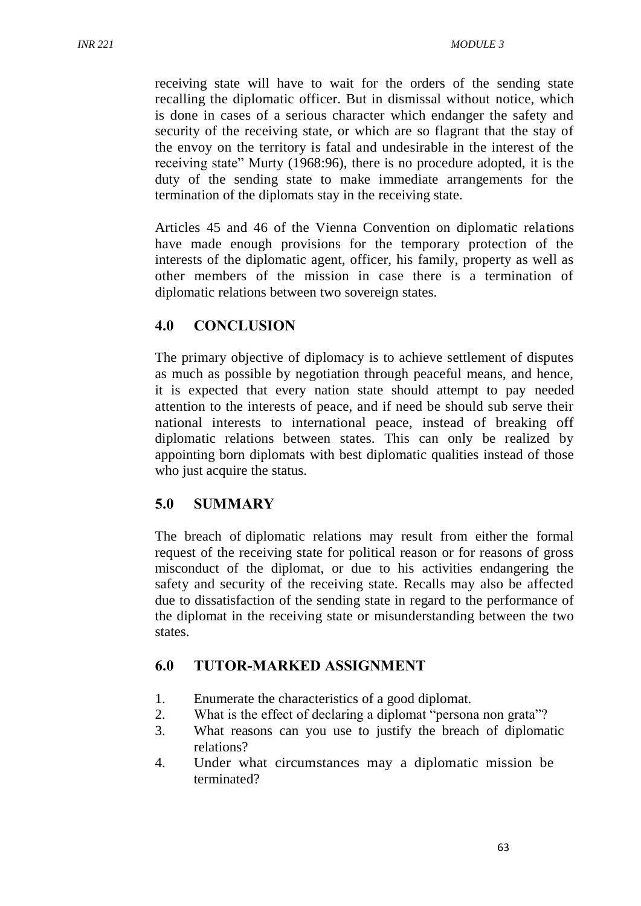receiving state will have to wait for the orders of the sending state recalling the diplomatic officer. But in dismissal without notice, which is done in cases of a serious character which endanger the safety and security of the receiving state, or which are so flagrant that the stay of the envoy on the territory is fatal and undesirable in the interest of the receiving state" Murty (1968:96), there is no procedure adopted, it is the duty of the sending state to make immediate arrangements for the termination of the diplomats stay in the receiving state.

Articles 45 and 46 of the Vienna Convention on diplomatic relations have made enough provisions for the temporary protection of the interests of the diplomatic agent, officer, his family, property as well as other members of the mission in case there is a termination of diplomatic relations between two sovereign states.

## 4.0 CONCLUSION

The primary objective of diplomacy is to achieve settlement of disputes as much as possible by negotiation through peaceful means, and hence, it is expected that every nation state should attempt to pay needed attention to the interests of peace, and if need be should sub serve their national interests to international peace, instead of breaking off diplomatic relations between states. This can only be realized by appointing born diplomats with best diplomatic qualities instead of those who just acquire the status.

## 5.0 SUMMARY

The breach of diplomatic relations may result from either the formal request of the receiving state for political reason or for reasons of gross misconduct of the diplomat, or due to his activities endangering the safety and security of the receiving state. Recalls may also be affected due to dissatisfaction of the sending state in regard to the performance of the diplomat in the receiving state or misunderstanding between the two states.

## 6.0 TUTOR-MARKED ASSIGNMENT

1. Enumerate the characteristics of a good diplomat.
2. What is the effect of declaring a diplomat "persona non grata"?
3. What reasons can you use to justify the breach of diplomatic relations?
4. Under what circumstances may a diplomatic mission be terminated?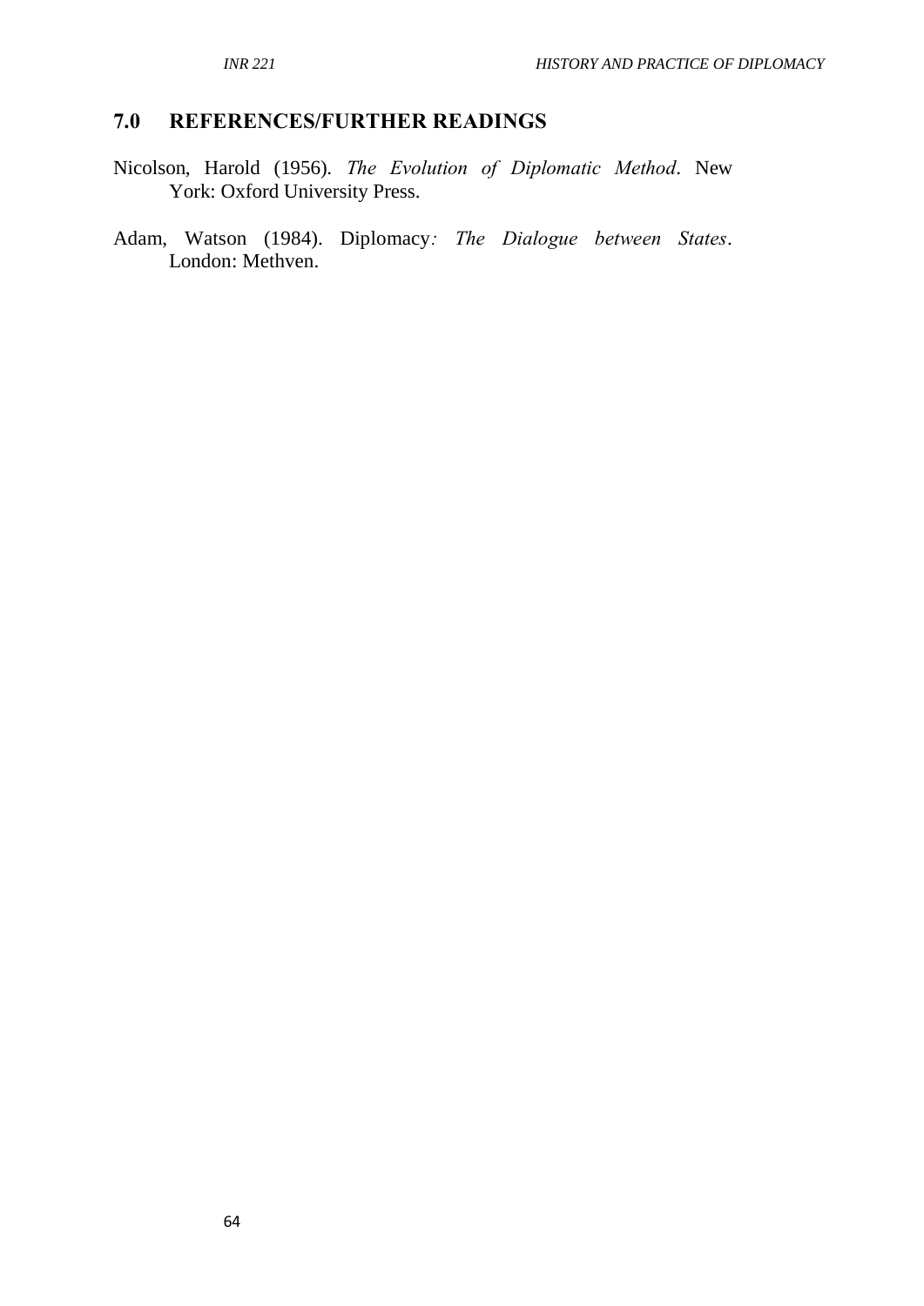## 7.0 REFERENCES/FURTHER READINGS

Nicolson, Harold (1956). *The Evolution of Diplomatic Method*. New York: Oxford University Press.

Adam, Watson (1984). Diplomacy*: The Dialogue between States*. London: Methven.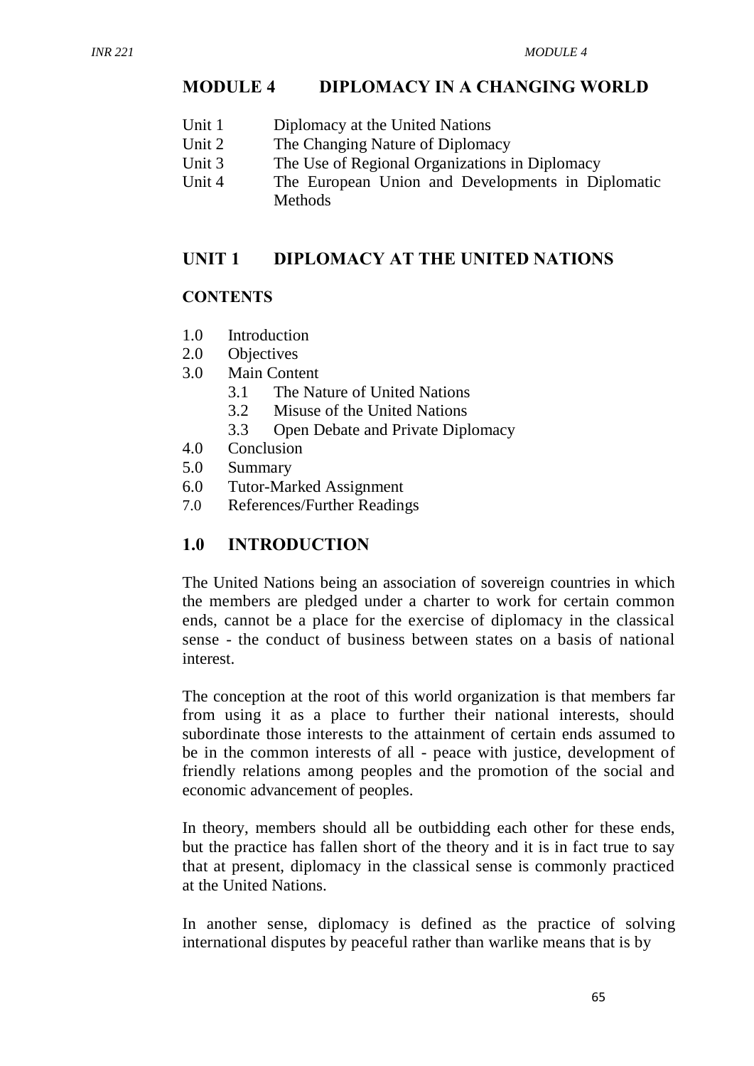# MODULE 4 DIPLOMACY IN A CHANGING WORLD

Unit 1 Diplomacy at the United Nations
Unit 2 The Changing Nature of Diplomacy
Unit 3 The Use of Regional Organizations in Diplomacy
Unit 4 The European Union and Developments in Diplomatic Methods

## UNIT 1 DIPLOMACY AT THE UNITED NATIONS

### CONTENTS

1.0 Introduction
2.0 Objectives
3.0 Main Content
  3.1 The Nature of United Nations
  3.2 Misuse of the United Nations
  3.3 Open Debate and Private Diplomacy
4.0 Conclusion
5.0 Summary
6.0 Tutor-Marked Assignment
7.0 References/Further Readings

## 1.0 INTRODUCTION

The United Nations being an association of sovereign countries in which the members are pledged under a charter to work for certain common ends, cannot be a place for the exercise of diplomacy in the classical sense - the conduct of business between states on a basis of national interest.

The conception at the root of this world organization is that members far from using it as a place to further their national interests, should subordinate those interests to the attainment of certain ends assumed to be in the common interests of all - peace with justice, development of friendly relations among peoples and the promotion of the social and economic advancement of peoples.

In theory, members should all be outbidding each other for these ends, but the practice has fallen short of the theory and it is in fact true to say that at present, diplomacy in the classical sense is commonly practiced at the United Nations.

In another sense, diplomacy is defined as the practice of solving international disputes by peaceful rather than warlike means that is by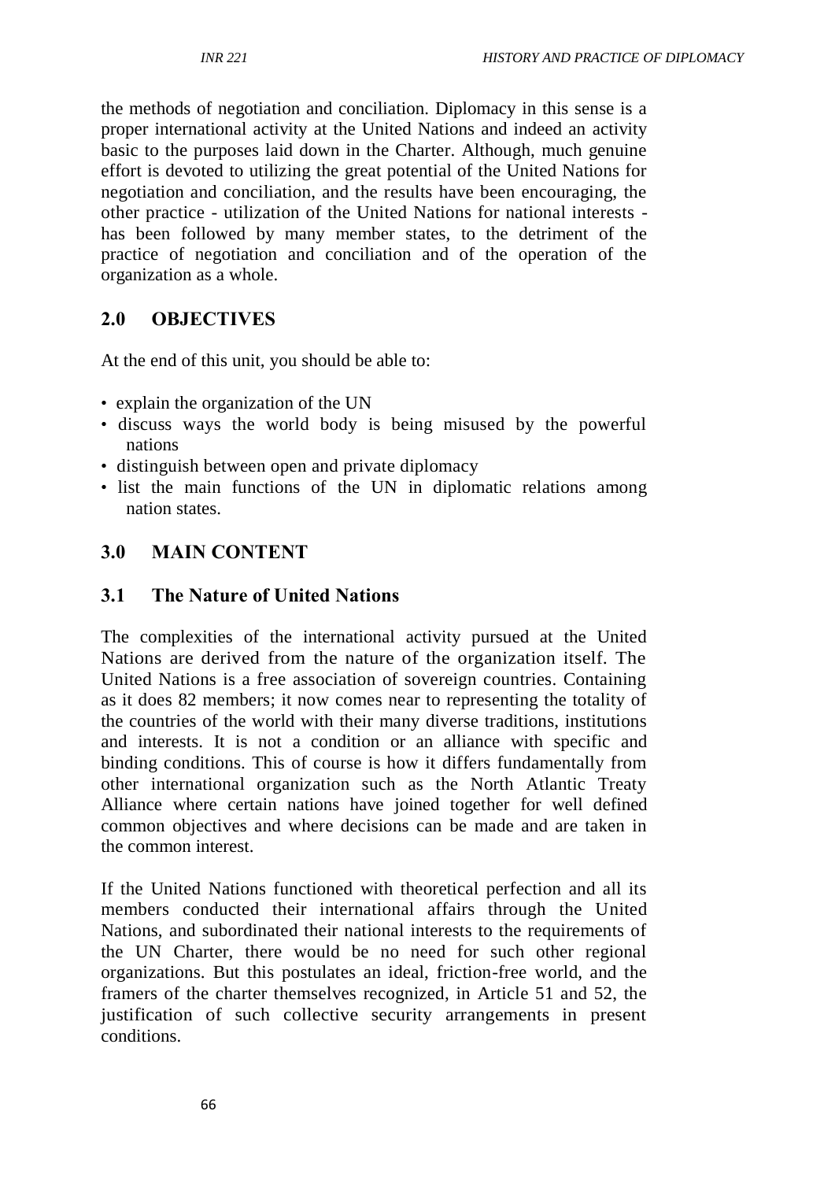the methods of negotiation and conciliation. Diplomacy in this sense is a proper international activity at the United Nations and indeed an activity basic to the purposes laid down in the Charter. Although, much genuine effort is devoted to utilizing the great potential of the United Nations for negotiation and conciliation, and the results have been encouraging, the other practice - utilization of the United Nations for national interests - has been followed by many member states, to the detriment of the practice of negotiation and conciliation and of the operation of the organization as a whole.

## 2.0 OBJECTIVES

At the end of this unit, you should be able to:

- explain the organization of the UN
- discuss ways the world body is being misused by the powerful nations
- distinguish between open and private diplomacy
- list the main functions of the UN in diplomatic relations among nation states.

## 3.0 MAIN CONTENT

### 3.1 The Nature of United Nations

The complexities of the international activity pursued at the United Nations are derived from the nature of the organization itself. The United Nations is a free association of sovereign countries. Containing as it does 82 members; it now comes near to representing the totality of the countries of the world with their many diverse traditions, institutions and interests. It is not a condition or an alliance with specific and binding conditions. This of course is how it differs fundamentally from other international organization such as the North Atlantic Treaty Alliance where certain nations have joined together for well defined common objectives and where decisions can be made and are taken in the common interest.

If the United Nations functioned with theoretical perfection and all its members conducted their international affairs through the United Nations, and subordinated their national interests to the requirements of the UN Charter, there would be no need for such other regional organizations. But this postulates an ideal, friction-free world, and the framers of the charter themselves recognized, in Article 51 and 52, the justification of such collective security arrangements in present conditions.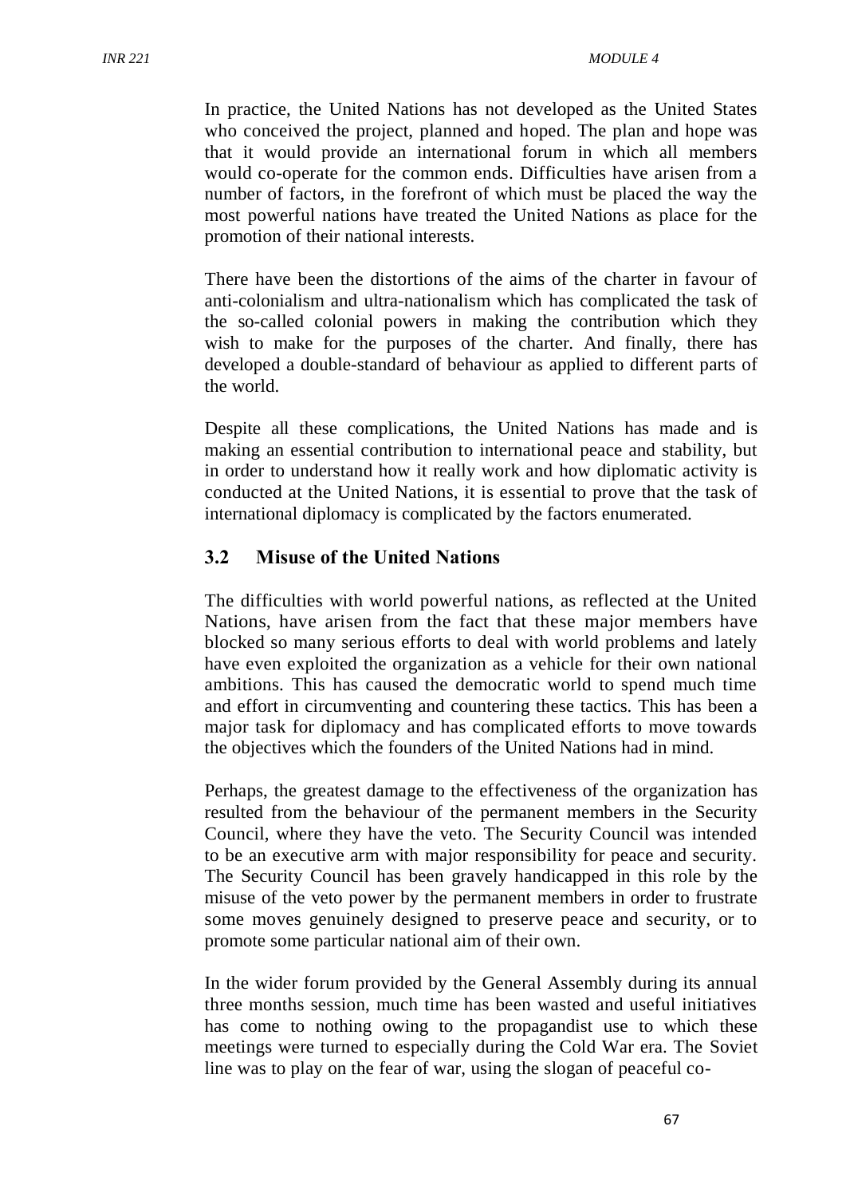In practice, the United Nations has not developed as the United States who conceived the project, planned and hoped. The plan and hope was that it would provide an international forum in which all members would co-operate for the common ends. Difficulties have arisen from a number of factors, in the forefront of which must be placed the way the most powerful nations have treated the United Nations as place for the promotion of their national interests.

There have been the distortions of the aims of the charter in favour of anti-colonialism and ultra-nationalism which has complicated the task of the so-called colonial powers in making the contribution which they wish to make for the purposes of the charter. And finally, there has developed a double-standard of behaviour as applied to different parts of the world.

Despite all these complications, the United Nations has made and is making an essential contribution to international peace and stability, but in order to understand how it really work and how diplomatic activity is conducted at the United Nations, it is essential to prove that the task of international diplomacy is complicated by the factors enumerated.

## 3.2 Misuse of the United Nations

The difficulties with world powerful nations, as reflected at the United Nations, have arisen from the fact that these major members have blocked so many serious efforts to deal with world problems and lately have even exploited the organization as a vehicle for their own national ambitions. This has caused the democratic world to spend much time and effort in circumventing and countering these tactics. This has been a major task for diplomacy and has complicated efforts to move towards the objectives which the founders of the United Nations had in mind.

Perhaps, the greatest damage to the effectiveness of the organization has resulted from the behaviour of the permanent members in the Security Council, where they have the veto. The Security Council was intended to be an executive arm with major responsibility for peace and security. The Security Council has been gravely handicapped in this role by the misuse of the veto power by the permanent members in order to frustrate some moves genuinely designed to preserve peace and security, or to promote some particular national aim of their own.

In the wider forum provided by the General Assembly during its annual three months session, much time has been wasted and useful initiatives has come to nothing owing to the propagandist use to which these meetings were turned to especially during the Cold War era. The Soviet line was to play on the fear of war, using the slogan of peaceful co-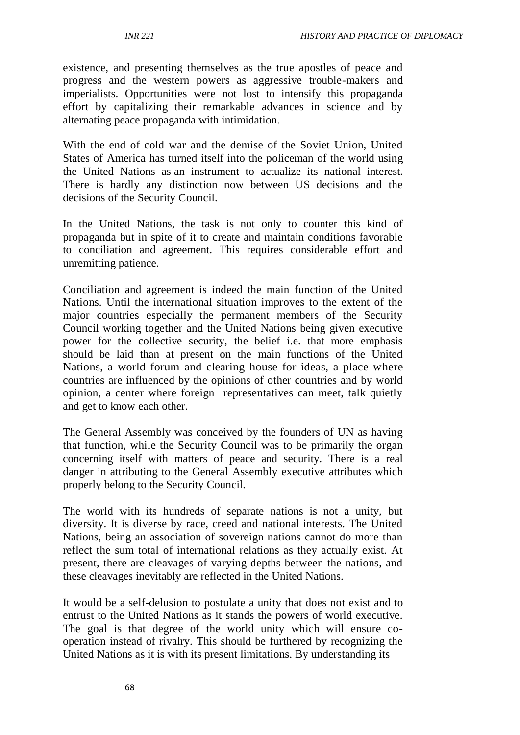existence, and presenting themselves as the true apostles of peace and progress and the western powers as aggressive trouble-makers and imperialists. Opportunities were not lost to intensify this propaganda effort by capitalizing their remarkable advances in science and by alternating peace propaganda with intimidation.

With the end of cold war and the demise of the Soviet Union, United States of America has turned itself into the policeman of the world using the United Nations as an instrument to actualize its national interest. There is hardly any distinction now between US decisions and the decisions of the Security Council.

In the United Nations, the task is not only to counter this kind of propaganda but in spite of it to create and maintain conditions favorable to conciliation and agreement. This requires considerable effort and unremitting patience.

Conciliation and agreement is indeed the main function of the United Nations. Until the international situation improves to the extent of the major countries especially the permanent members of the Security Council working together and the United Nations being given executive power for the collective security, the belief i.e. that more emphasis should be laid than at present on the main functions of the United Nations, a world forum and clearing house for ideas, a place where countries are influenced by the opinions of other countries and by world opinion, a center where foreign representatives can meet, talk quietly and get to know each other.

The General Assembly was conceived by the founders of UN as having that function, while the Security Council was to be primarily the organ concerning itself with matters of peace and security. There is a real danger in attributing to the General Assembly executive attributes which properly belong to the Security Council.

The world with its hundreds of separate nations is not a unity, but diversity. It is diverse by race, creed and national interests. The United Nations, being an association of sovereign nations cannot do more than reflect the sum total of international relations as they actually exist. At present, there are cleavages of varying depths between the nations, and these cleavages inevitably are reflected in the United Nations.

It would be a self-delusion to postulate a unity that does not exist and to entrust to the United Nations as it stands the powers of world executive. The goal is that degree of the world unity which will ensure co-operation instead of rivalry. This should be furthered by recognizing the United Nations as it is with its present limitations. By understanding its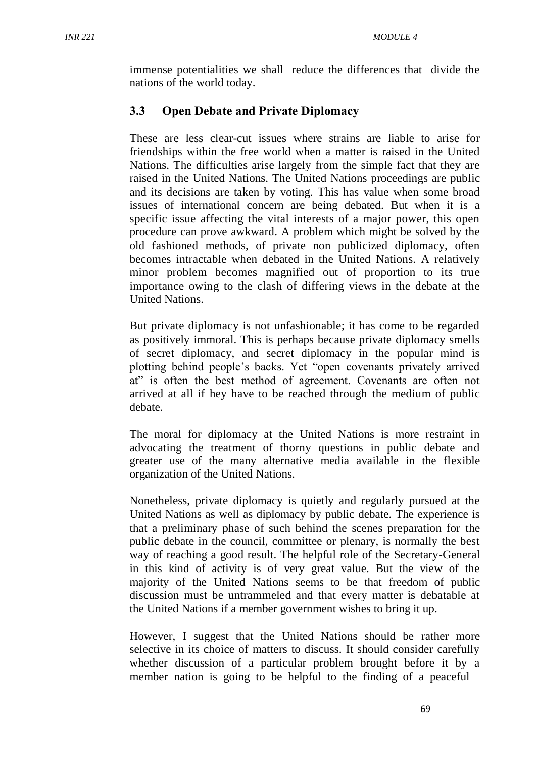immense potentialities we shall reduce the differences that divide the nations of the world today.

## 3.3 Open Debate and Private Diplomacy

These are less clear-cut issues where strains are liable to arise for friendships within the free world when a matter is raised in the United Nations. The difficulties arise largely from the simple fact that they are raised in the United Nations. The United Nations proceedings are public and its decisions are taken by voting. This has value when some broad issues of international concern are being debated. But when it is a specific issue affecting the vital interests of a major power, this open procedure can prove awkward. A problem which might be solved by the old fashioned methods, of private non publicized diplomacy, often becomes intractable when debated in the United Nations. A relatively minor problem becomes magnified out of proportion to its true importance owing to the clash of differing views in the debate at the United Nations.

But private diplomacy is not unfashionable; it has come to be regarded as positively immoral. This is perhaps because private diplomacy smells of secret diplomacy, and secret diplomacy in the popular mind is plotting behind people's backs. Yet "open covenants privately arrived at" is often the best method of agreement. Covenants are often not arrived at all if hey have to be reached through the medium of public debate.

The moral for diplomacy at the United Nations is more restraint in advocating the treatment of thorny questions in public debate and greater use of the many alternative media available in the flexible organization of the United Nations.

Nonetheless, private diplomacy is quietly and regularly pursued at the United Nations as well as diplomacy by public debate. The experience is that a preliminary phase of such behind the scenes preparation for the public debate in the council, committee or plenary, is normally the best way of reaching a good result. The helpful role of the Secretary-General in this kind of activity is of very great value. But the view of the majority of the United Nations seems to be that freedom of public discussion must be untrammeled and that every matter is debatable at the United Nations if a member government wishes to bring it up.

However, I suggest that the United Nations should be rather more selective in its choice of matters to discuss. It should consider carefully whether discussion of a particular problem brought before it by a member nation is going to be helpful to the finding of a peaceful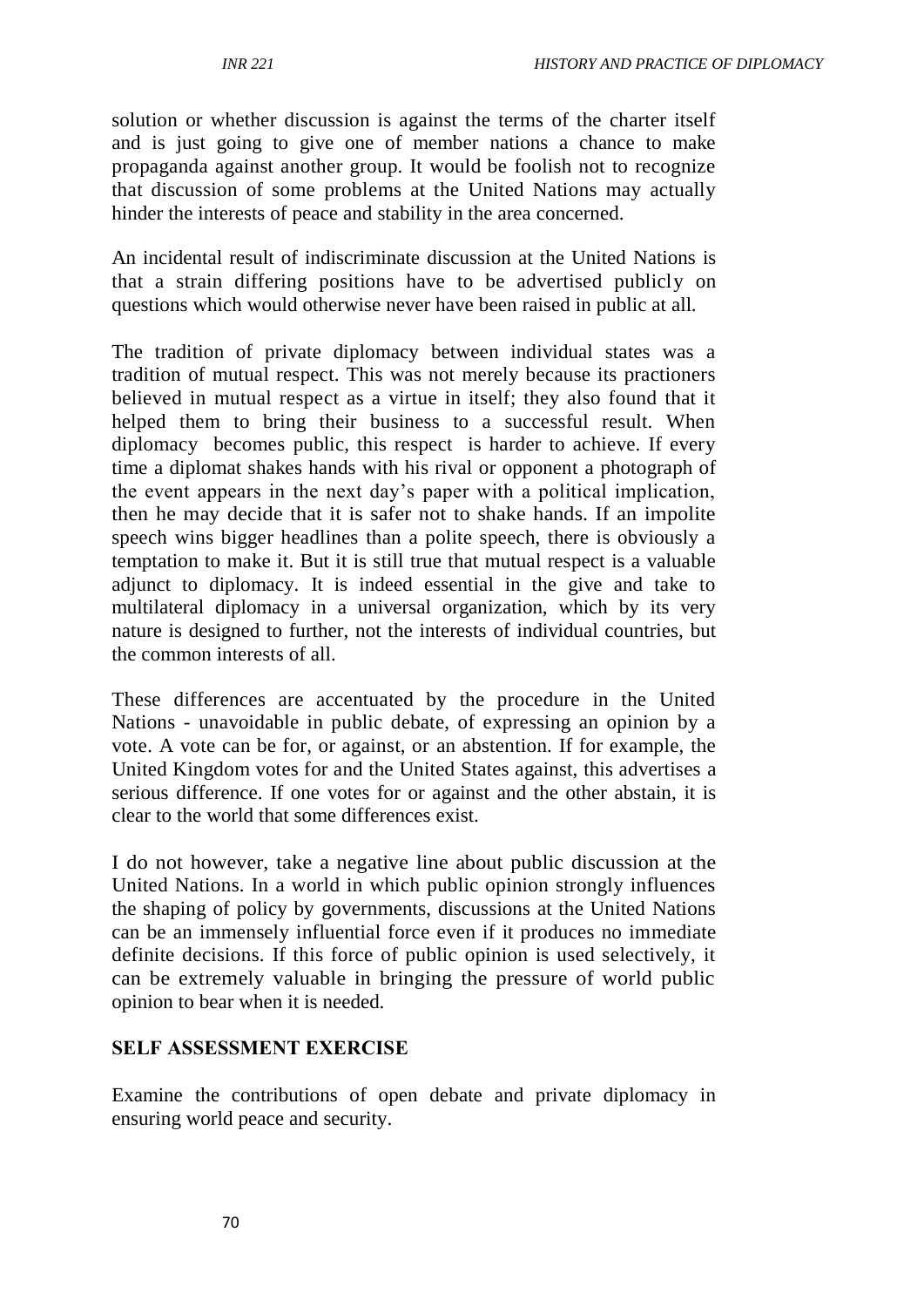solution or whether discussion is against the terms of the charter itself and is just going to give one of member nations a chance to make propaganda against another group. It would be foolish not to recognize that discussion of some problems at the United Nations may actually hinder the interests of peace and stability in the area concerned.

An incidental result of indiscriminate discussion at the United Nations is that a strain differing positions have to be advertised publicly on questions which would otherwise never have been raised in public at all.

The tradition of private diplomacy between individual states was a tradition of mutual respect. This was not merely because its practioners believed in mutual respect as a virtue in itself; they also found that it helped them to bring their business to a successful result. When diplomacy becomes public, this respect is harder to achieve. If every time a diplomat shakes hands with his rival or opponent a photograph of the event appears in the next day's paper with a political implication, then he may decide that it is safer not to shake hands. If an impolite speech wins bigger headlines than a polite speech, there is obviously a temptation to make it. But it is still true that mutual respect is a valuable adjunct to diplomacy. It is indeed essential in the give and take to multilateral diplomacy in a universal organization, which by its very nature is designed to further, not the interests of individual countries, but the common interests of all.

These differences are accentuated by the procedure in the United Nations - unavoidable in public debate, of expressing an opinion by a vote. A vote can be for, or against, or an abstention. If for example, the United Kingdom votes for and the United States against, this advertises a serious difference. If one votes for or against and the other abstain, it is clear to the world that some differences exist.

I do not however, take a negative line about public discussion at the United Nations. In a world in which public opinion strongly influences the shaping of policy by governments, discussions at the United Nations can be an immensely influential force even if it produces no immediate definite decisions. If this force of public opinion is used selectively, it can be extremely valuable in bringing the pressure of world public opinion to bear when it is needed.

**SELF ASSESSMENT EXERCISE**

Examine the contributions of open debate and private diplomacy in ensuring world peace and security.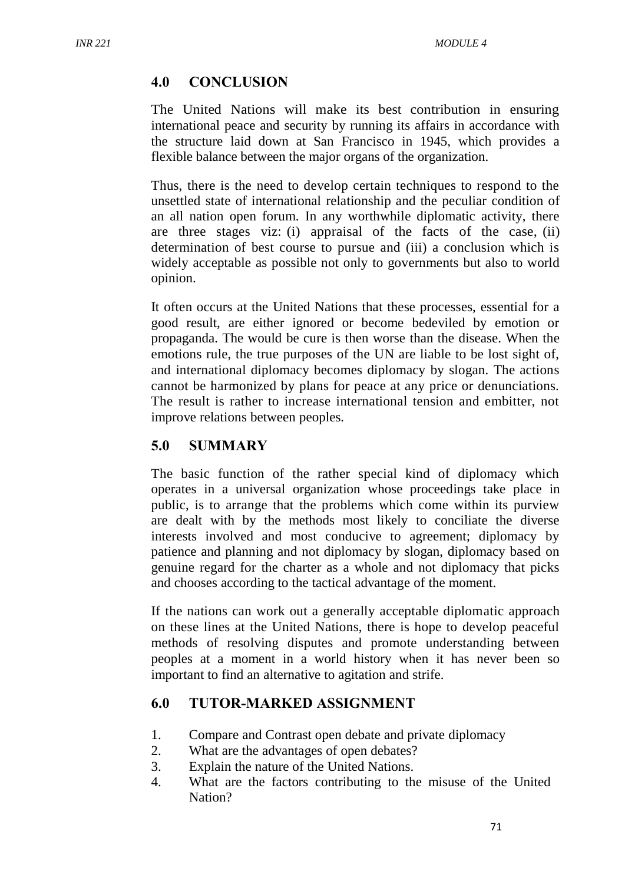## 4.0 CONCLUSION

The United Nations will make its best contribution in ensuring international peace and security by running its affairs in accordance with the structure laid down at San Francisco in 1945, which provides a flexible balance between the major organs of the organization.

Thus, there is the need to develop certain techniques to respond to the unsettled state of international relationship and the peculiar condition of an all nation open forum. In any worthwhile diplomatic activity, there are three stages viz: (i) appraisal of the facts of the case, (ii) determination of best course to pursue and (iii) a conclusion which is widely acceptable as possible not only to governments but also to world opinion.

It often occurs at the United Nations that these processes, essential for a good result, are either ignored or become bedeviled by emotion or propaganda. The would be cure is then worse than the disease. When the emotions rule, the true purposes of the UN are liable to be lost sight of, and international diplomacy becomes diplomacy by slogan. The actions cannot be harmonized by plans for peace at any price or denunciations. The result is rather to increase international tension and embitter, not improve relations between peoples.

## 5.0 SUMMARY

The basic function of the rather special kind of diplomacy which operates in a universal organization whose proceedings take place in public, is to arrange that the problems which come within its purview are dealt with by the methods most likely to conciliate the diverse interests involved and most conducive to agreement; diplomacy by patience and planning and not diplomacy by slogan, diplomacy based on genuine regard for the charter as a whole and not diplomacy that picks and chooses according to the tactical advantage of the moment.

If the nations can work out a generally acceptable diplomatic approach on these lines at the United Nations, there is hope to develop peaceful methods of resolving disputes and promote understanding between peoples at a moment in a world history when it has never been so important to find an alternative to agitation and strife.

## 6.0 TUTOR-MARKED ASSIGNMENT

1. Compare and Contrast open debate and private diplomacy
2. What are the advantages of open debates?
3. Explain the nature of the United Nations.
4. What are the factors contributing to the misuse of the United Nation?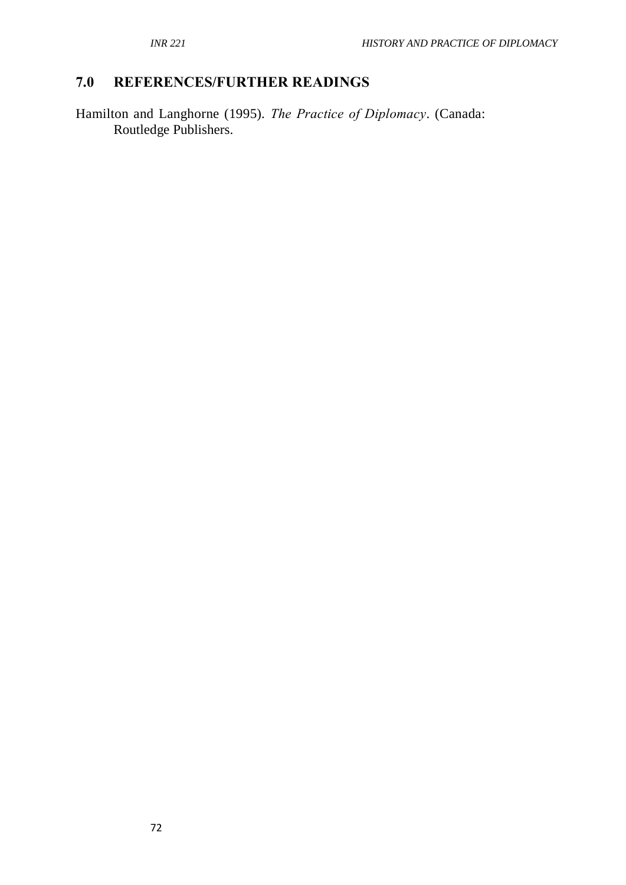## 7.0 REFERENCES/FURTHER READINGS

Hamilton and Langhorne (1995). *The Practice of Diplomacy*. (Canada: Routledge Publishers.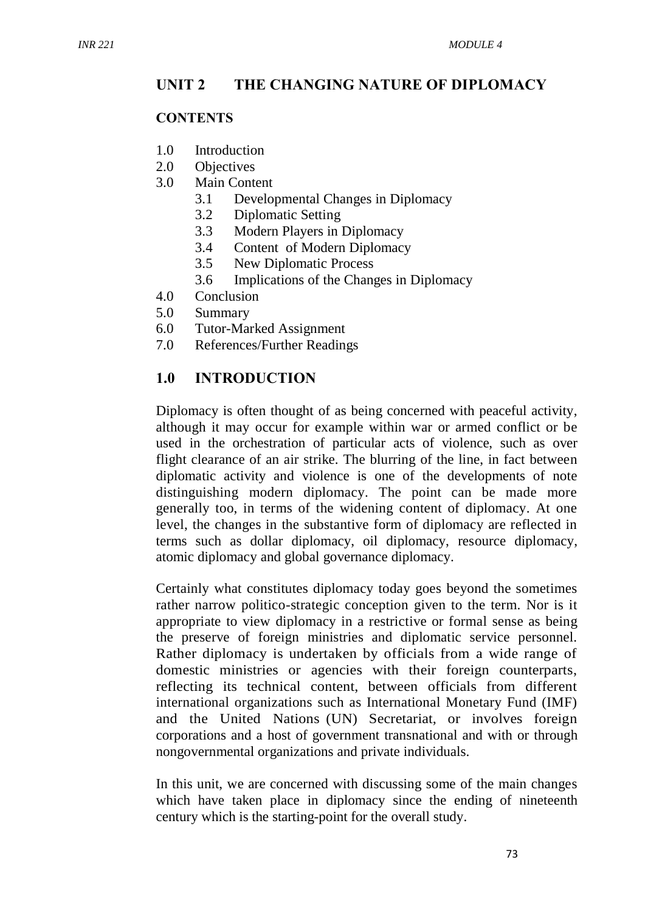## UNIT 2 THE CHANGING NATURE OF DIPLOMACY

**CONTENTS**

1.0 Introduction
2.0 Objectives
3.0 Main Content
    3.1 Developmental Changes in Diplomacy
    3.2 Diplomatic Setting
    3.3 Modern Players in Diplomacy
    3.4 Content of Modern Diplomacy
    3.5 New Diplomatic Process
    3.6 Implications of the Changes in Diplomacy
4.0 Conclusion
5.0 Summary
6.0 Tutor-Marked Assignment
7.0 References/Further Readings

## 1.0 INTRODUCTION

Diplomacy is often thought of as being concerned with peaceful activity, although it may occur for example within war or armed conflict or be used in the orchestration of particular acts of violence, such as over flight clearance of an air strike. The blurring of the line, in fact between diplomatic activity and violence is one of the developments of note distinguishing modern diplomacy. The point can be made more generally too, in terms of the widening content of diplomacy. At one level, the changes in the substantive form of diplomacy are reflected in terms such as dollar diplomacy, oil diplomacy, resource diplomacy, atomic diplomacy and global governance diplomacy.

Certainly what constitutes diplomacy today goes beyond the sometimes rather narrow politico-strategic conception given to the term. Nor is it appropriate to view diplomacy in a restrictive or formal sense as being the preserve of foreign ministries and diplomatic service personnel. Rather diplomacy is undertaken by officials from a wide range of domestic ministries or agencies with their foreign counterparts, reflecting its technical content, between officials from different international organizations such as International Monetary Fund (IMF) and the United Nations (UN) Secretariat, or involves foreign corporations and a host of government transnational and with or through nongovernmental organizations and private individuals.

In this unit, we are concerned with discussing some of the main changes which have taken place in diplomacy since the ending of nineteenth century which is the starting-point for the overall study.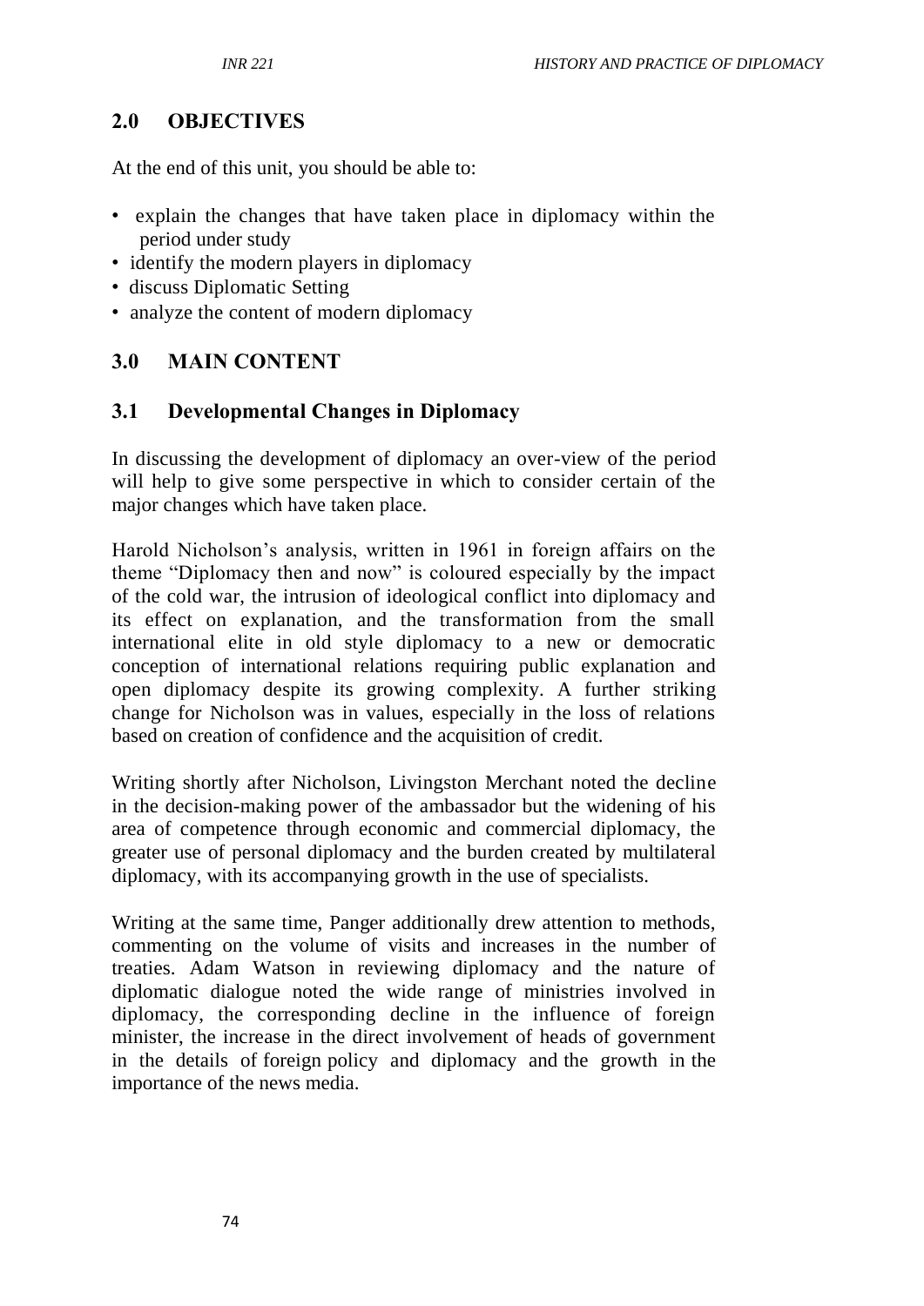## 2.0 OBJECTIVES

At the end of this unit, you should be able to:

- explain the changes that have taken place in diplomacy within the period under study
- identify the modern players in diplomacy
- discuss Diplomatic Setting
- analyze the content of modern diplomacy

## 3.0 MAIN CONTENT

### 3.1 Developmental Changes in Diplomacy

In discussing the development of diplomacy an over-view of the period will help to give some perspective in which to consider certain of the major changes which have taken place.

Harold Nicholson's analysis, written in 1961 in foreign affairs on the theme "Diplomacy then and now" is coloured especially by the impact of the cold war, the intrusion of ideological conflict into diplomacy and its effect on explanation, and the transformation from the small international elite in old style diplomacy to a new or democratic conception of international relations requiring public explanation and open diplomacy despite its growing complexity. A further striking change for Nicholson was in values, especially in the loss of relations based on creation of confidence and the acquisition of credit.

Writing shortly after Nicholson, Livingston Merchant noted the decline in the decision-making power of the ambassador but the widening of his area of competence through economic and commercial diplomacy, the greater use of personal diplomacy and the burden created by multilateral diplomacy, with its accompanying growth in the use of specialists.

Writing at the same time, Panger additionally drew attention to methods, commenting on the volume of visits and increases in the number of treaties. Adam Watson in reviewing diplomacy and the nature of diplomatic dialogue noted the wide range of ministries involved in diplomacy, the corresponding decline in the influence of foreign minister, the increase in the direct involvement of heads of government in the details of foreign policy and diplomacy and the growth in the importance of the news media.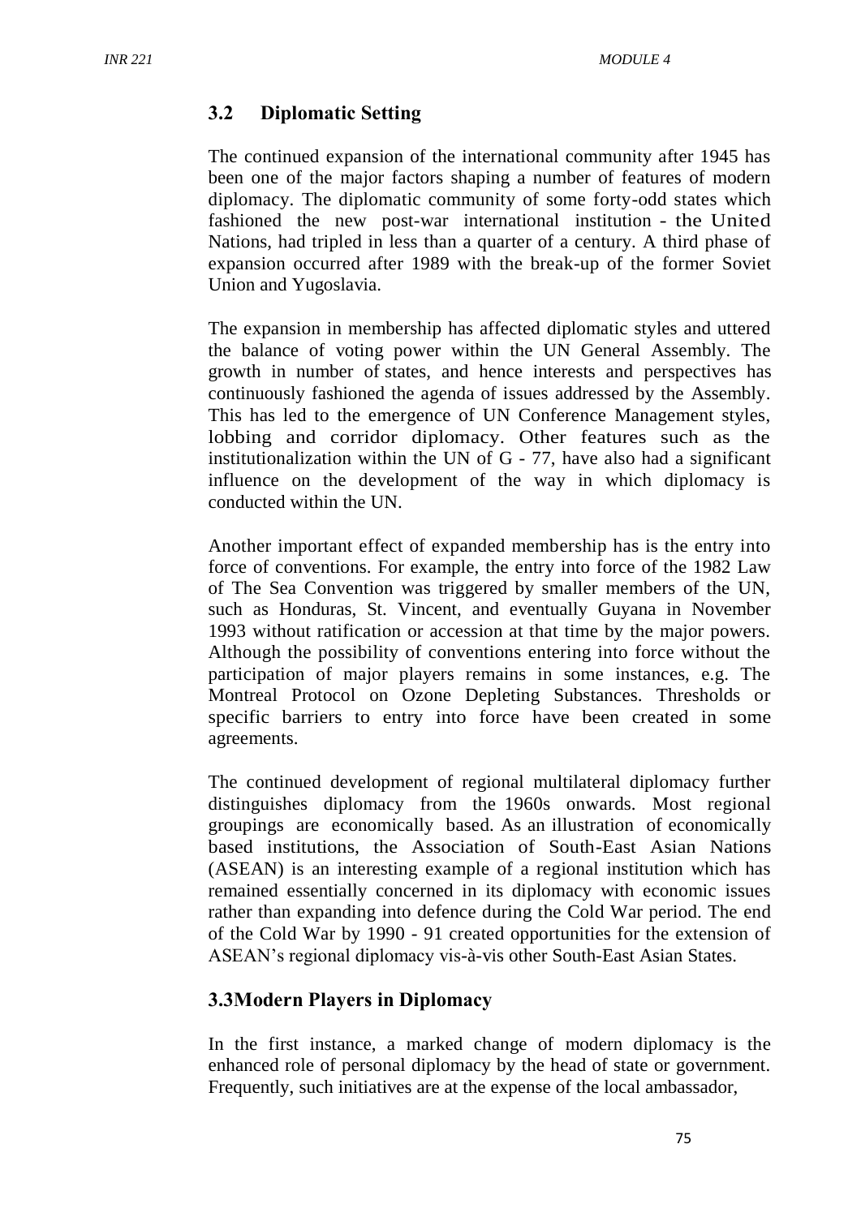### 3.2 Diplomatic Setting

The continued expansion of the international community after 1945 has been one of the major factors shaping a number of features of modern diplomacy. The diplomatic community of some forty-odd states which fashioned the new post-war international institution - the United Nations, had tripled in less than a quarter of a century. A third phase of expansion occurred after 1989 with the break-up of the former Soviet Union and Yugoslavia.

The expansion in membership has affected diplomatic styles and uttered the balance of voting power within the UN General Assembly. The growth in number of states, and hence interests and perspectives has continuously fashioned the agenda of issues addressed by the Assembly. This has led to the emergence of UN Conference Management styles, lobbing and corridor diplomacy. Other features such as the institutionalization within the UN of G - 77, have also had a significant influence on the development of the way in which diplomacy is conducted within the UN.

Another important effect of expanded membership has is the entry into force of conventions. For example, the entry into force of the 1982 Law of The Sea Convention was triggered by smaller members of the UN, such as Honduras, St. Vincent, and eventually Guyana in November 1993 without ratification or accession at that time by the major powers. Although the possibility of conventions entering into force without the participation of major players remains in some instances, e.g. The Montreal Protocol on Ozone Depleting Substances. Thresholds or specific barriers to entry into force have been created in some agreements.

The continued development of regional multilateral diplomacy further distinguishes diplomacy from the 1960s onwards. Most regional groupings are economically based. As an illustration of economically based institutions, the Association of South-East Asian Nations (ASEAN) is an interesting example of a regional institution which has remained essentially concerned in its diplomacy with economic issues rather than expanding into defence during the Cold War period. The end of the Cold War by 1990 - 91 created opportunities for the extension of ASEAN's regional diplomacy vis-à-vis other South-East Asian States.

### 3.3 Modern Players in Diplomacy

In the first instance, a marked change of modern diplomacy is the enhanced role of personal diplomacy by the head of state or government. Frequently, such initiatives are at the expense of the local ambassador,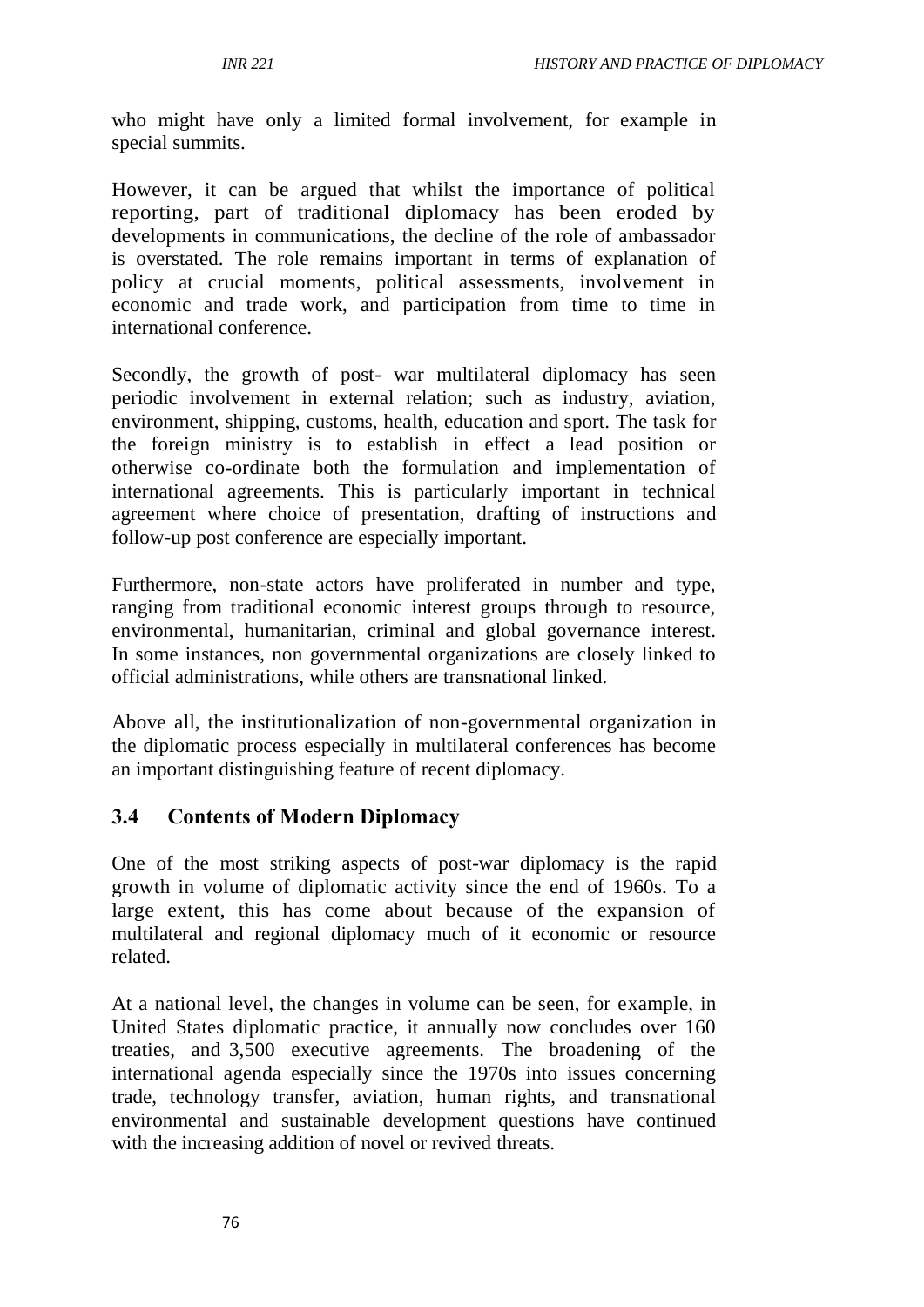who might have only a limited formal involvement, for example in special summits.

However, it can be argued that whilst the importance of political reporting, part of traditional diplomacy has been eroded by developments in communications, the decline of the role of ambassador is overstated. The role remains important in terms of explanation of policy at crucial moments, political assessments, involvement in economic and trade work, and participation from time to time in international conference.

Secondly, the growth of post- war multilateral diplomacy has seen periodic involvement in external relation; such as industry, aviation, environment, shipping, customs, health, education and sport. The task for the foreign ministry is to establish in effect a lead position or otherwise co-ordinate both the formulation and implementation of international agreements. This is particularly important in technical agreement where choice of presentation, drafting of instructions and follow-up post conference are especially important.

Furthermore, non-state actors have proliferated in number and type, ranging from traditional economic interest groups through to resource, environmental, humanitarian, criminal and global governance interest. In some instances, non governmental organizations are closely linked to official administrations, while others are transnational linked.

Above all, the institutionalization of non-governmental organization in the diplomatic process especially in multilateral conferences has become an important distinguishing feature of recent diplomacy.

## 3.4 Contents of Modern Diplomacy

One of the most striking aspects of post-war diplomacy is the rapid growth in volume of diplomatic activity since the end of 1960s. To a large extent, this has come about because of the expansion of multilateral and regional diplomacy much of it economic or resource related.

At a national level, the changes in volume can be seen, for example, in United States diplomatic practice, it annually now concludes over 160 treaties, and 3,500 executive agreements. The broadening of the international agenda especially since the 1970s into issues concerning trade, technology transfer, aviation, human rights, and transnational environmental and sustainable development questions have continued with the increasing addition of novel or revived threats.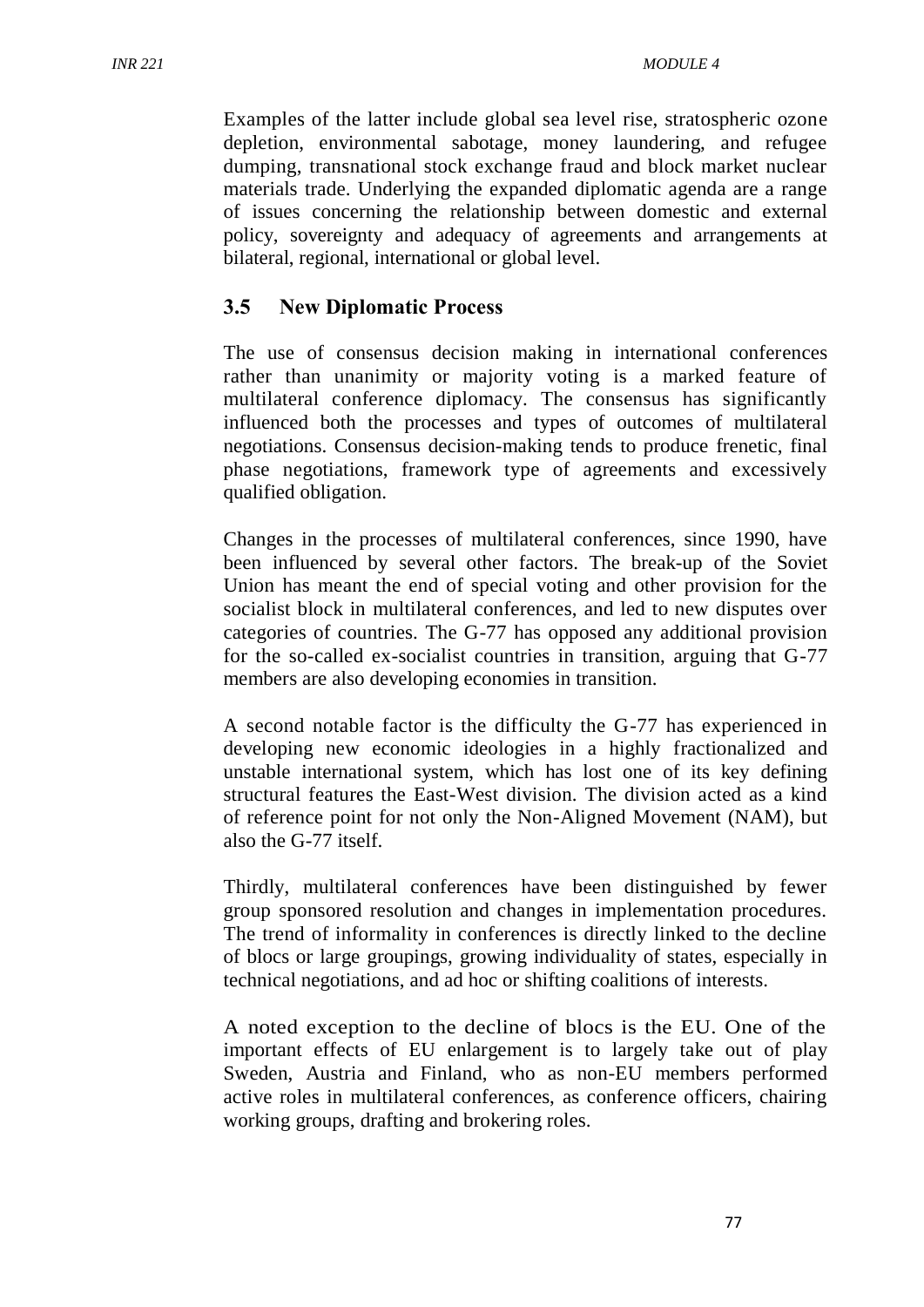Examples of the latter include global sea level rise, stratospheric ozone depletion, environmental sabotage, money laundering, and refugee dumping, transnational stock exchange fraud and block market nuclear materials trade. Underlying the expanded diplomatic agenda are a range of issues concerning the relationship between domestic and external policy, sovereignty and adequacy of agreements and arrangements at bilateral, regional, international or global level.

## 3.5 New Diplomatic Process

The use of consensus decision making in international conferences rather than unanimity or majority voting is a marked feature of multilateral conference diplomacy. The consensus has significantly influenced both the processes and types of outcomes of multilateral negotiations. Consensus decision-making tends to produce frenetic, final phase negotiations, framework type of agreements and excessively qualified obligation.

Changes in the processes of multilateral conferences, since 1990, have been influenced by several other factors. The break-up of the Soviet Union has meant the end of special voting and other provision for the socialist block in multilateral conferences, and led to new disputes over categories of countries. The G-77 has opposed any additional provision for the so-called ex-socialist countries in transition, arguing that G-77 members are also developing economies in transition.

A second notable factor is the difficulty the G-77 has experienced in developing new economic ideologies in a highly fractionalized and unstable international system, which has lost one of its key defining structural features the East-West division. The division acted as a kind of reference point for not only the Non-Aligned Movement (NAM), but also the G-77 itself.

Thirdly, multilateral conferences have been distinguished by fewer group sponsored resolution and changes in implementation procedures. The trend of informality in conferences is directly linked to the decline of blocs or large groupings, growing individuality of states, especially in technical negotiations, and ad hoc or shifting coalitions of interests.

A noted exception to the decline of blocs is the EU. One of the important effects of EU enlargement is to largely take out of play Sweden, Austria and Finland, who as non-EU members performed active roles in multilateral conferences, as conference officers, chairing working groups, drafting and brokering roles.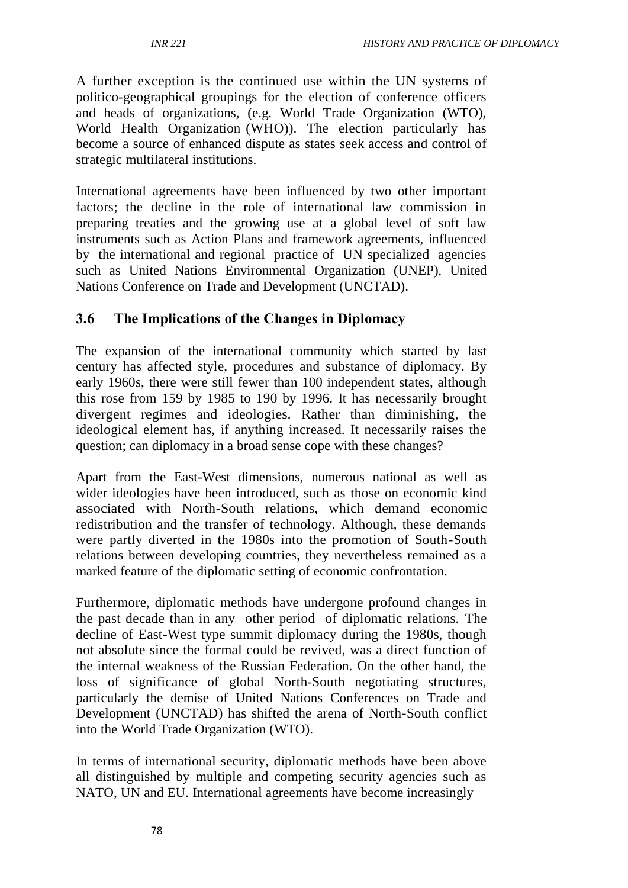A further exception is the continued use within the UN systems of politico-geographical groupings for the election of conference officers and heads of organizations, (e.g. World Trade Organization (WTO), World Health Organization (WHO)). The election particularly has become a source of enhanced dispute as states seek access and control of strategic multilateral institutions.

International agreements have been influenced by two other important factors; the decline in the role of international law commission in preparing treaties and the growing use at a global level of soft law instruments such as Action Plans and framework agreements, influenced by the international and regional practice of UN specialized agencies such as United Nations Environmental Organization (UNEP), United Nations Conference on Trade and Development (UNCTAD).

## 3.6 The Implications of the Changes in Diplomacy

The expansion of the international community which started by last century has affected style, procedures and substance of diplomacy. By early 1960s, there were still fewer than 100 independent states, although this rose from 159 by 1985 to 190 by 1996. It has necessarily brought divergent regimes and ideologies. Rather than diminishing, the ideological element has, if anything increased. It necessarily raises the question; can diplomacy in a broad sense cope with these changes?

Apart from the East-West dimensions, numerous national as well as wider ideologies have been introduced, such as those on economic kind associated with North-South relations, which demand economic redistribution and the transfer of technology. Although, these demands were partly diverted in the 1980s into the promotion of South-South relations between developing countries, they nevertheless remained as a marked feature of the diplomatic setting of economic confrontation.

Furthermore, diplomatic methods have undergone profound changes in the past decade than in any other period of diplomatic relations. The decline of East-West type summit diplomacy during the 1980s, though not absolute since the formal could be revived, was a direct function of the internal weakness of the Russian Federation. On the other hand, the loss of significance of global North-South negotiating structures, particularly the demise of United Nations Conferences on Trade and Development (UNCTAD) has shifted the arena of North-South conflict into the World Trade Organization (WTO).

In terms of international security, diplomatic methods have been above all distinguished by multiple and competing security agencies such as NATO, UN and EU. International agreements have become increasingly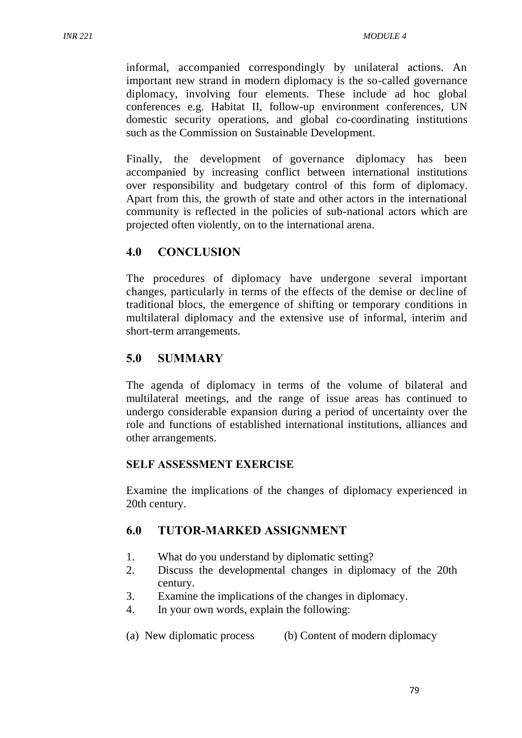informal, accompanied correspondingly by unilateral actions. An important new strand in modern diplomacy is the so-called governance diplomacy, involving four elements. These include ad hoc global conferences e.g. Habitat II, follow-up environment conferences, UN domestic security operations, and global co-coordinating institutions such as the Commission on Sustainable Development.

Finally, the development of governance diplomacy has been accompanied by increasing conflict between international institutions over responsibility and budgetary control of this form of diplomacy. Apart from this, the growth of state and other actors in the international community is reflected in the policies of sub-national actors which are projected often violently, on to the international arena.

## 4.0 CONCLUSION

The procedures of diplomacy have undergone several important changes, particularly in terms of the effects of the demise or decline of traditional blocs, the emergence of shifting or temporary conditions in multilateral diplomacy and the extensive use of informal, interim and short-term arrangements.

## 5.0 SUMMARY

The agenda of diplomacy in terms of the volume of bilateral and multilateral meetings, and the range of issue areas has continued to undergo considerable expansion during a period of uncertainty over the role and functions of established international institutions, alliances and other arrangements.

**SELF ASSESSMENT EXERCISE**

Examine the implications of the changes of diplomacy experienced in 20th century.

## 6.0 TUTOR-MARKED ASSIGNMENT

1. What do you understand by diplomatic setting?
2. Discuss the developmental changes in diplomacy of the 20th century.
3. Examine the implications of the changes in diplomacy.
4. In your own words, explain the following:

(a) New diplomatic process (b) Content of modern diplomacy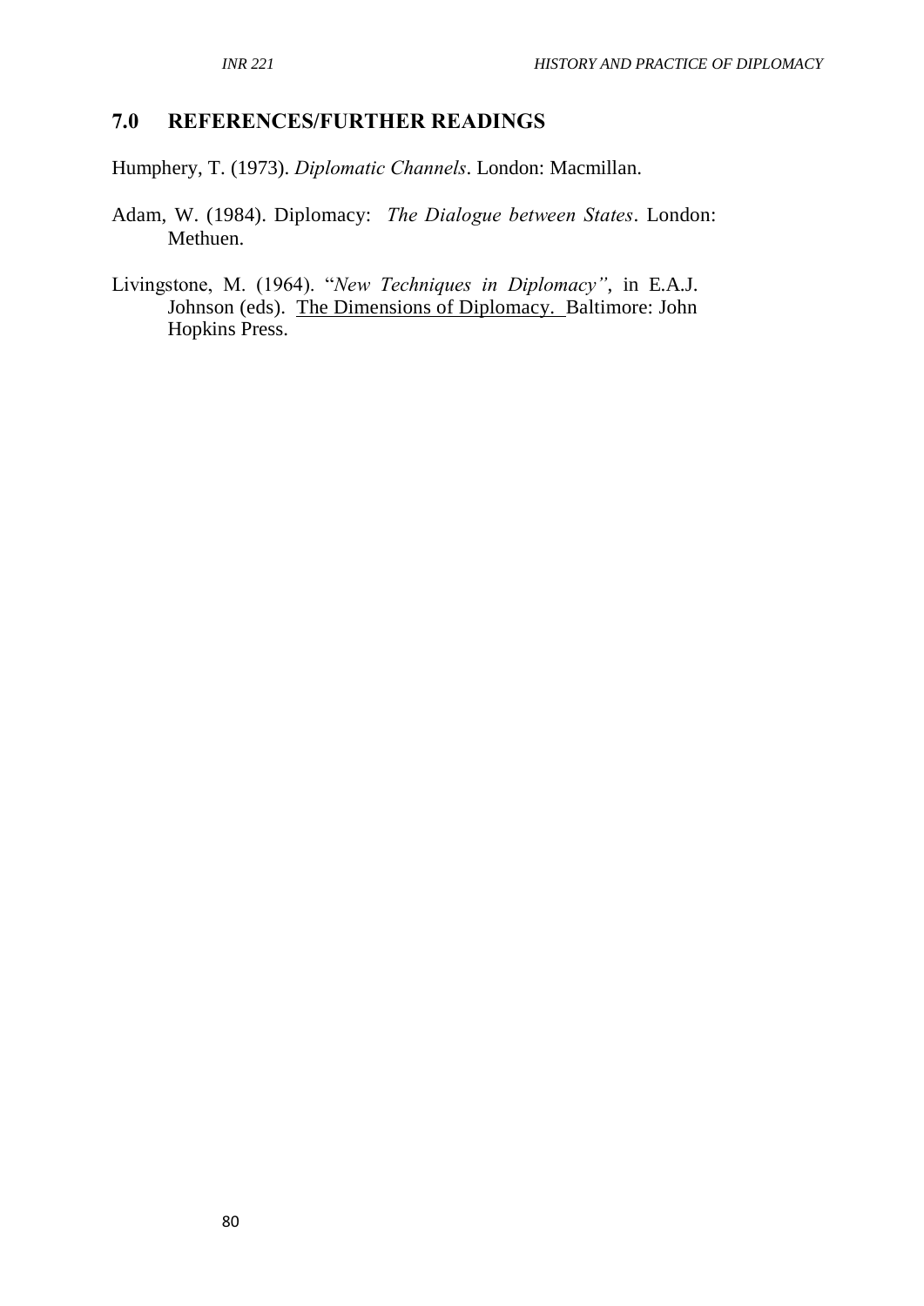## 7.0 REFERENCES/FURTHER READINGS

Humphery, T. (1973). *Diplomatic Channels*. London: Macmillan.

Adam, W. (1984). Diplomacy: *The Dialogue between States*. London: Methuen.

Livingstone, M. (1964). "*New Techniques in Diplomacy"*, in E.A.J. Johnson (eds). The Dimensions of Diplomacy. Baltimore: John Hopkins Press.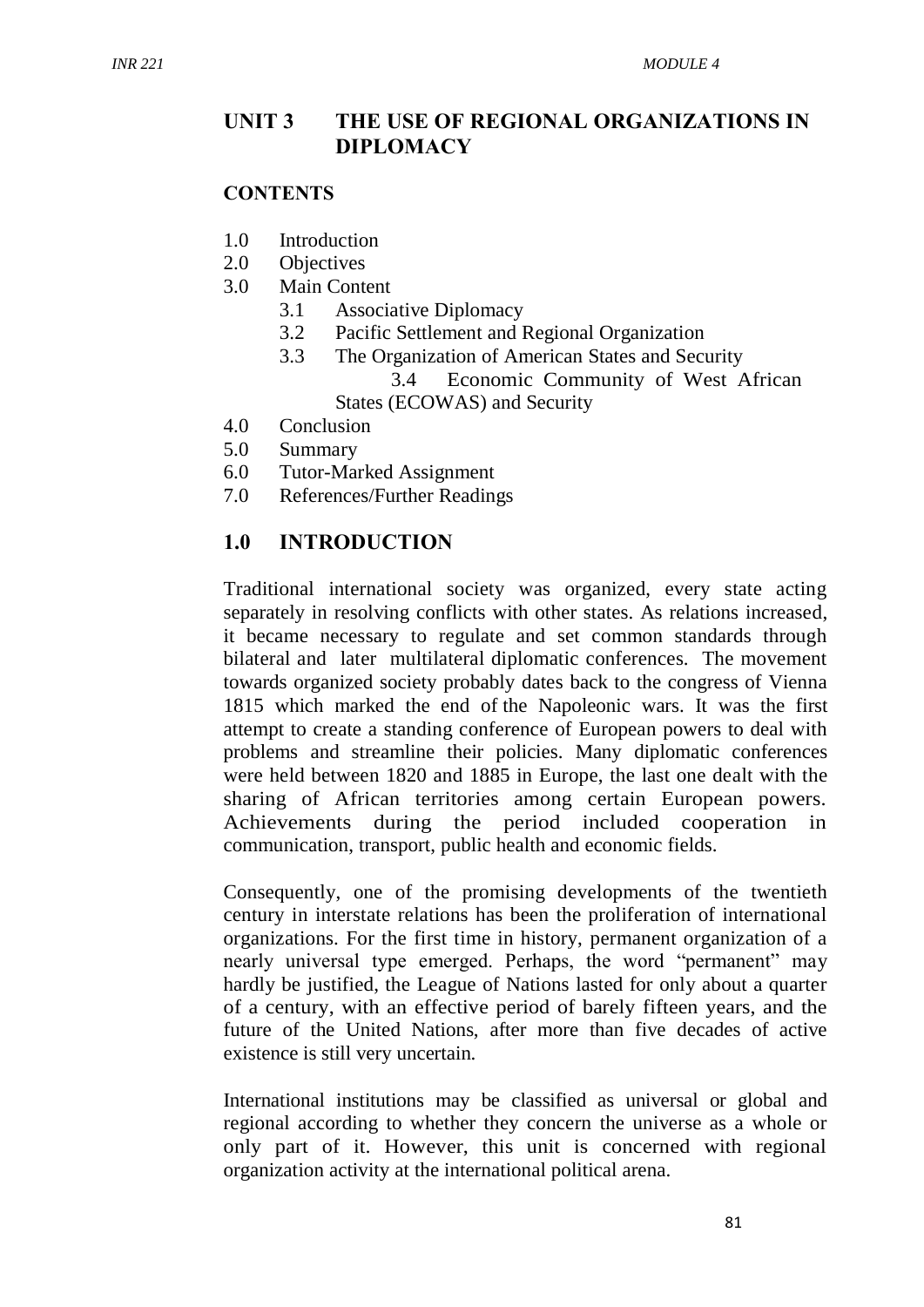## UNIT 3 THE USE OF REGIONAL ORGANIZATIONS IN DIPLOMACY

### CONTENTS

- 1.0 Introduction
- 2.0 Objectives
- 3.0 Main Content
  - 3.1 Associative Diplomacy
  - 3.2 Pacific Settlement and Regional Organization
  - 3.3 The Organization of American States and Security
  - 3.4 Economic Community of West African States (ECOWAS) and Security
- 4.0 Conclusion
- 5.0 Summary
- 6.0 Tutor-Marked Assignment
- 7.0 References/Further Readings

## 1.0 INTRODUCTION

Traditional international society was organized, every state acting separately in resolving conflicts with other states. As relations increased, it became necessary to regulate and set common standards through bilateral and later multilateral diplomatic conferences. The movement towards organized society probably dates back to the congress of Vienna 1815 which marked the end of the Napoleonic wars. It was the first attempt to create a standing conference of European powers to deal with problems and streamline their policies. Many diplomatic conferences were held between 1820 and 1885 in Europe, the last one dealt with the sharing of African territories among certain European powers. Achievements during the period included cooperation in communication, transport, public health and economic fields.

Consequently, one of the promising developments of the twentieth century in interstate relations has been the proliferation of international organizations. For the first time in history, permanent organization of a nearly universal type emerged. Perhaps, the word "permanent" may hardly be justified, the League of Nations lasted for only about a quarter of a century, with an effective period of barely fifteen years, and the future of the United Nations, after more than five decades of active existence is still very uncertain.

International institutions may be classified as universal or global and regional according to whether they concern the universe as a whole or only part of it. However, this unit is concerned with regional organization activity at the international political arena.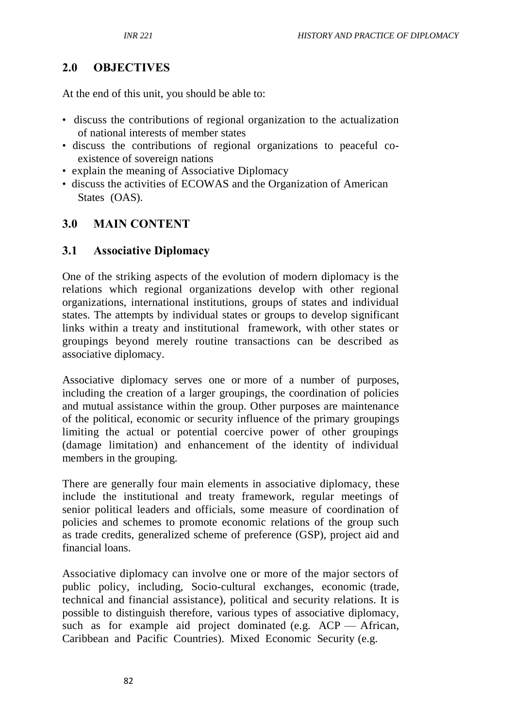## 2.0 OBJECTIVES

At the end of this unit, you should be able to:

- discuss the contributions of regional organization to the actualization of national interests of member states
- discuss the contributions of regional organizations to peaceful co-existence of sovereign nations
- explain the meaning of Associative Diplomacy
- discuss the activities of ECOWAS and the Organization of American States (OAS).

## 3.0 MAIN CONTENT

### 3.1 Associative Diplomacy

One of the striking aspects of the evolution of modern diplomacy is the relations which regional organizations develop with other regional organizations, international institutions, groups of states and individual states. The attempts by individual states or groups to develop significant links within a treaty and institutional framework, with other states or groupings beyond merely routine transactions can be described as associative diplomacy.

Associative diplomacy serves one or more of a number of purposes, including the creation of a larger groupings, the coordination of policies and mutual assistance within the group. Other purposes are maintenance of the political, economic or security influence of the primary groupings limiting the actual or potential coercive power of other groupings (damage limitation) and enhancement of the identity of individual members in the grouping.

There are generally four main elements in associative diplomacy, these include the institutional and treaty framework, regular meetings of senior political leaders and officials, some measure of coordination of policies and schemes to promote economic relations of the group such as trade credits, generalized scheme of preference (GSP), project aid and financial loans.

Associative diplomacy can involve one or more of the major sectors of public policy, including, Socio-cultural exchanges, economic (trade, technical and financial assistance), political and security relations. It is possible to distinguish therefore, various types of associative diplomacy, such as for example aid project dominated (e.g. ACP — African, Caribbean and Pacific Countries). Mixed Economic Security (e.g.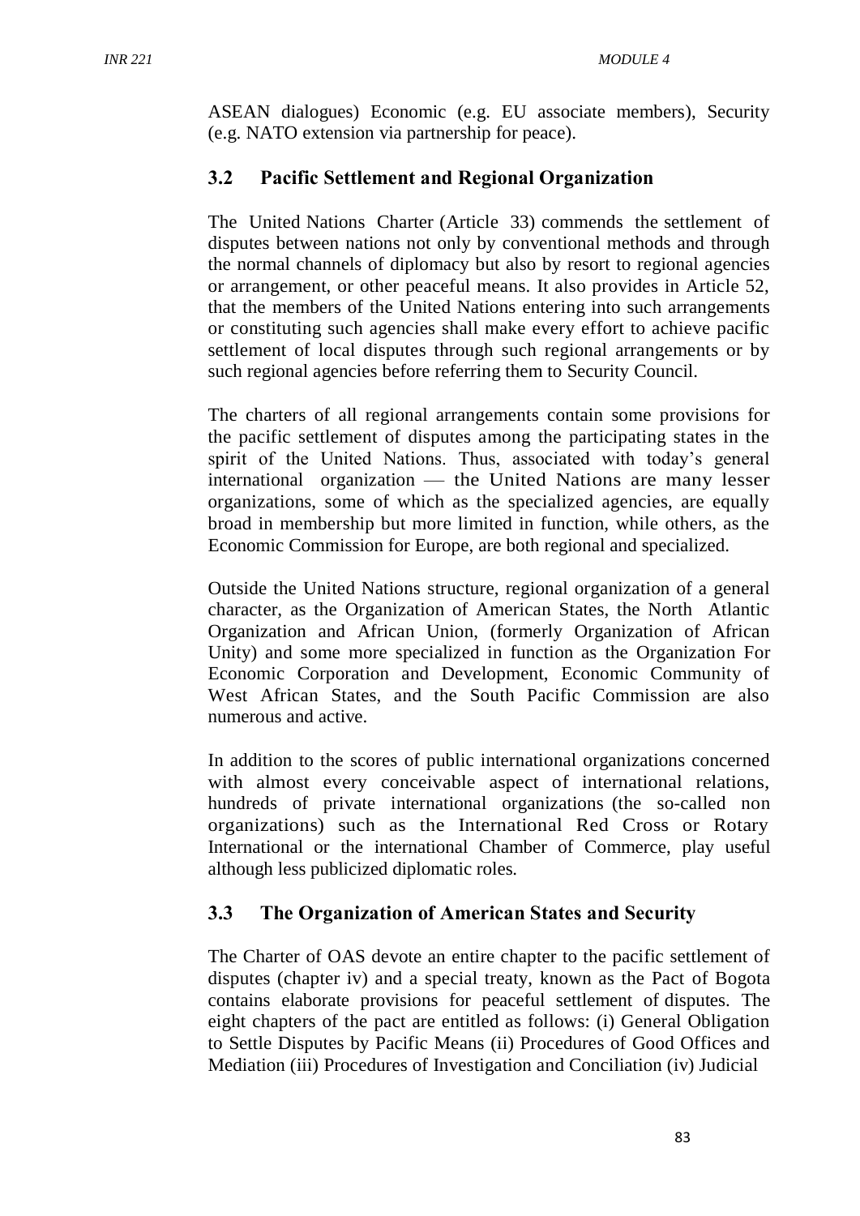ASEAN dialogues) Economic (e.g. EU associate members), Security (e.g. NATO extension via partnership for peace).

## 3.2 Pacific Settlement and Regional Organization

The United Nations Charter (Article 33) commends the settlement of disputes between nations not only by conventional methods and through the normal channels of diplomacy but also by resort to regional agencies or arrangement, or other peaceful means. It also provides in Article 52, that the members of the United Nations entering into such arrangements or constituting such agencies shall make every effort to achieve pacific settlement of local disputes through such regional arrangements or by such regional agencies before referring them to Security Council.

The charters of all regional arrangements contain some provisions for the pacific settlement of disputes among the participating states in the spirit of the United Nations. Thus, associated with today's general international organization — the United Nations are many lesser organizations, some of which as the specialized agencies, are equally broad in membership but more limited in function, while others, as the Economic Commission for Europe, are both regional and specialized.

Outside the United Nations structure, regional organization of a general character, as the Organization of American States, the North Atlantic Organization and African Union, (formerly Organization of African Unity) and some more specialized in function as the Organization For Economic Corporation and Development, Economic Community of West African States, and the South Pacific Commission are also numerous and active.

In addition to the scores of public international organizations concerned with almost every conceivable aspect of international relations, hundreds of private international organizations (the so-called non organizations) such as the International Red Cross or Rotary International or the international Chamber of Commerce, play useful although less publicized diplomatic roles.

## 3.3 The Organization of American States and Security

The Charter of OAS devote an entire chapter to the pacific settlement of disputes (chapter iv) and a special treaty, known as the Pact of Bogota contains elaborate provisions for peaceful settlement of disputes. The eight chapters of the pact are entitled as follows: (i) General Obligation to Settle Disputes by Pacific Means (ii) Procedures of Good Offices and Mediation (iii) Procedures of Investigation and Conciliation (iv) Judicial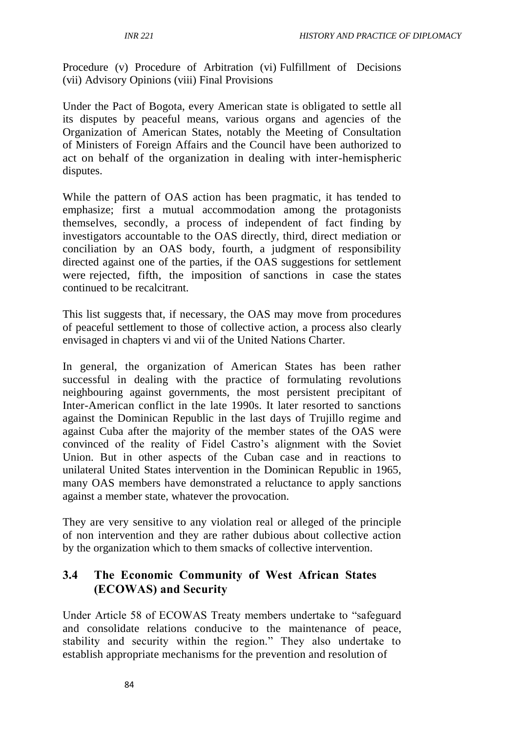Procedure (v) Procedure of Arbitration (vi) Fulfillment of Decisions (vii) Advisory Opinions (viii) Final Provisions

Under the Pact of Bogota, every American state is obligated to settle all its disputes by peaceful means, various organs and agencies of the Organization of American States, notably the Meeting of Consultation of Ministers of Foreign Affairs and the Council have been authorized to act on behalf of the organization in dealing with inter-hemispheric disputes.

While the pattern of OAS action has been pragmatic, it has tended to emphasize; first a mutual accommodation among the protagonists themselves, secondly, a process of independent of fact finding by investigators accountable to the OAS directly, third, direct mediation or conciliation by an OAS body, fourth, a judgment of responsibility directed against one of the parties, if the OAS suggestions for settlement were rejected, fifth, the imposition of sanctions in case the states continued to be recalcitrant.

This list suggests that, if necessary, the OAS may move from procedures of peaceful settlement to those of collective action, a process also clearly envisaged in chapters vi and vii of the United Nations Charter.

In general, the organization of American States has been rather successful in dealing with the practice of formulating revolutions neighbouring against governments, the most persistent precipitant of Inter-American conflict in the late 1990s. It later resorted to sanctions against the Dominican Republic in the last days of Trujillo regime and against Cuba after the majority of the member states of the OAS were convinced of the reality of Fidel Castro's alignment with the Soviet Union. But in other aspects of the Cuban case and in reactions to unilateral United States intervention in the Dominican Republic in 1965, many OAS members have demonstrated a reluctance to apply sanctions against a member state, whatever the provocation.

They are very sensitive to any violation real or alleged of the principle of non intervention and they are rather dubious about collective action by the organization which to them smacks of collective intervention.

### 3.4 The Economic Community of West African States (ECOWAS) and Security

Under Article 58 of ECOWAS Treaty members undertake to "safeguard and consolidate relations conducive to the maintenance of peace, stability and security within the region." They also undertake to establish appropriate mechanisms for the prevention and resolution of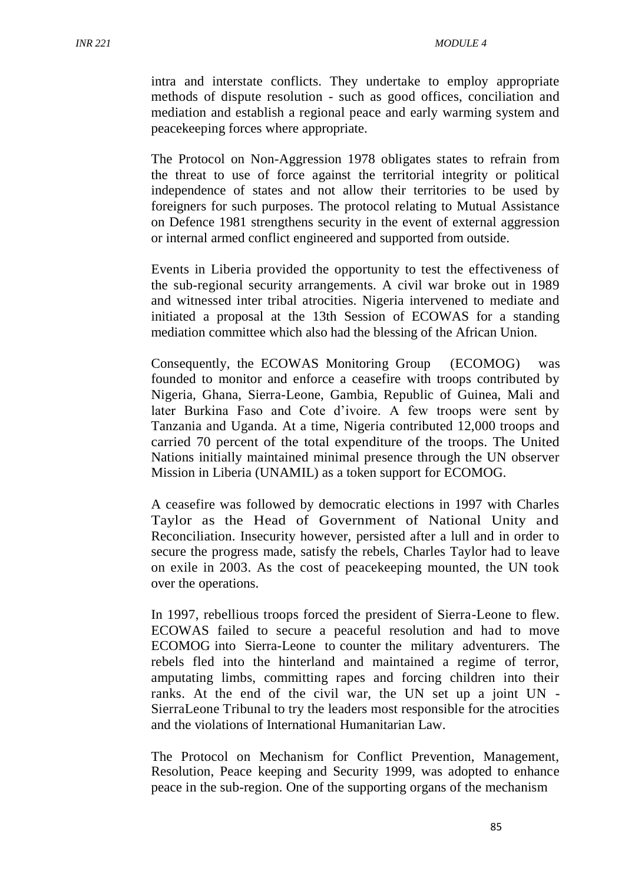intra and interstate conflicts. They undertake to employ appropriate methods of dispute resolution - such as good offices, conciliation and mediation and establish a regional peace and early warming system and peacekeeping forces where appropriate.

The Protocol on Non-Aggression 1978 obligates states to refrain from the threat to use of force against the territorial integrity or political independence of states and not allow their territories to be used by foreigners for such purposes. The protocol relating to Mutual Assistance on Defence 1981 strengthens security in the event of external aggression or internal armed conflict engineered and supported from outside.

Events in Liberia provided the opportunity to test the effectiveness of the sub-regional security arrangements. A civil war broke out in 1989 and witnessed inter tribal atrocities. Nigeria intervened to mediate and initiated a proposal at the 13th Session of ECOWAS for a standing mediation committee which also had the blessing of the African Union.

Consequently, the ECOWAS Monitoring Group (ECOMOG) was founded to monitor and enforce a ceasefire with troops contributed by Nigeria, Ghana, Sierra-Leone, Gambia, Republic of Guinea, Mali and later Burkina Faso and Cote d'ivoire. A few troops were sent by Tanzania and Uganda. At a time, Nigeria contributed 12,000 troops and carried 70 percent of the total expenditure of the troops. The United Nations initially maintained minimal presence through the UN observer Mission in Liberia (UNAMIL) as a token support for ECOMOG.

A ceasefire was followed by democratic elections in 1997 with Charles Taylor as the Head of Government of National Unity and Reconciliation. Insecurity however, persisted after a lull and in order to secure the progress made, satisfy the rebels, Charles Taylor had to leave on exile in 2003. As the cost of peacekeeping mounted, the UN took over the operations.

In 1997, rebellious troops forced the president of Sierra-Leone to flew. ECOWAS failed to secure a peaceful resolution and had to move ECOMOG into Sierra-Leone to counter the military adventurers. The rebels fled into the hinterland and maintained a regime of terror, amputating limbs, committing rapes and forcing children into their ranks. At the end of the civil war, the UN set up a joint UN - SierraLeone Tribunal to try the leaders most responsible for the atrocities and the violations of International Humanitarian Law.

The Protocol on Mechanism for Conflict Prevention, Management, Resolution, Peace keeping and Security 1999, was adopted to enhance peace in the sub-region. One of the supporting organs of the mechanism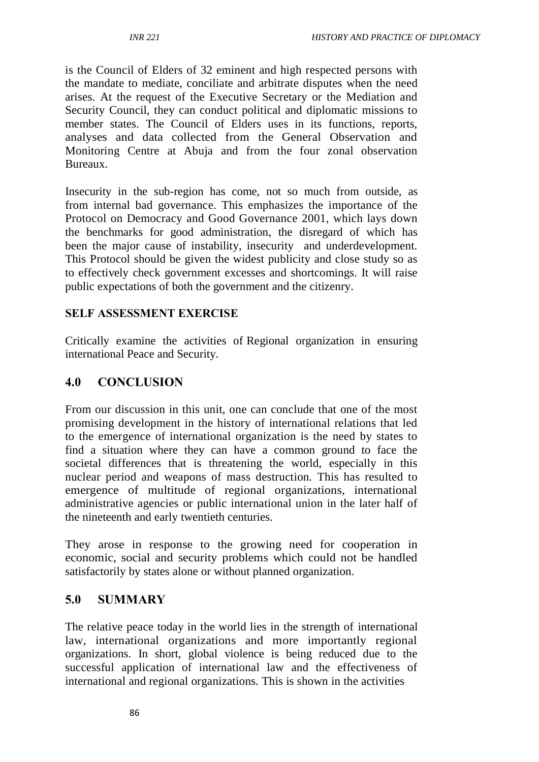is the Council of Elders of 32 eminent and high respected persons with the mandate to mediate, conciliate and arbitrate disputes when the need arises. At the request of the Executive Secretary or the Mediation and Security Council, they can conduct political and diplomatic missions to member states. The Council of Elders uses in its functions, reports, analyses and data collected from the General Observation and Monitoring Centre at Abuja and from the four zonal observation Bureaux.

Insecurity in the sub-region has come, not so much from outside, as from internal bad governance. This emphasizes the importance of the Protocol on Democracy and Good Governance 2001, which lays down the benchmarks for good administration, the disregard of which has been the major cause of instability, insecurity and underdevelopment. This Protocol should be given the widest publicity and close study so as to effectively check government excesses and shortcomings. It will raise public expectations of both the government and the citizenry.

**SELF ASSESSMENT EXERCISE**

Critically examine the activities of Regional organization in ensuring international Peace and Security.

## 4.0 CONCLUSION

From our discussion in this unit, one can conclude that one of the most promising development in the history of international relations that led to the emergence of international organization is the need by states to find a situation where they can have a common ground to face the societal differences that is threatening the world, especially in this nuclear period and weapons of mass destruction. This has resulted to emergence of multitude of regional organizations, international administrative agencies or public international union in the later half of the nineteenth and early twentieth centuries.

They arose in response to the growing need for cooperation in economic, social and security problems which could not be handled satisfactorily by states alone or without planned organization.

## 5.0 SUMMARY

The relative peace today in the world lies in the strength of international law, international organizations and more importantly regional organizations. In short, global violence is being reduced due to the successful application of international law and the effectiveness of international and regional organizations. This is shown in the activities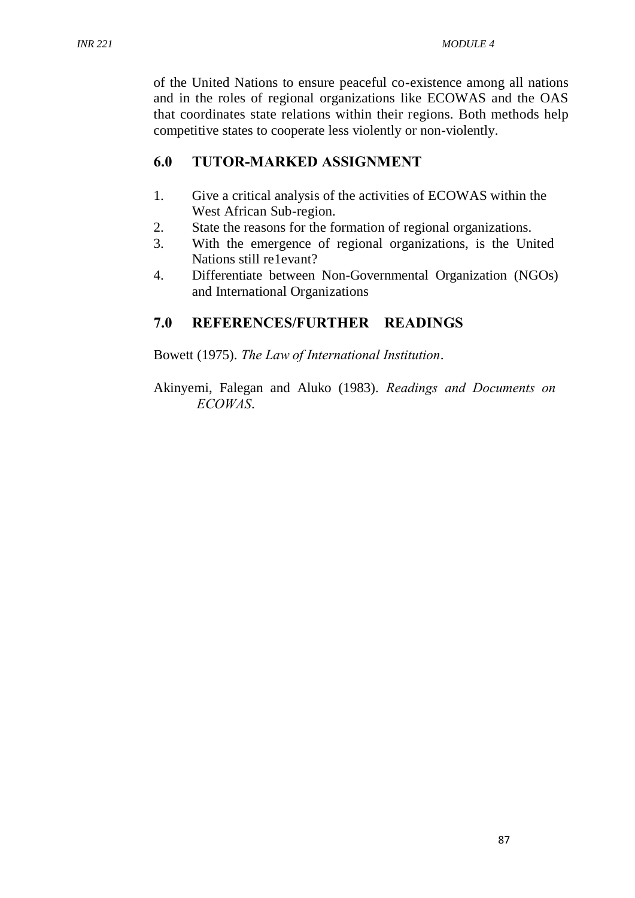of the United Nations to ensure peaceful co-existence among all nations and in the roles of regional organizations like ECOWAS and the OAS that coordinates state relations within their regions. Both methods help competitive states to cooperate less violently or non-violently.

## 6.0 TUTOR-MARKED ASSIGNMENT

1. Give a critical analysis of the activities of ECOWAS within the West African Sub-region.
2. State the reasons for the formation of regional organizations.
3. With the emergence of regional organizations, is the United Nations still re1evant?
4. Differentiate between Non-Governmental Organization (NGOs) and International Organizations

## 7.0 REFERENCES/FURTHER READINGS

Bowett (1975). *The Law of International Institution*.

Akinyemi, Falegan and Aluko (1983). *Readings and Documents on ECOWAS*.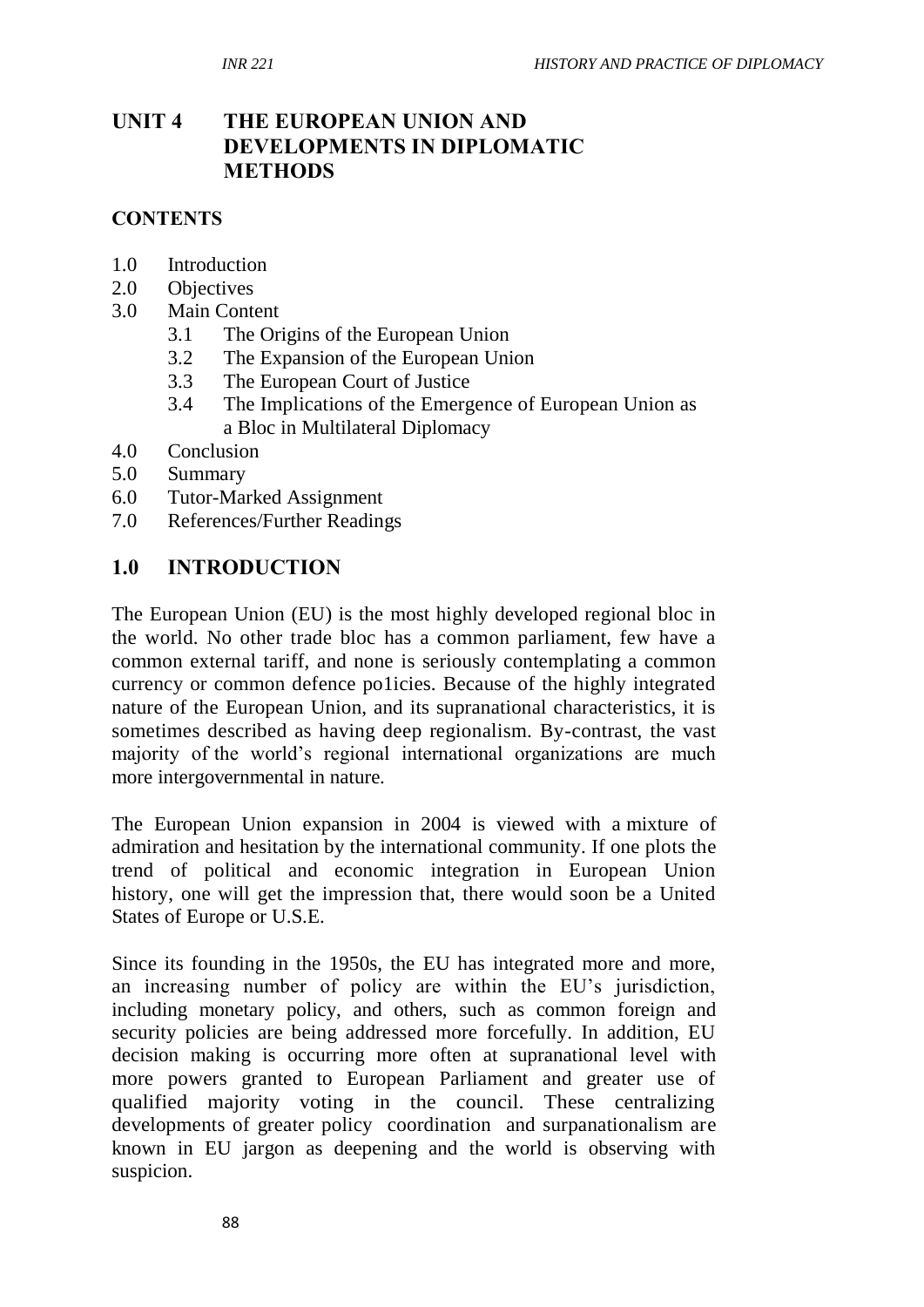## UNIT 4 THE EUROPEAN UNION AND DEVELOPMENTS IN DIPLOMATIC METHODS

**CONTENTS**

- 1.0 Introduction
- 2.0 Objectives
- 3.0 Main Content
    - 3.1 The Origins of the European Union
    - 3.2 The Expansion of the European Union
    - 3.3 The European Court of Justice
    - 3.4 The Implications of the Emergence of European Union as a Bloc in Multilateral Diplomacy
- 4.0 Conclusion
- 5.0 Summary
- 6.0 Tutor-Marked Assignment
- 7.0 References/Further Readings

## 1.0 INTRODUCTION

The European Union (EU) is the most highly developed regional bloc in the world. No other trade bloc has a common parliament, few have a common external tariff, and none is seriously contemplating a common currency or common defence po1icies. Because of the highly integrated nature of the European Union, and its supranational characteristics, it is sometimes described as having deep regionalism. By-contrast, the vast majority of the world's regional international organizations are much more intergovernmental in nature.

The European Union expansion in 2004 is viewed with a mixture of admiration and hesitation by the international community. If one plots the trend of political and economic integration in European Union history, one will get the impression that, there would soon be a United States of Europe or U.S.E.

Since its founding in the 1950s, the EU has integrated more and more, an increasing number of policy are within the EU's jurisdiction, including monetary policy, and others, such as common foreign and security policies are being addressed more forcefully. In addition, EU decision making is occurring more often at supranational level with more powers granted to European Parliament and greater use of qualified majority voting in the council. These centralizing developments of greater policy coordination and surpanationalism are known in EU jargon as deepening and the world is observing with suspicion.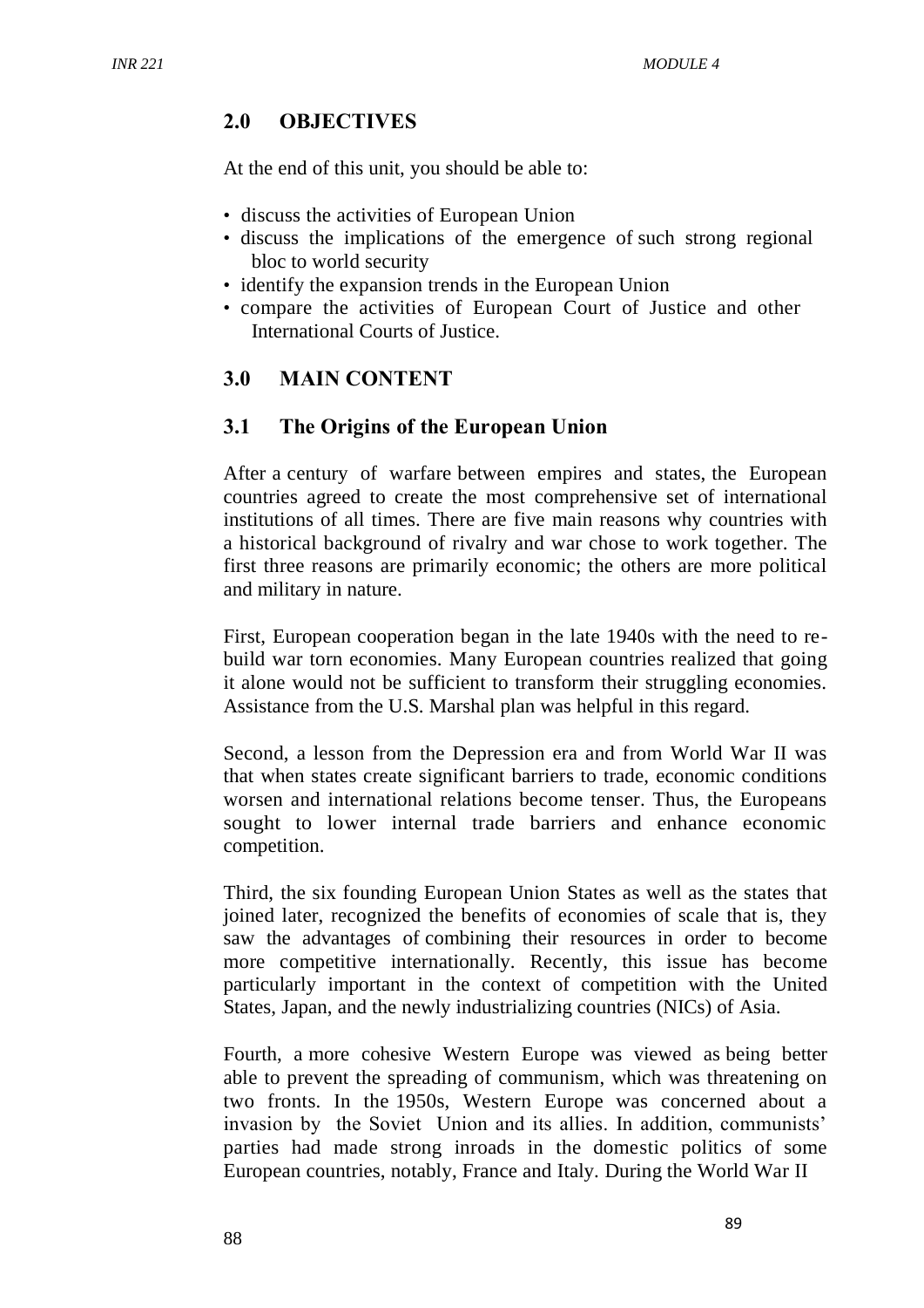## 2.0 OBJECTIVES

At the end of this unit, you should be able to:

- discuss the activities of European Union
- discuss the implications of the emergence of such strong regional bloc to world security
- identify the expansion trends in the European Union
- compare the activities of European Court of Justice and other International Courts of Justice.

## 3.0 MAIN CONTENT

### 3.1 The Origins of the European Union

After a century of warfare between empires and states, the European countries agreed to create the most comprehensive set of international institutions of all times. There are five main reasons why countries with a historical background of rivalry and war chose to work together. The first three reasons are primarily economic; the others are more political and military in nature.

First, European cooperation began in the late 1940s with the need to re-build war torn economies. Many European countries realized that going it alone would not be sufficient to transform their struggling economies. Assistance from the U.S. Marshal plan was helpful in this regard.

Second, a lesson from the Depression era and from World War II was that when states create significant barriers to trade, economic conditions worsen and international relations become tenser. Thus, the Europeans sought to lower internal trade barriers and enhance economic competition.

Third, the six founding European Union States as well as the states that joined later, recognized the benefits of economies of scale that is, they saw the advantages of combining their resources in order to become more competitive internationally. Recently, this issue has become particularly important in the context of competition with the United States, Japan, and the newly industrializing countries (NICs) of Asia.

Fourth, a more cohesive Western Europe was viewed as being better able to prevent the spreading of communism, which was threatening on two fronts. In the 1950s, Western Europe was concerned about a invasion by the Soviet Union and its allies. In addition, communists' parties had made strong inroads in the domestic politics of some European countries, notably, France and Italy. During the World War II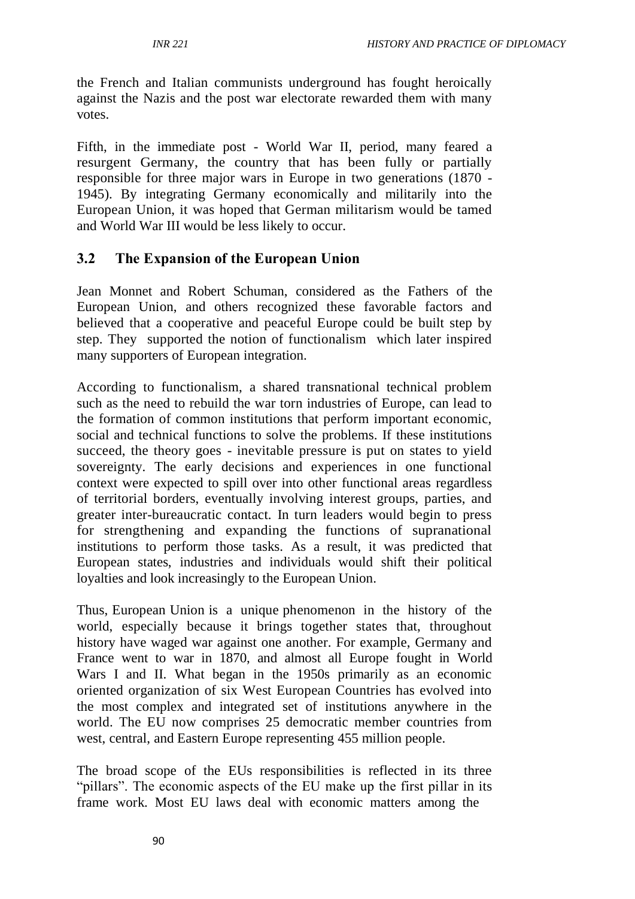the French and Italian communists underground has fought heroically against the Nazis and the post war electorate rewarded them with many votes.

Fifth, in the immediate post - World War II, period, many feared a resurgent Germany, the country that has been fully or partially responsible for three major wars in Europe in two generations (1870 - 1945). By integrating Germany economically and militarily into the European Union, it was hoped that German militarism would be tamed and World War III would be less likely to occur.

## 3.2 The Expansion of the European Union

Jean Monnet and Robert Schuman, considered as the Fathers of the European Union, and others recognized these favorable factors and believed that a cooperative and peaceful Europe could be built step by step. They supported the notion of functionalism which later inspired many supporters of European integration.

According to functionalism, a shared transnational technical problem such as the need to rebuild the war torn industries of Europe, can lead to the formation of common institutions that perform important economic, social and technical functions to solve the problems. If these institutions succeed, the theory goes - inevitable pressure is put on states to yield sovereignty. The early decisions and experiences in one functional context were expected to spill over into other functional areas regardless of territorial borders, eventually involving interest groups, parties, and greater inter-bureaucratic contact. In turn leaders would begin to press for strengthening and expanding the functions of supranational institutions to perform those tasks. As a result, it was predicted that European states, industries and individuals would shift their political loyalties and look increasingly to the European Union.

Thus, European Union is a unique phenomenon in the history of the world, especially because it brings together states that, throughout history have waged war against one another. For example, Germany and France went to war in 1870, and almost all Europe fought in World Wars I and II. What began in the 1950s primarily as an economic oriented organization of six West European Countries has evolved into the most complex and integrated set of institutions anywhere in the world. The EU now comprises 25 democratic member countries from west, central, and Eastern Europe representing 455 million people.

The broad scope of the EUs responsibilities is reflected in its three "pillars". The economic aspects of the EU make up the first pillar in its frame work. Most EU laws deal with economic matters among the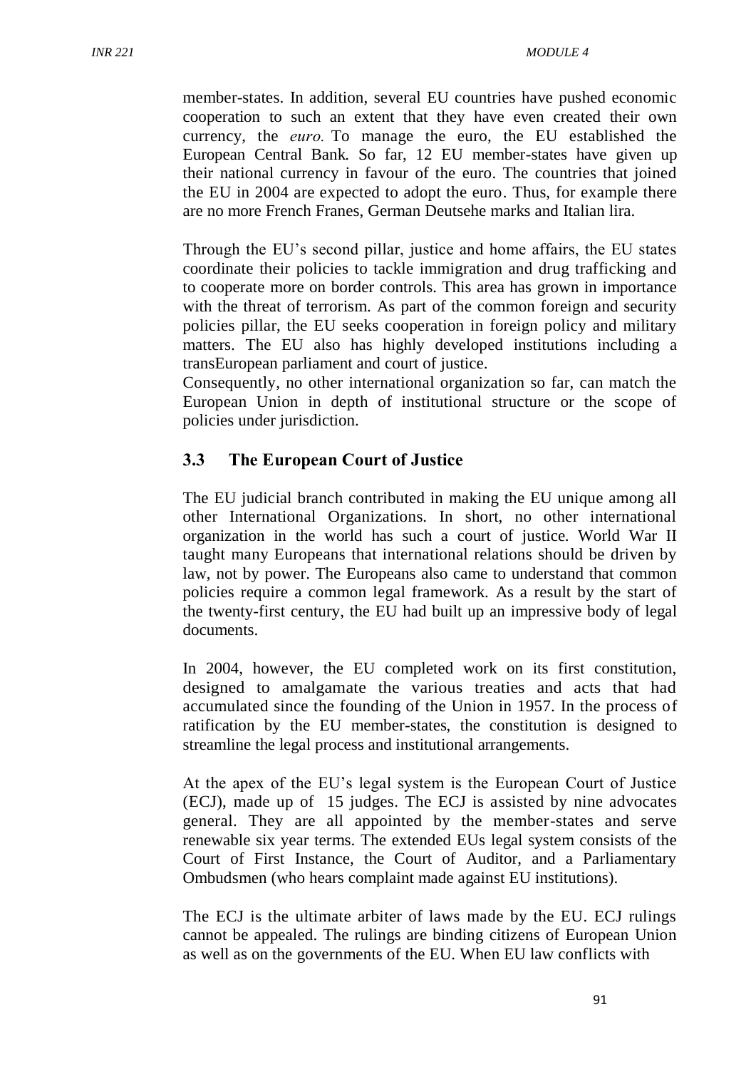member-states. In addition, several EU countries have pushed economic cooperation to such an extent that they have even created their own currency, the *euro.* To manage the euro, the EU established the European Central Bank. So far, 12 EU member-states have given up their national currency in favour of the euro. The countries that joined the EU in 2004 are expected to adopt the euro. Thus, for example there are no more French Franes, German Deutsehe marks and Italian lira.

Through the EU's second pillar, justice and home affairs, the EU states coordinate their policies to tackle immigration and drug trafficking and to cooperate more on border controls. This area has grown in importance with the threat of terrorism. As part of the common foreign and security policies pillar, the EU seeks cooperation in foreign policy and military matters. The EU also has highly developed institutions including a transEuropean parliament and court of justice.
Consequently, no other international organization so far, can match the European Union in depth of institutional structure or the scope of policies under jurisdiction.

## 3.3 The European Court of Justice

The EU judicial branch contributed in making the EU unique among all other International Organizations. In short, no other international organization in the world has such a court of justice. World War II taught many Europeans that international relations should be driven by law, not by power. The Europeans also came to understand that common policies require a common legal framework. As a result by the start of the twenty-first century, the EU had built up an impressive body of legal documents.

In 2004, however, the EU completed work on its first constitution, designed to amalgamate the various treaties and acts that had accumulated since the founding of the Union in 1957. In the process of ratification by the EU member-states, the constitution is designed to streamline the legal process and institutional arrangements.

At the apex of the EU's legal system is the European Court of Justice (ECJ), made up of 15 judges. The ECJ is assisted by nine advocates general. They are all appointed by the member-states and serve renewable six year terms. The extended EUs legal system consists of the Court of First Instance, the Court of Auditor, and a Parliamentary Ombudsmen (who hears complaint made against EU institutions).

The ECJ is the ultimate arbiter of laws made by the EU. ECJ rulings cannot be appealed. The rulings are binding citizens of European Union as well as on the governments of the EU. When EU law conflicts with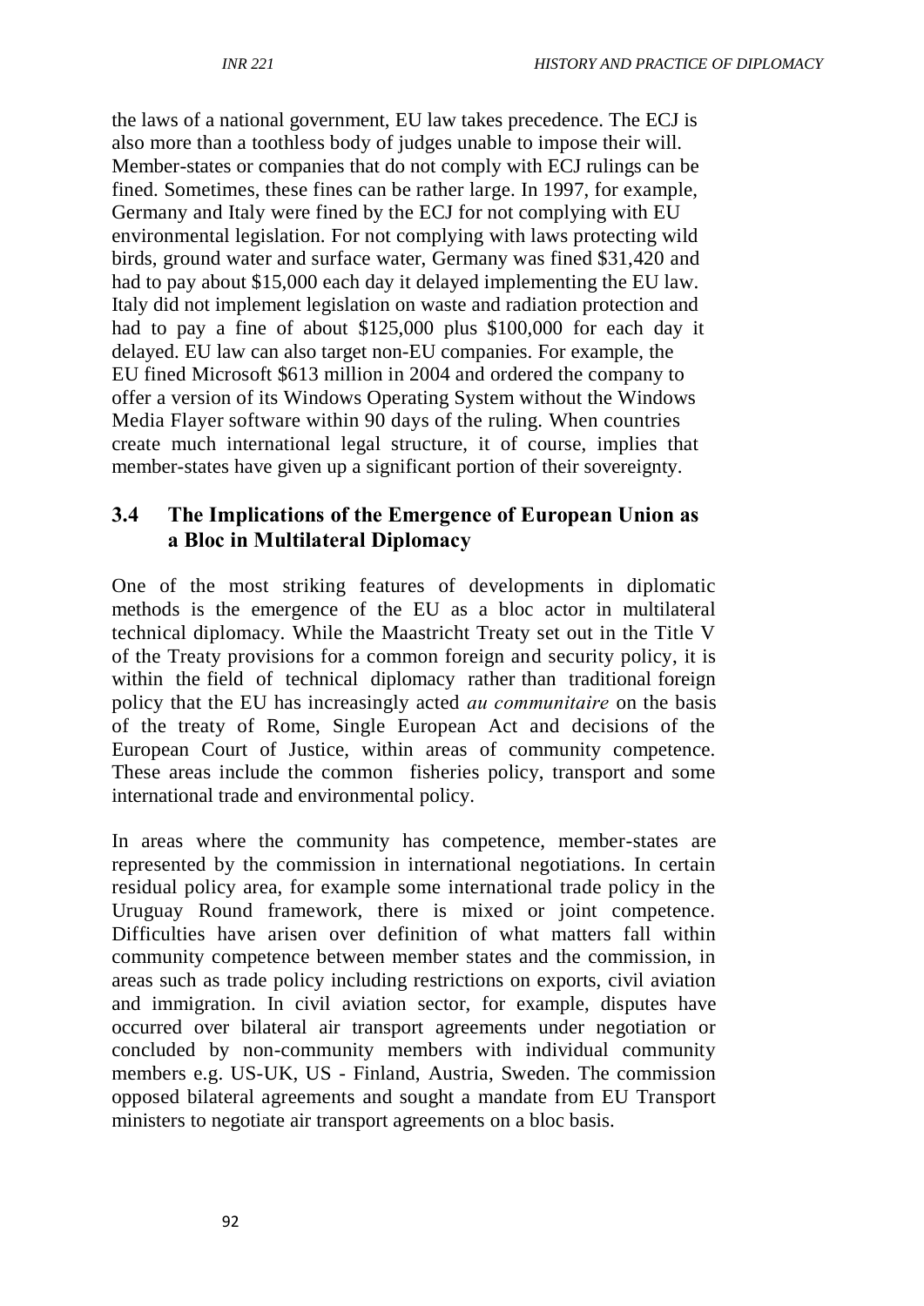the laws of a national government, EU law takes precedence. The ECJ is also more than a toothless body of judges unable to impose their will. Member-states or companies that do not comply with ECJ rulings can be fined. Sometimes, these fines can be rather large. In 1997, for example, Germany and Italy were fined by the ECJ for not complying with EU environmental legislation. For not complying with laws protecting wild birds, ground water and surface water, Germany was fined $31,420 and had to pay about $15,000 each day it delayed implementing the EU law. Italy did not implement legislation on waste and radiation protection and had to pay a fine of about $125,000 plus $100,000 for each day it delayed. EU law can also target non-EU companies. For example, the EU fined Microsoft $613 million in 2004 and ordered the company to offer a version of its Windows Operating System without the Windows Media Flayer software within 90 days of the ruling. When countries create much international legal structure, it of course, implies that member-states have given up a significant portion of their sovereignty.

## 3.4 The Implications of the Emergence of European Union as a Bloc in Multilateral Diplomacy

One of the most striking features of developments in diplomatic methods is the emergence of the EU as a bloc actor in multilateral technical diplomacy. While the Maastricht Treaty set out in the Title V of the Treaty provisions for a common foreign and security policy, it is within the field of technical diplomacy rather than traditional foreign policy that the EU has increasingly acted *au communitaire* on the basis of the treaty of Rome, Single European Act and decisions of the European Court of Justice, within areas of community competence. These areas include the common fisheries policy, transport and some international trade and environmental policy.

In areas where the community has competence, member-states are represented by the commission in international negotiations. In certain residual policy area, for example some international trade policy in the Uruguay Round framework, there is mixed or joint competence. Difficulties have arisen over definition of what matters fall within community competence between member states and the commission, in areas such as trade policy including restrictions on exports, civil aviation and immigration. In civil aviation sector, for example, disputes have occurred over bilateral air transport agreements under negotiation or concluded by non-community members with individual community members e.g. US-UK, US - Finland, Austria, Sweden. The commission opposed bilateral agreements and sought a mandate from EU Transport ministers to negotiate air transport agreements on a bloc basis.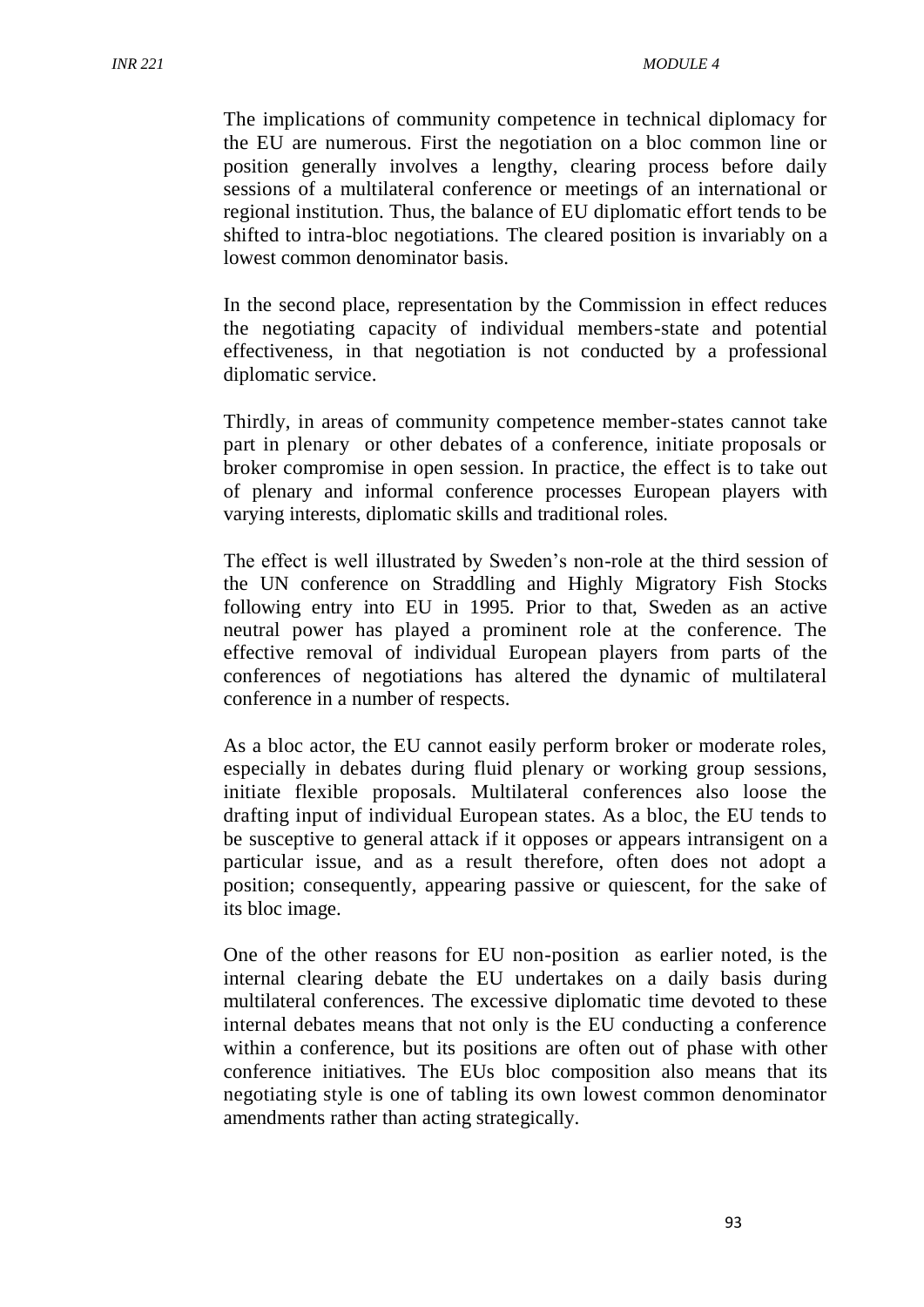The implications of community competence in technical diplomacy for the EU are numerous. First the negotiation on a bloc common line or position generally involves a lengthy, clearing process before daily sessions of a multilateral conference or meetings of an international or regional institution. Thus, the balance of EU diplomatic effort tends to be shifted to intra-bloc negotiations. The cleared position is invariably on a lowest common denominator basis.

In the second place, representation by the Commission in effect reduces the negotiating capacity of individual members-state and potential effectiveness, in that negotiation is not conducted by a professional diplomatic service.

Thirdly, in areas of community competence member-states cannot take part in plenary or other debates of a conference, initiate proposals or broker compromise in open session. In practice, the effect is to take out of plenary and informal conference processes European players with varying interests, diplomatic skills and traditional roles.

The effect is well illustrated by Sweden's non-role at the third session of the UN conference on Straddling and Highly Migratory Fish Stocks following entry into EU in 1995. Prior to that, Sweden as an active neutral power has played a prominent role at the conference. The effective removal of individual European players from parts of the conferences of negotiations has altered the dynamic of multilateral conference in a number of respects.

As a bloc actor, the EU cannot easily perform broker or moderate roles, especially in debates during fluid plenary or working group sessions, initiate flexible proposals. Multilateral conferences also loose the drafting input of individual European states. As a bloc, the EU tends to be susceptive to general attack if it opposes or appears intransigent on a particular issue, and as a result therefore, often does not adopt a position; consequently, appearing passive or quiescent, for the sake of its bloc image.

One of the other reasons for EU non-position as earlier noted, is the internal clearing debate the EU undertakes on a daily basis during multilateral conferences. The excessive diplomatic time devoted to these internal debates means that not only is the EU conducting a conference within a conference, but its positions are often out of phase with other conference initiatives. The EUs bloc composition also means that its negotiating style is one of tabling its own lowest common denominator amendments rather than acting strategically.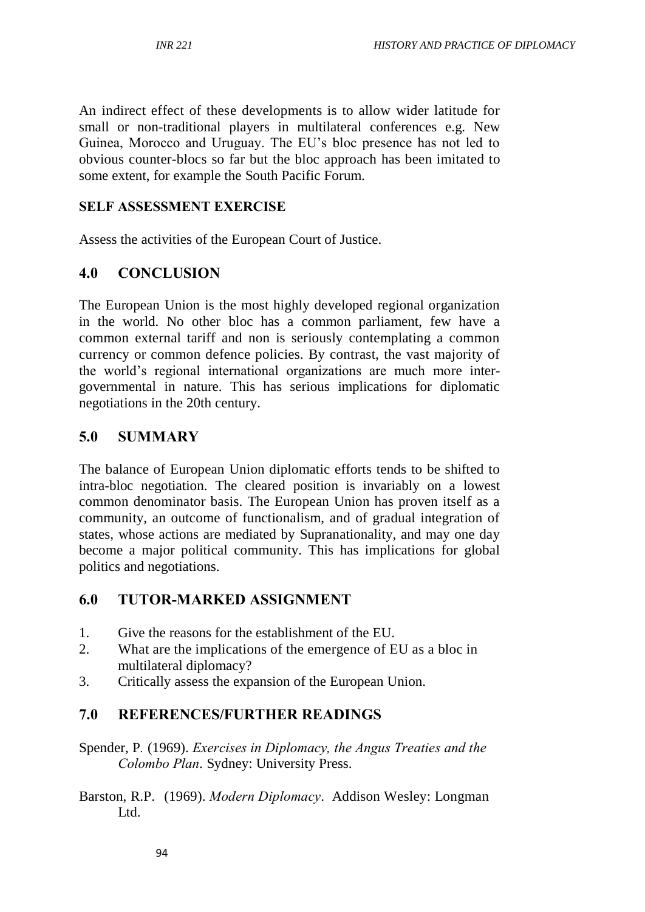An indirect effect of these developments is to allow wider latitude for small or non-traditional players in multilateral conferences e.g. New Guinea, Morocco and Uruguay. The EU's bloc presence has not led to obvious counter-blocs so far but the bloc approach has been imitated to some extent, for example the South Pacific Forum.

**SELF ASSESSMENT EXERCISE**

Assess the activities of the European Court of Justice.

## 4.0 CONCLUSION

The European Union is the most highly developed regional organization in the world. No other bloc has a common parliament, few have a common external tariff and non is seriously contemplating a common currency or common defence policies. By contrast, the vast majority of the world's regional international organizations are much more inter-governmental in nature. This has serious implications for diplomatic negotiations in the 20th century.

## 5.0 SUMMARY

The balance of European Union diplomatic efforts tends to be shifted to intra-bloc negotiation. The cleared position is invariably on a lowest common denominator basis. The European Union has proven itself as a community, an outcome of functionalism, and of gradual integration of states, whose actions are mediated by Supranationality, and may one day become a major political community. This has implications for global politics and negotiations.

## 6.0 TUTOR-MARKED ASSIGNMENT

1. Give the reasons for the establishment of the EU.
2. What are the implications of the emergence of EU as a bloc in multilateral diplomacy?
3. Critically assess the expansion of the European Union.

## 7.0 REFERENCES/FURTHER READINGS

Spender, P. (1969). *Exercises in Diplomacy, the Angus Treaties and the Colombo Plan*. Sydney: University Press.

Barston, R.P. (1969). *Modern Diplomacy*. Addison Wesley: Longman Ltd.